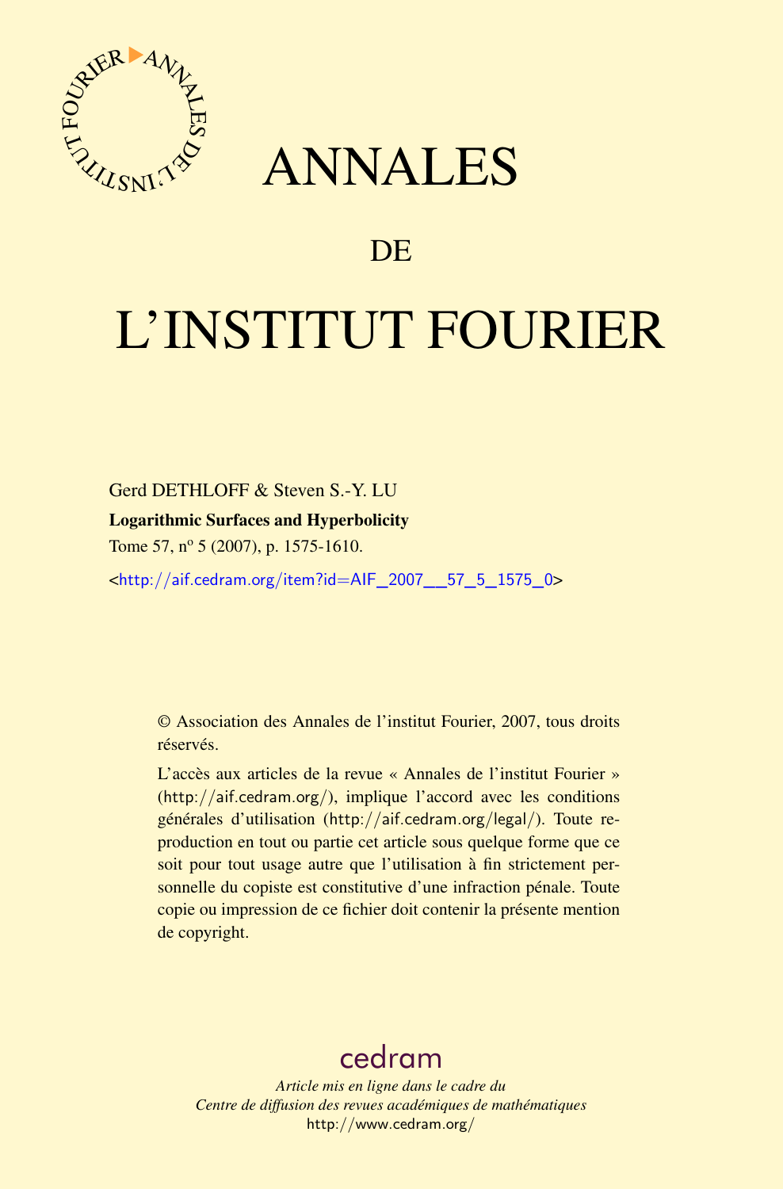# ANNALES

## DE

# L'INSTITUT FOURIER

Gerd DETHLOFF & Steven S.-Y. LU

**Logarithmic Surfaces and Hyperbolicity**

Tome 57, n$^{o}$ 5 (2007), p. 1575-1610.

<http://aif.cedram.org/item?id=AIF_2007__57_5_1575_0>

© Association des Annales de l'institut Fourier, 2007, tous droits réservés.

L'accès aux articles de la revue « Annales de l'institut Fourier » (http://aif.cedram.org/), implique l'accord avec les conditions générales d'utilisation (http://aif.cedram.org/legal/). Toute reproduction en tout ou partie cet article sous quelque forme que ce soit pour tout usage autre que l'utilisation à fin strictement personnelle du copiste est constitutive d'une infraction pénale. Toute copie ou impression de ce fichier doit contenir la présente mention de copyright.

cedram

*Article mis en ligne dans le cadre du*
*Centre de diffusion des revues académiques de mathématiques*
http://www.cedram.org/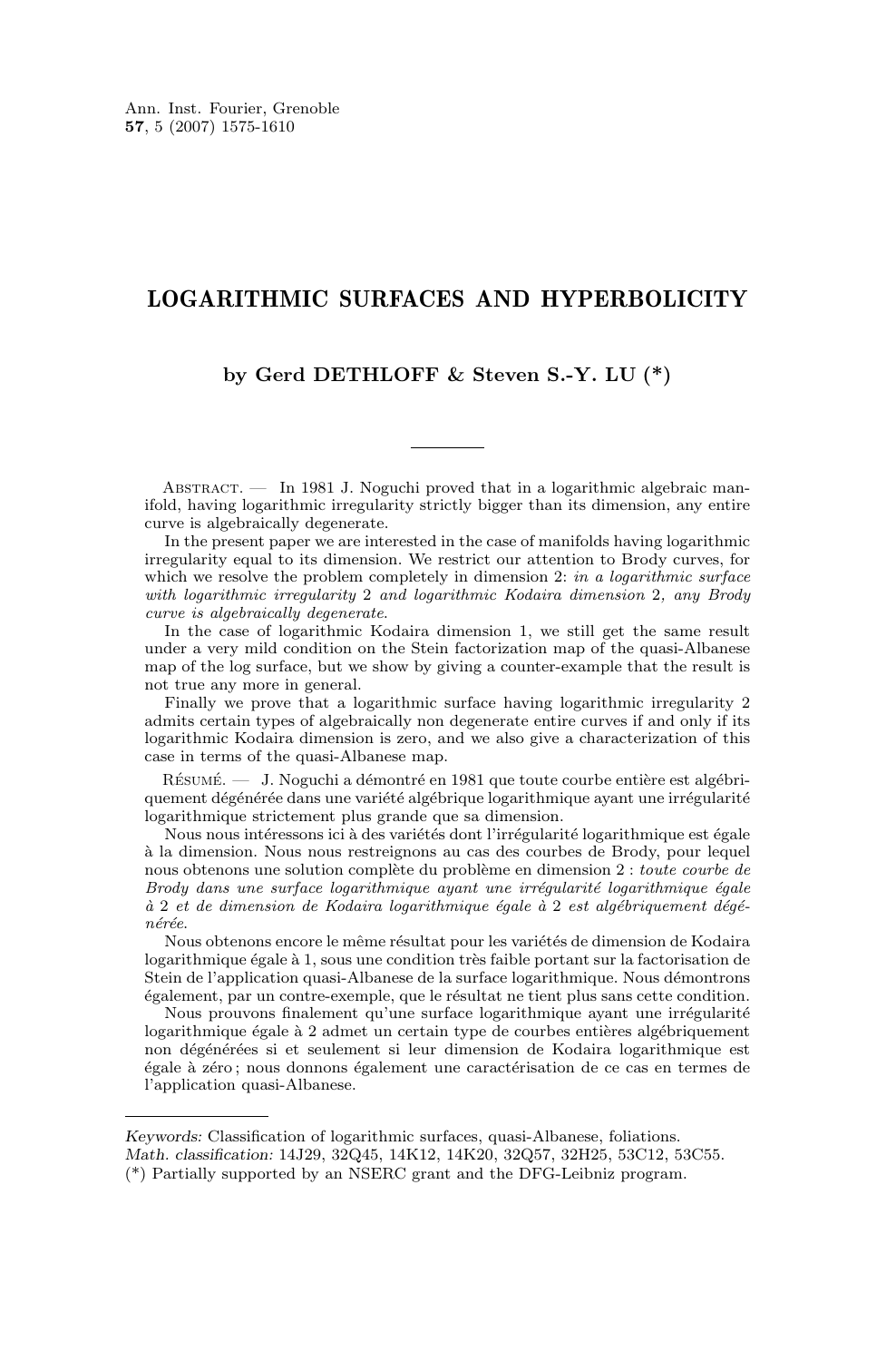# LOGARITHMIC SURFACES AND HYPERBOLICITY

**by Gerd DETHLOFF & Steven S.-Y. LU (\*)**

---

Abstract. — In 1981 J. Noguchi proved that in a logarithmic algebraic manifold, having logarithmic irregularity strictly bigger than its dimension, any entire curve is algebraically degenerate.

In the present paper we are interested in the case of manifolds having logarithmic irregularity equal to its dimension. We restrict our attention to Brody curves, for which we resolve the problem completely in dimension 2: *in a logarithmic surface with logarithmic irregularity* 2 *and logarithmic Kodaira dimension* 2*, any Brody curve is algebraically degenerate*.

In the case of logarithmic Kodaira dimension 1, we still get the same result under a very mild condition on the Stein factorization map of the quasi-Albanese map of the log surface, but we show by giving a counter-example that the result is not true any more in general.

Finally we prove that a logarithmic surface having logarithmic irregularity 2 admits certain types of algebraically non degenerate entire curves if and only if its logarithmic Kodaira dimension is zero, and we also give a characterization of this case in terms of the quasi-Albanese map.

Résumé. — J. Noguchi a démontré en 1981 que toute courbe entière est algébriquement dégénérée dans une variété algébrique logarithmique ayant une irrégularité logarithmique strictement plus grande que sa dimension.

Nous nous intéressons ici à des variétés dont l'irrégularité logarithmique est égale à la dimension. Nous nous restreignons au cas des courbes de Brody, pour lequel nous obtenons une solution complète du problème en dimension 2 : *toute courbe de Brody dans une surface logarithmique ayant une irrégularité logarithmique égale à* 2 *et de dimension de Kodaira logarithmique égale à* 2 *est algébriquement dégénérée*.

Nous obtenons encore le même résultat pour les variétés de dimension de Kodaira logarithmique égale à 1, sous une condition très faible portant sur la factorisation de Stein de l'application quasi-Albanese de la surface logarithmique. Nous démontrons également, par un contre-exemple, que le résultat ne tient plus sans cette condition.

Nous prouvons finalement qu'une surface logarithmique ayant une irrégularité logarithmique égale à 2 admet un certain type de courbes entières algébriquement non dégénérées si et seulement si leur dimension de Kodaira logarithmique est égale à zéro ; nous donnons également une caractérisation de ce cas en termes de l'application quasi-Albanese.

---

*Keywords:* Classification of logarithmic surfaces, quasi-Albanese, foliations.
*Math. classification:* 14J29, 32Q45, 14K12, 14K20, 32Q57, 32H25, 53C12, 53C55.
(\*) Partially supported by an NSERC grant and the DFG-Leibniz program.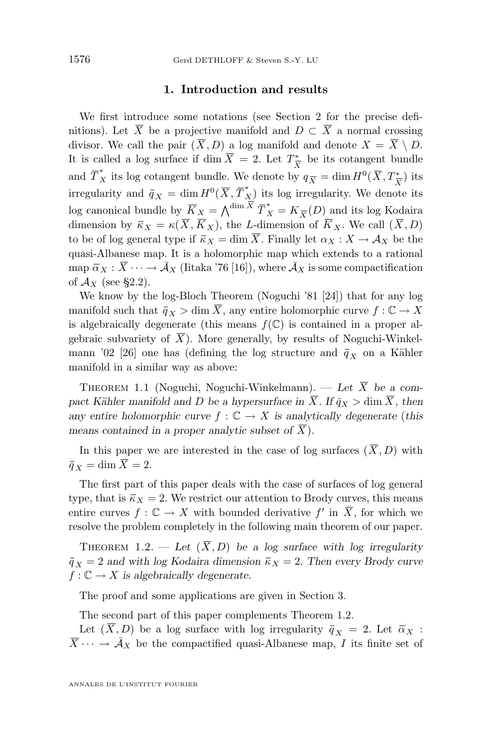## 1. Introduction and results

We first introduce some notations (see Section 2 for the precise definitions). Let $\overline{X}$ be a projective manifold and $D \subset \overline{X}$ a normal crossing divisor. We call the pair $(\overline{X}, D)$ a log manifold and denote $X = \overline{X} \setminus D$. It is called a log surface if $\dim \overline{X} = 2$. Let $T^*_{\overline{X}}$ be its cotangent bundle and $\overline{T}^*_X$ its log cotangent bundle. We denote by $q_{\overline{X}} = \dim H^0(\overline{X}, T^*_{\overline{X}})$ its irregularity and $\bar{q}_X = \dim H^0(\overline{X}, \overline{T}^*_X)$ its log irregularity. We denote its log canonical bundle by $\overline{K}_X = \bigwedge^{\dim \overline{X}} \overline{T}^*_X = K_{\overline{X}}(D)$ and its log Kodaira dimension by $\bar{\kappa}_X = \kappa(\overline{X}, \overline{K}_X)$, the $L$-dimension of $\overline{K}_X$. We call $(\overline{X}, D)$ to be of log general type if $\bar{\kappa}_X = \dim \overline{X}$. Finally let $\alpha_X : X \to \mathcal{A}_X$ be the quasi-Albanese map. It is a holomorphic map which extends to a rational map $\overline{\alpha}_X : \overline{X} \cdots \to \bar{\mathcal{A}}_X$ (Iitaka '76 [16]), where $\bar{\mathcal{A}}_X$ is some compactification of $\mathcal{A}_X$ (see §2.2).

We know by the log-Bloch Theorem (Noguchi '81 [24]) that for any log manifold such that $\bar{q}_X > \dim \overline{X}$, any entire holomorphic curve $f : \mathbb{C} \to X$ is algebraically degenerate (this means $f(\mathbb{C})$ is contained in a proper algebraic subvariety of $\overline{X}$). More generally, by results of Noguchi-Winkelmann '02 [26] one has (defining the log structure and $\bar{q}_X$ on a Kähler manifold in a similar way as above:

Theorem 1.1 (Noguchi, Noguchi-Winkelmann). — *Let $\overline{X}$ be a compact Kähler manifold and $D$ be a hypersurface in $\overline{X}$. If $\bar{q}_X > \dim \overline{X}$, then any entire holomorphic curve $f : \mathbb{C} \to X$ is analytically degenerate (this means contained in a proper analytic subset of $\overline{X}$).*

In this paper we are interested in the case of log surfaces $(\overline{X}, D)$ with $\bar{q}_X = \dim \overline{X} = 2$.

The first part of this paper deals with the case of surfaces of log general type, that is $\bar{\kappa}_X = 2$. We restrict our attention to Brody curves, this means entire curves $f : \mathbb{C} \to X$ with bounded derivative $f'$ in $\overline{X}$, for which we resolve the problem completely in the following main theorem of our paper.

Theorem 1.2. — *Let $(\overline{X}, D)$ be a log surface with log irregularity $\bar{q}_X = 2$ and with log Kodaira dimension $\bar{\kappa}_X = 2$. Then every Brody curve $f : \mathbb{C} \to X$ is algebraically degenerate.*

The proof and some applications are given in Section 3.

The second part of this paper complements Theorem 1.2.

Let $(\overline{X}, D)$ be a log surface with log irregularity $\bar{q}_X = 2$. Let $\overline{\alpha}_X : \overline{X} \cdots \to \bar{\mathcal{A}}_X$ be the compactified quasi-Albanese map, $I$ its finite set of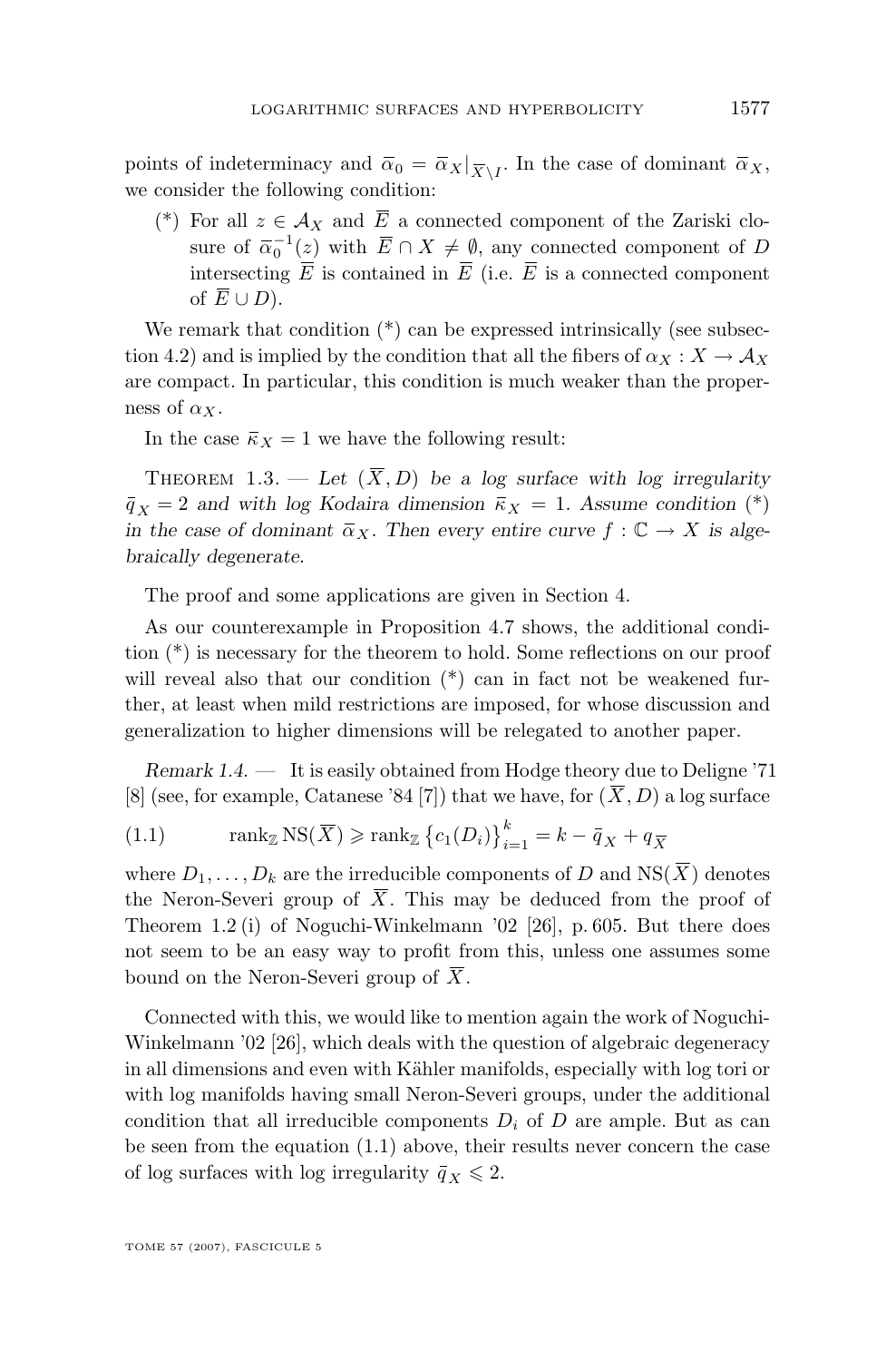points of indeterminacy and $\overline{\alpha}_0 = \overline{\alpha}_X|_{\overline{X}\setminus I}$. In the case of dominant $\overline{\alpha}_X$, we consider the following condition:

(\*) For all $z \in \mathcal{A}_X$ and $\overline{E}$ a connected component of the Zariski closure of $\overline{\alpha}_0^{-1}(z)$ with $\overline{E} \cap X \neq \emptyset$, any connected component of $D$ intersecting $\overline{E}$ is contained in $\overline{E}$ (i.e. $\overline{E}$ is a connected component of $\overline{E} \cup D$).

We remark that condition (\*) can be expressed intrinsically (see subsection 4.2) and is implied by the condition that all the fibers of $\alpha_X : X \to \mathcal{A}_X$ are compact. In particular, this condition is much weaker than the properness of $\alpha_X$.

In the case $\bar{\kappa}_X = 1$ we have the following result:

THEOREM 1.3. — *Let $(\overline{X}, D)$ be a log surface with log irregularity $\bar{q}_X = 2$ and with log Kodaira dimension $\bar{\kappa}_X = 1$. Assume condition (\*) in the case of dominant $\overline{\alpha}_X$. Then every entire curve $f : \mathbb{C} \to X$ is algebraically degenerate.*

The proof and some applications are given in Section 4.

As our counterexample in Proposition 4.7 shows, the additional condition (\*) is necessary for the theorem to hold. Some reflections on our proof will reveal also that our condition (\*) can in fact not be weakened further, at least when mild restrictions are imposed, for whose discussion and generalization to higher dimensions will be relegated to another paper.

*Remark 1.4.* — It is easily obtained from Hodge theory due to Deligne '71 [8] (see, for example, Catanese '84 [7]) that we have, for $(\overline{X}, D)$ a log surface

$$\operatorname{rank}_{\mathbb{Z}} \operatorname{NS}(\overline{X}) \geqslant \operatorname{rank}_{\mathbb{Z}} \left\{c_1(D_i)\right\}_{i=1}^{k} = k - \bar{q}_X + q_{\overline{X}} \tag{1.1}$$

where $D_1, \ldots, D_k$ are the irreducible components of $D$ and $\operatorname{NS}(\overline{X})$ denotes the Neron-Severi group of $\overline{X}$. This may be deduced from the proof of Theorem 1.2 (i) of Noguchi-Winkelmann '02 [26], p. 605. But there does not seem to be an easy way to profit from this, unless one assumes some bound on the Neron-Severi group of $\overline{X}$.

Connected with this, we would like to mention again the work of Noguchi-Winkelmann '02 [26], which deals with the question of algebraic degeneracy in all dimensions and even with Kähler manifolds, especially with log tori or with log manifolds having small Neron-Severi groups, under the additional condition that all irreducible components $D_i$ of $D$ are ample. But as can be seen from the equation (1.1) above, their results never concern the case of log surfaces with log irregularity $\bar{q}_X \leqslant 2$.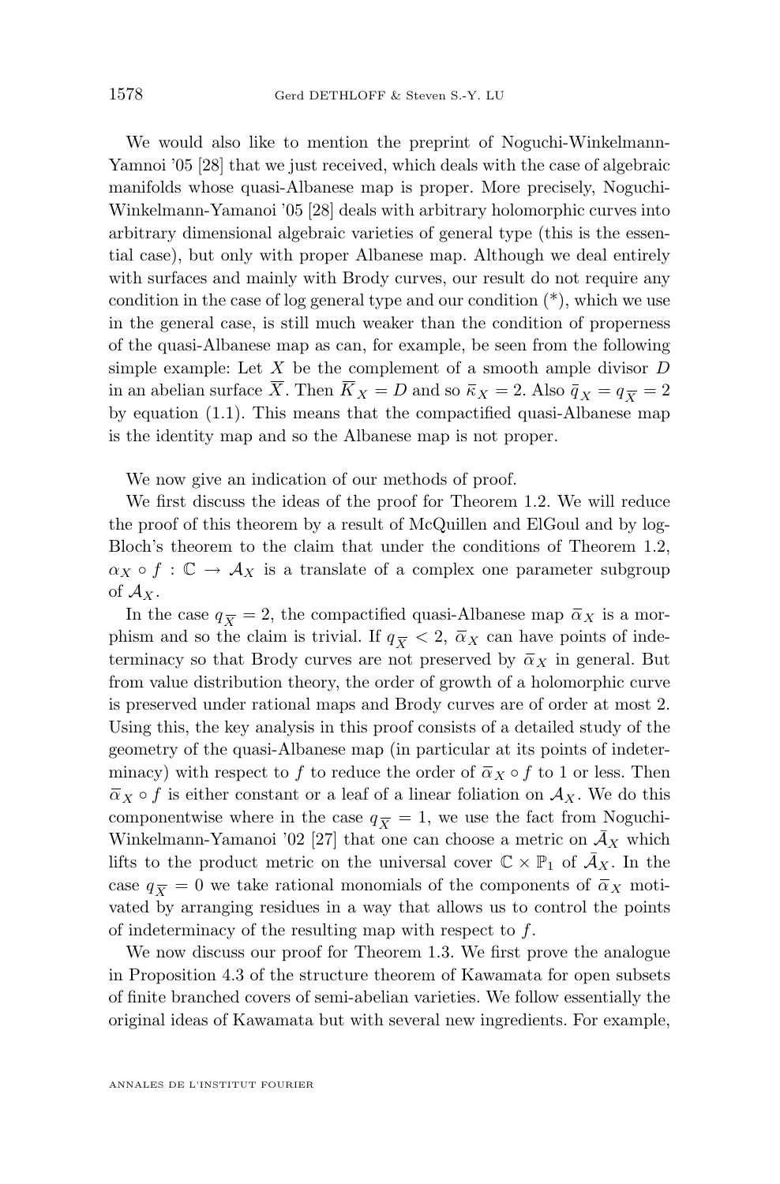We would also like to mention the preprint of Noguchi-Winkelmann-Yamnoi '05 [28] that we just received, which deals with the case of algebraic manifolds whose quasi-Albanese map is proper. More precisely, Noguchi-Winkelmann-Yamanoi '05 [28] deals with arbitrary holomorphic curves into arbitrary dimensional algebraic varieties of general type (this is the essential case), but only with proper Albanese map. Although we deal entirely with surfaces and mainly with Brody curves, our result do not require any condition in the case of log general type and our condition (*), which we use in the general case, is still much weaker than the condition of properness of the quasi-Albanese map as can, for example, be seen from the following simple example: Let $X$ be the complement of a smooth ample divisor $D$ in an abelian surface $\overline{X}$. Then $\overline{K}_X = D$ and so $\bar{\kappa}_X = 2$. Also $\bar{q}_X = q_{\overline{X}} = 2$ by equation (1.1). This means that the compactified quasi-Albanese map is the identity map and so the Albanese map is not proper.

We now give an indication of our methods of proof.

We first discuss the ideas of the proof for Theorem 1.2. We will reduce the proof of this theorem by a result of McQuillen and ElGoul and by log-Bloch's theorem to the claim that under the conditions of Theorem 1.2, $\alpha_X \circ f : \mathbb{C} \to \mathcal{A}_X$ is a translate of a complex one parameter subgroup of $\mathcal{A}_X$.

In the case $q_{\overline{X}} = 2$, the compactified quasi-Albanese map $\overline{\alpha}_X$ is a morphism and so the claim is trivial. If $q_{\overline{X}} < 2$, $\overline{\alpha}_X$ can have points of indeterminacy so that Brody curves are not preserved by $\overline{\alpha}_X$ in general. But from value distribution theory, the order of growth of a holomorphic curve is preserved under rational maps and Brody curves are of order at most 2. Using this, the key analysis in this proof consists of a detailed study of the geometry of the quasi-Albanese map (in particular at its points of indeterminacy) with respect to $f$ to reduce the order of $\overline{\alpha}_X \circ f$ to 1 or less. Then $\overline{\alpha}_X \circ f$ is either constant or a leaf of a linear foliation on $\mathcal{A}_X$. We do this componentwise where in the case $q_{\overline{X}} = 1$, we use the fact from Noguchi-Winkelmann-Yamanoi '02 [27] that one can choose a metric on $\bar{\mathcal{A}}_X$ which lifts to the product metric on the universal cover $\mathbb{C} \times \mathbb{P}_1$ of $\bar{\mathcal{A}}_X$. In the case $q_{\overline{X}} = 0$ we take rational monomials of the components of $\overline{\alpha}_X$ motivated by arranging residues in a way that allows us to control the points of indeterminacy of the resulting map with respect to $f$.

We now discuss our proof for Theorem 1.3. We first prove the analogue in Proposition 4.3 of the structure theorem of Kawamata for open subsets of finite branched covers of semi-abelian varieties. We follow essentially the original ideas of Kawamata but with several new ingredients. For example,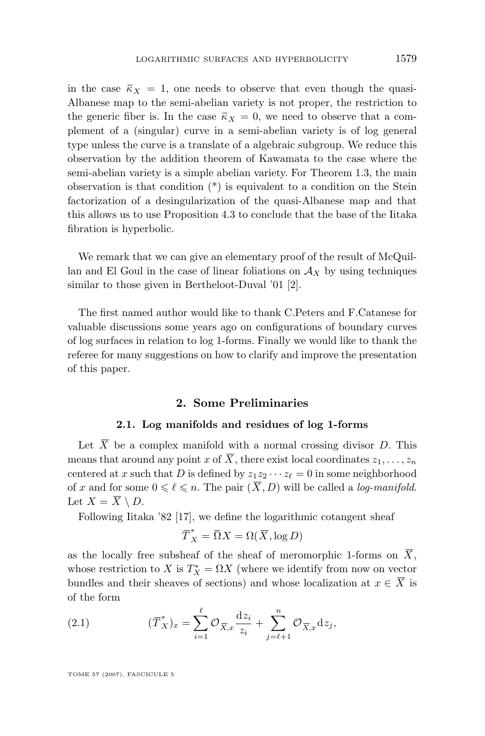in the case $\bar{\kappa}_X = 1$, one needs to observe that even though the quasi-Albanese map to the semi-abelian variety is not proper, the restriction to the generic fiber is. In the case $\bar{\kappa}_X = 0$, we need to observe that a complement of a (singular) curve in a semi-abelian variety is of log general type unless the curve is a translate of a algebraic subgroup. We reduce this observation by the addition theorem of Kawamata to the case where the semi-abelian variety is a simple abelian variety. For Theorem 1.3, the main observation is that condition (*) is equivalent to a condition on the Stein factorization of a desingularization of the quasi-Albanese map and that this allows us to use Proposition 4.3 to conclude that the base of the Iitaka fibration is hyperbolic.

We remark that we can give an elementary proof of the result of McQuillan and El Goul in the case of linear foliations on $\mathcal{A}_X$ by using techniques similar to those given in Bertheloot-Duval '01 [2].

The first named author would like to thank C.Peters and F.Catanese for valuable discussions some years ago on configurations of boundary curves of log surfaces in relation to log 1-forms. Finally we would like to thank the referee for many suggestions on how to clarify and improve the presentation of this paper.

## 2. Some Preliminaries

### 2.1. Log manifolds and residues of log 1-forms

Let $\overline{X}$ be a complex manifold with a normal crossing divisor $D$. This means that around any point $x$ of $\overline{X}$, there exist local coordinates $z_1, \ldots, z_n$ centered at $x$ such that $D$ is defined by $z_1 z_2 \cdots z_\ell = 0$ in some neighborhood of $x$ and for some $0 \leqslant \ell \leqslant n$. The pair $(\overline{X}, D)$ will be called a *log-manifold*. Let $X = \overline{X} \setminus D$.

Following Iitaka '82 [17], we define the logarithmic cotangent sheaf

$$\overline{T}^*_X = \overline{\Omega} X = \Omega(\overline{X}, \log D)$$

as the locally free subsheaf of the sheaf of meromorphic 1-forms on $\overline{X}$, whose restriction to $X$ is $T^*_X = \Omega X$ (where we identify from now on vector bundles and their sheaves of sections) and whose localization at $x \in \overline{X}$ is of the form

$$(\overline{T}^*_X)_x = \sum_{i=1}^{\ell} \mathcal{O}_{\overline{X},x} \frac{\mathrm{d}z_i}{z_i} + \sum_{j=\ell+1}^{n} \mathcal{O}_{\overline{X},x} \mathrm{d}z_j, \tag{2.1}$$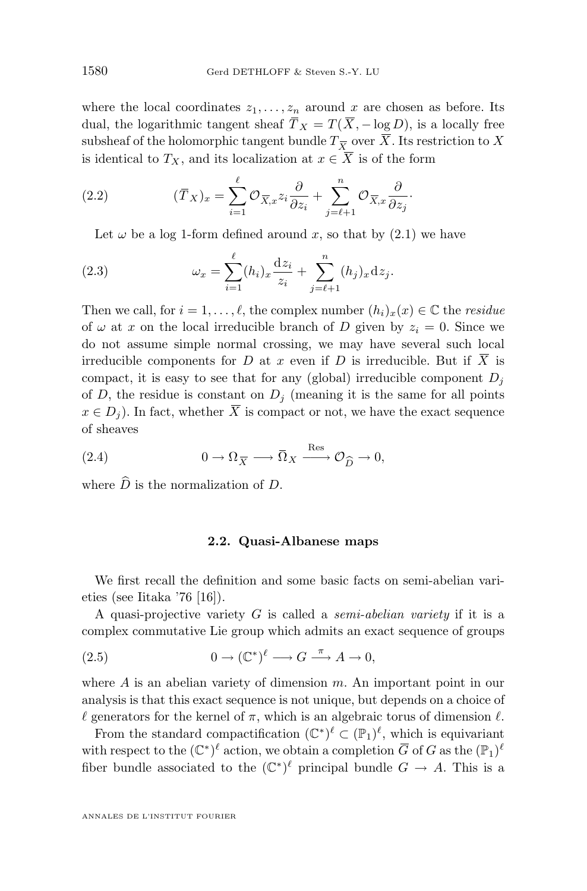where the local coordinates $z_1, \ldots, z_n$ around $x$ are chosen as before. Its dual, the logarithmic tangent sheaf $\overline{T}_X = T(\overline{X}, -\log D)$, is a locally free subsheaf of the holomorphic tangent bundle $T_{\overline{X}}$ over $\overline{X}$. Its restriction to $X$ is identical to $T_X$, and its localization at $x \in \overline{X}$ is of the form

$$(\overline{T}_X)_x = \sum_{i=1}^{\ell} \mathcal{O}_{\overline{X},x} z_i \frac{\partial}{\partial z_i} + \sum_{j=\ell+1}^{n} \mathcal{O}_{\overline{X},x} \frac{\partial}{\partial z_j}. \tag{2.2}$$

Let $\omega$ be a log 1-form defined around $x$, so that by (2.1) we have

$$\omega_x = \sum_{i=1}^{\ell} (h_i)_x \frac{\mathrm{d} z_i}{z_i} + \sum_{j=\ell+1}^{n} (h_j)_x \mathrm{d} z_j. \tag{2.3}$$

Then we call, for $i = 1, \ldots, \ell$, the complex number $(h_i)_x(x) \in \mathbb{C}$ the *residue* of $\omega$ at $x$ on the local irreducible branch of $D$ given by $z_i = 0$. Since we do not assume simple normal crossing, we may have several such local irreducible components for $D$ at $x$ even if $D$ is irreducible. But if $\overline{X}$ is compact, it is easy to see that for any (global) irreducible component $D_j$ of $D$, the residue is constant on $D_j$ (meaning it is the same for all points $x \in D_j$). In fact, whether $\overline{X}$ is compact or not, we have the exact sequence of sheaves

$$0 \to \Omega_{\overline{X}} \longrightarrow \overline{\Omega}_X \xrightarrow{\ \mathrm{Res}\ } \mathcal{O}_{\widehat{D}} \to 0, \tag{2.4}$$

where $\widehat{D}$ is the normalization of $D$.

### 2.2. Quasi-Albanese maps

We first recall the definition and some basic facts on semi-abelian varieties (see Iitaka '76 [16]).

A quasi-projective variety $G$ is called a *semi-abelian variety* if it is a complex commutative Lie group which admits an exact sequence of groups

$$0 \to (\mathbb{C}^*)^{\ell} \longrightarrow G \xrightarrow{\ \pi\ } A \to 0, \tag{2.5}$$

where $A$ is an abelian variety of dimension $m$. An important point in our analysis is that this exact sequence is not unique, but depends on a choice of $\ell$ generators for the kernel of $\pi$, which is an algebraic torus of dimension $\ell$.

From the standard compactification $(\mathbb{C}^*)^{\ell} \subset (\mathbb{P}_1)^{\ell}$, which is equivariant with respect to the $(\mathbb{C}^*)^{\ell}$ action, we obtain a completion $\overline{G}$ of $G$ as the $(\mathbb{P}_1)^{\ell}$ fiber bundle associated to the $(\mathbb{C}^*)^{\ell}$ principal bundle $G \to A$. This is a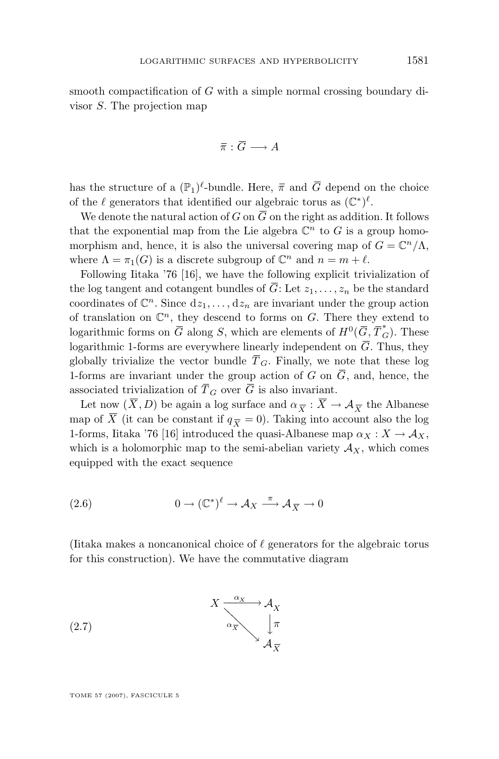smooth compactification of $G$ with a simple normal crossing boundary divisor $S$. The projection map

$$\overline{\pi} : \overline{G} \longrightarrow A$$

has the structure of a $(\mathbb{P}_1)^\ell$-bundle. Here, $\overline{\pi}$ and $\overline{G}$ depend on the choice of the $\ell$ generators that identified our algebraic torus as $(\mathbb{C}^*)^\ell$.

We denote the natural action of $G$ on $\overline{G}$ on the right as addition. It follows that the exponential map from the Lie algebra $\mathbb{C}^n$ to $G$ is a group homomorphism and, hence, it is also the universal covering map of $G = \mathbb{C}^n/\Lambda$, where $\Lambda = \pi_1(G)$ is a discrete subgroup of $\mathbb{C}^n$ and $n = m + \ell$.

Following Iitaka '76 [16], we have the following explicit trivialization of the log tangent and cotangent bundles of $\overline{G}$: Let $z_1, \ldots, z_n$ be the standard coordinates of $\mathbb{C}^n$. Since $\mathrm{d}z_1, \ldots, \mathrm{d}z_n$ are invariant under the group action of translation on $\mathbb{C}^n$, they descend to forms on $G$. There they extend to logarithmic forms on $\overline{G}$ along $S$, which are elements of $H^0(\overline{G}, \overline{T}^*_G)$. These logarithmic 1-forms are everywhere linearly independent on $\overline{G}$. Thus, they globally trivialize the vector bundle $\overline{T}_G$. Finally, we note that these log 1-forms are invariant under the group action of $G$ on $\overline{G}$, and, hence, the associated trivialization of $\overline{T}_G$ over $\overline{G}$ is also invariant.

Let now $(\overline{X}, D)$ be again a log surface and $\alpha_{\overline{X}} : \overline{X} \to \mathcal{A}_{\overline{X}}$ the Albanese map of $\overline{X}$ (it can be constant if $q_{\overline{X}} = 0$). Taking into account also the log 1-forms, Iitaka '76 [16] introduced the quasi-Albanese map $\alpha_X : X \to \mathcal{A}_X$, which is a holomorphic map to the semi-abelian variety $\mathcal{A}_X$, which comes equipped with the exact sequence

$$0 \to (\mathbb{C}^*)^\ell \to \mathcal{A}_X \xrightarrow{\pi} \mathcal{A}_{\overline{X}} \to 0 \tag{2.6}$$

(Iitaka makes a noncanonical choice of $\ell$ generators for the algebraic torus for this construction). We have the commutative diagram

$$\begin{array}{ccc} X & \xrightarrow{\alpha_X} & \mathcal{A}_X \\ & \searrow^{\alpha_{\overline{X}}} & \downarrow \pi \\ & & \mathcal{A}_{\overline{X}} \end{array} \tag{2.7}$$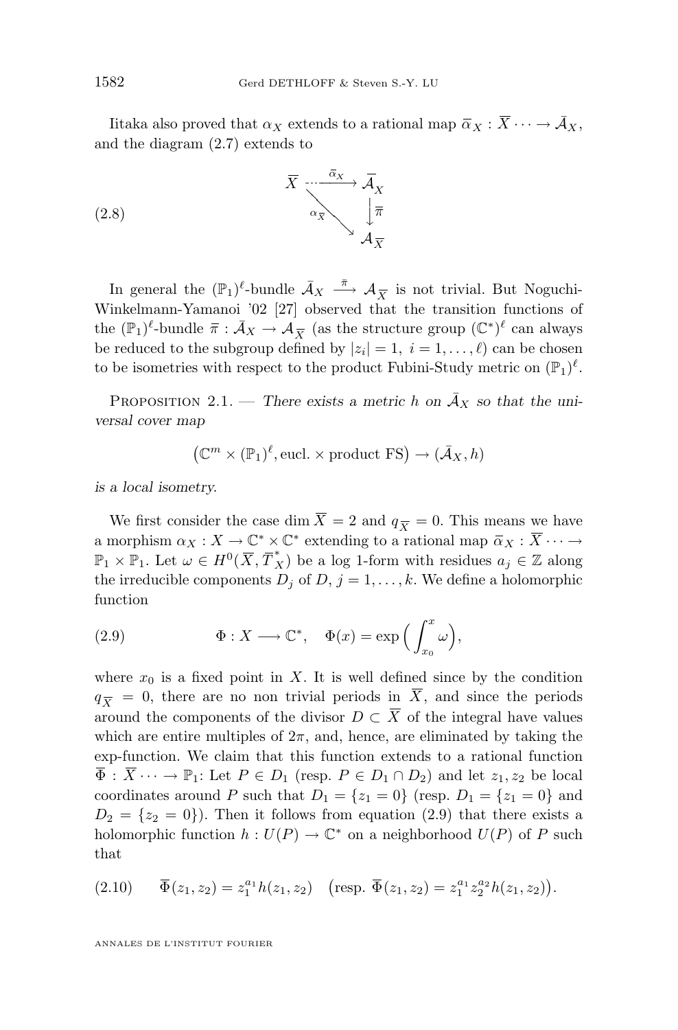Iitaka also proved that $\alpha_X$ extends to a rational map $\overline{\alpha}_X : \overline{X} \cdots \to \bar{\mathcal{A}}_X$, and the diagram (2.7) extends to

$$
\begin{array}{ccc}
\overline{X} & \overset{\bar{\alpha}_X}{\dashrightarrow} & \bar{\mathcal{A}}_X \\
& \underset{\alpha_{\overline{X}}}{\searrow} & \downarrow \overline{\pi} \\
& & \mathcal{A}_{\overline{X}}
\end{array}
\tag{2.8}
$$

In general the $(\mathbb{P}_1)^\ell$-bundle $\bar{\mathcal{A}}_X \xrightarrow{\overline{\pi}} \mathcal{A}_{\overline{X}}$ is not trivial. But Noguchi-Winkelmann-Yamanoi '02 [27] observed that the transition functions of the $(\mathbb{P}_1)^\ell$-bundle $\overline{\pi} : \bar{\mathcal{A}}_X \to \mathcal{A}_{\overline{X}}$ (as the structure group $(\mathbb{C}^*)^\ell$ can always be reduced to the subgroup defined by $|z_i| = 1,\ i = 1, \ldots, \ell$) can be chosen to be isometries with respect to the product Fubini-Study metric on $(\mathbb{P}_1)^\ell$.

Proposition 2.1. — *There exists a metric $h$ on $\bar{\mathcal{A}}_X$ so that the universal cover map*

$$\big(\mathbb{C}^m \times (\mathbb{P}_1)^\ell, \text{eucl.} \times \text{product FS}\big) \to (\bar{\mathcal{A}}_X, h)$$

*is a local isometry.*

We first consider the case $\dim \overline{X} = 2$ and $q_{\overline{X}} = 0$. This means we have a morphism $\alpha_X : X \to \mathbb{C}^* \times \mathbb{C}^*$ extending to a rational map $\overline{\alpha}_X : \overline{X} \cdots \to \mathbb{P}_1 \times \mathbb{P}_1$. Let $\omega \in H^0(\overline{X}, \overline{T}^*_X)$ be a log 1-form with residues $a_j \in \mathbb{Z}$ along the irreducible components $D_j$ of $D$, $j = 1, \ldots, k$. We define a holomorphic function

$$\Phi : X \longrightarrow \mathbb{C}^*, \quad \Phi(x) = \exp\Big(\int_{x_0}^{x} \omega\Big), \tag{2.9}$$

where $x_0$ is a fixed point in $X$. It is well defined since by the condition $q_{\overline{X}} = 0$, there are no non trivial periods in $\overline{X}$, and since the periods around the components of the divisor $D \subset \overline{X}$ of the integral have values which are entire multiples of $2\pi$, and, hence, are eliminated by taking the exp-function. We claim that this function extends to a rational function $\overline{\Phi} : \overline{X} \cdots \to \mathbb{P}_1$: Let $P \in D_1$ (resp. $P \in D_1 \cap D_2$) and let $z_1, z_2$ be local coordinates around $P$ such that $D_1 = \{z_1 = 0\}$ (resp. $D_1 = \{z_1 = 0\}$ and $D_2 = \{z_2 = 0\}$). Then it follows from equation (2.9) that there exists a holomorphic function $h : U(P) \to \mathbb{C}^*$ on a neighborhood $U(P)$ of $P$ such that

$$\overline{\Phi}(z_1, z_2) = z_1^{a_1} h(z_1, z_2) \quad \big(\text{resp. } \overline{\Phi}(z_1, z_2) = z_1^{a_1} z_2^{a_2} h(z_1, z_2)\big). \tag{2.10}$$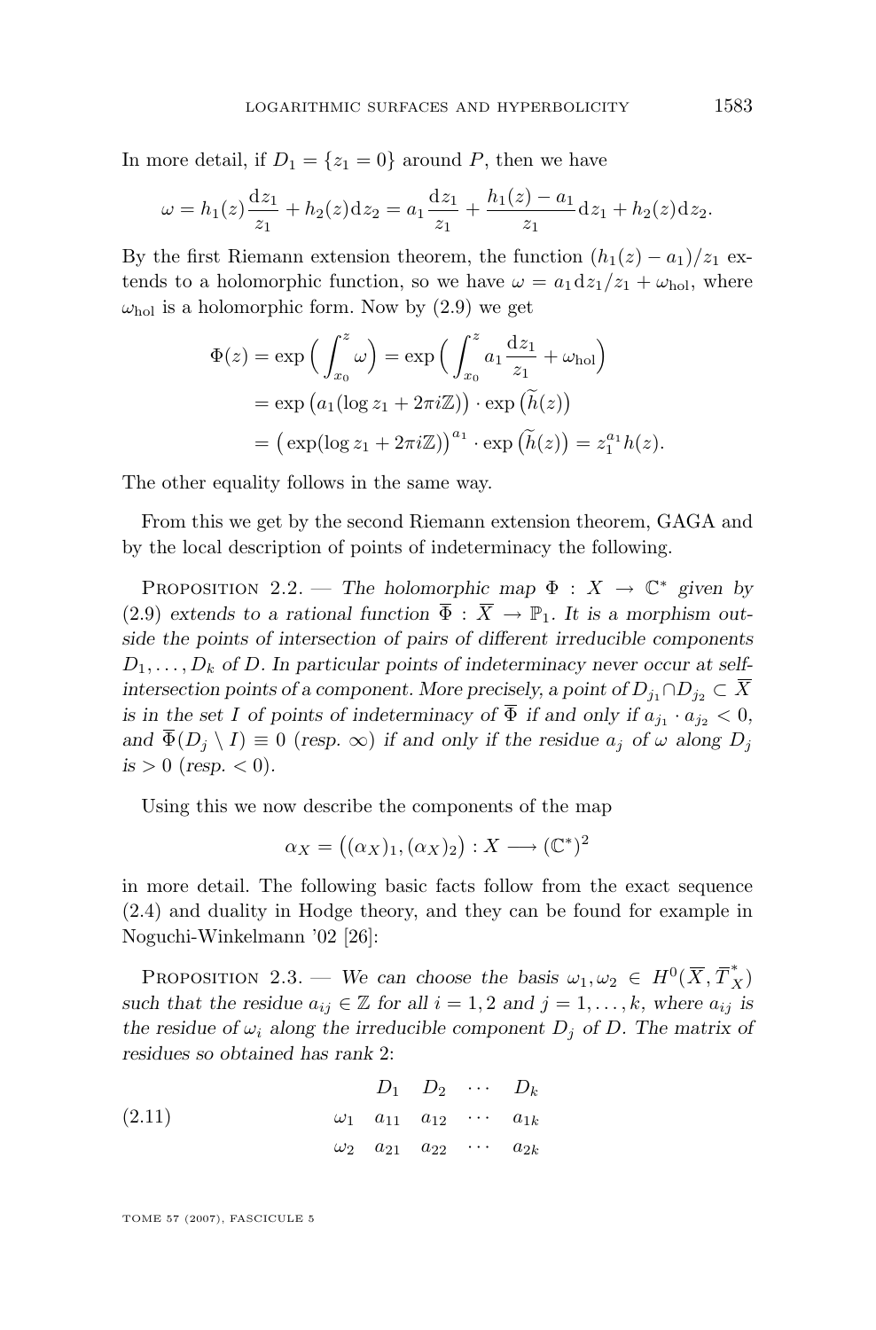In more detail, if $D_1 = \{z_1 = 0\}$ around $P$, then we have

$$\omega = h_1(z)\frac{\mathrm{d}z_1}{z_1} + h_2(z)\mathrm{d}z_2 = a_1\frac{\mathrm{d}z_1}{z_1} + \frac{h_1(z) - a_1}{z_1}\mathrm{d}z_1 + h_2(z)\mathrm{d}z_2.$$

By the first Riemann extension theorem, the function $(h_1(z) - a_1)/z_1$ extends to a holomorphic function, so we have $\omega = a_1 \mathrm{d}z_1/z_1 + \omega_{\mathrm{hol}}$, where $\omega_{\mathrm{hol}}$ is a holomorphic form. Now by (2.9) we get

$$\begin{aligned}
\Phi(z) &= \exp\Big(\int_{x_0}^{z}\omega\Big) = \exp\Big(\int_{x_0}^{z} a_1\frac{\mathrm{d}z_1}{z_1} + \omega_{\mathrm{hol}}\Big)\\
&= \exp\big(a_1(\log z_1 + 2\pi i\mathbb{Z})\big)\cdot \exp\big(\widetilde{h}(z)\big)\\
&= \big(\exp(\log z_1 + 2\pi i\mathbb{Z})\big)^{a_1}\cdot \exp\big(\widetilde{h}(z)\big) = z_1^{a_1}h(z).
\end{aligned}$$

The other equality follows in the same way.

From this we get by the second Riemann extension theorem, GAGA and by the local description of points of indeterminacy the following.

Proposition 2.2. — *The holomorphic map $\Phi : X \to \mathbb{C}^*$ given by (2.9) extends to a rational function $\overline{\Phi} : \overline{X} \to \mathbb{P}_1$. It is a morphism outside the points of intersection of pairs of different irreducible components $D_1, \ldots, D_k$ of $D$. In particular points of indeterminacy never occur at self-intersection points of a component. More precisely, a point of $D_{j_1} \cap D_{j_2} \subset \overline{X}$ is in the set $I$ of points of indeterminacy of $\overline{\Phi}$ if and only if $a_{j_1} \cdot a_{j_2} < 0$, and $\overline{\Phi}(D_j \setminus I) \equiv 0$ (resp. $\infty$) if and only if the residue $a_j$ of $\omega$ along $D_j$ is $> 0$ (resp. $< 0$).*

Using this we now describe the components of the map

$$\alpha_X = \big((\alpha_X)_1, (\alpha_X)_2\big) : X \longrightarrow (\mathbb{C}^*)^2$$

in more detail. The following basic facts follow from the exact sequence (2.4) and duality in Hodge theory, and they can be found for example in Noguchi-Winkelmann '02 [26]:

Proposition 2.3. — *We can choose the basis $\omega_1, \omega_2 \in H^0(\overline{X}, \overline{T}^*_X)$ such that the residue $a_{ij} \in \mathbb{Z}$ for all $i = 1, 2$ and $j = 1, \ldots, k$, where $a_{ij}$ is the residue of $\omega_i$ along the irreducible component $D_j$ of $D$. The matrix of residues so obtained has rank 2:*

$$\begin{array}{ccccc}
 & D_1 & D_2 & \cdots & D_k \\
\omega_1 & a_{11} & a_{12} & \cdots & a_{1k} \\
\omega_2 & a_{21} & a_{22} & \cdots & a_{2k}
\end{array} \tag{2.11}$$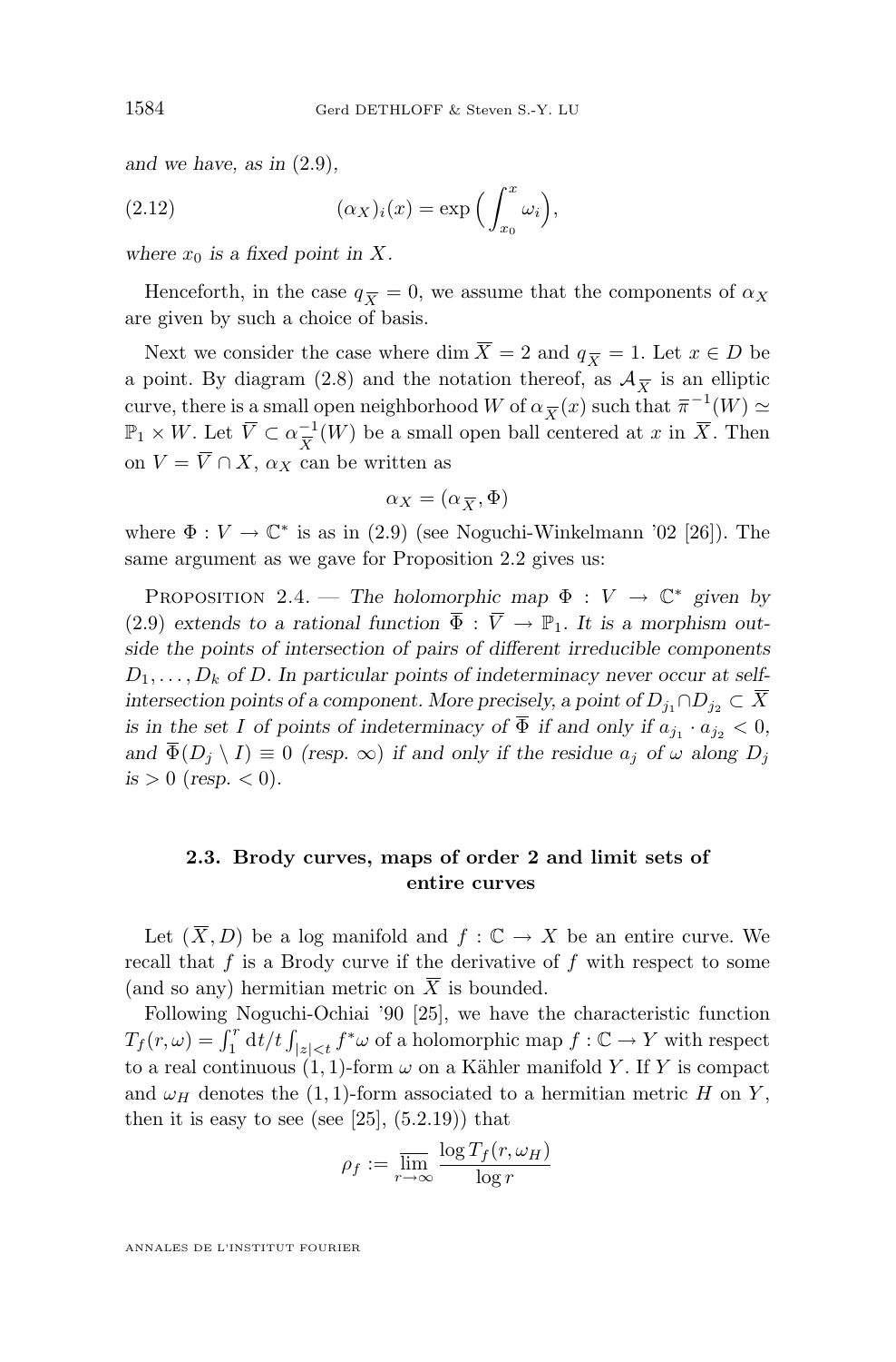*and we have, as in* (2.9),

$$(\alpha_X)_i(x) = \exp\Big(\int_{x_0}^{x} \omega_i\Big), \tag{2.12}$$

*where $x_0$ is a fixed point in $X$.*

Henceforth, in the case $q_{\overline{X}} = 0$, we assume that the components of $\alpha_X$ are given by such a choice of basis.

Next we consider the case where $\dim \overline{X} = 2$ and $q_{\overline{X}} = 1$. Let $x \in D$ be a point. By diagram (2.8) and the notation thereof, as $\mathcal{A}_{\overline{X}}$ is an elliptic curve, there is a small open neighborhood $W$ of $\alpha_{\overline{X}}(x)$ such that $\overline{\pi}^{-1}(W) \simeq \mathbb{P}_1 \times W$. Let $\overline{V} \subset \alpha_{\overline{X}}^{-1}(W)$ be a small open ball centered at $x$ in $\overline{X}$. Then on $V = \overline{V} \cap X$, $\alpha_X$ can be written as

$$\alpha_X = (\alpha_{\overline{X}}, \Phi)$$

where $\Phi : V \to \mathbb{C}^*$ is as in (2.9) (see Noguchi-Winkelmann '02 [26]). The same argument as we gave for Proposition 2.2 gives us:

Proposition 2.4. — *The holomorphic map $\Phi : V \to \mathbb{C}^*$ given by* (2.9) *extends to a rational function $\overline{\Phi} : \overline{V} \to \mathbb{P}_1$. It is a morphism outside the points of intersection of pairs of different irreducible components $D_1, \ldots, D_k$ of $D$. In particular points of indeterminacy never occur at self-intersection points of a component. More precisely, a point of $D_{j_1} \cap D_{j_2} \subset \overline{X}$ is in the set $I$ of points of indeterminacy of $\overline{\Phi}$ if and only if $a_{j_1} \cdot a_{j_2} < 0$, and $\overline{\Phi}(D_j \setminus I) \equiv 0$ (resp. $\infty$) if and only if the residue $a_j$ of $\omega$ along $D_j$ is $> 0$ (resp. $< 0$).*

## 2.3. Brody curves, maps of order 2 and limit sets of entire curves

Let $(\overline{X}, D)$ be a log manifold and $f : \mathbb{C} \to X$ be an entire curve. We recall that $f$ is a Brody curve if the derivative of $f$ with respect to some (and so any) hermitian metric on $\overline{X}$ is bounded.

Following Noguchi-Ochiai '90 [25], we have the characteristic function $T_f(r, \omega) = \int_1^r \mathrm{d}t/t \int_{|z|<t} f^*\omega$ of a holomorphic map $f : \mathbb{C} \to Y$ with respect to a real continuous $(1,1)$-form $\omega$ on a Kähler manifold $Y$. If $Y$ is compact and $\omega_H$ denotes the $(1,1)$-form associated to a hermitian metric $H$ on $Y$, then it is easy to see (see [25], (5.2.19)) that

$$\rho_f := \overline{\lim_{r \to \infty}} \frac{\log T_f(r, \omega_H)}{\log r}$$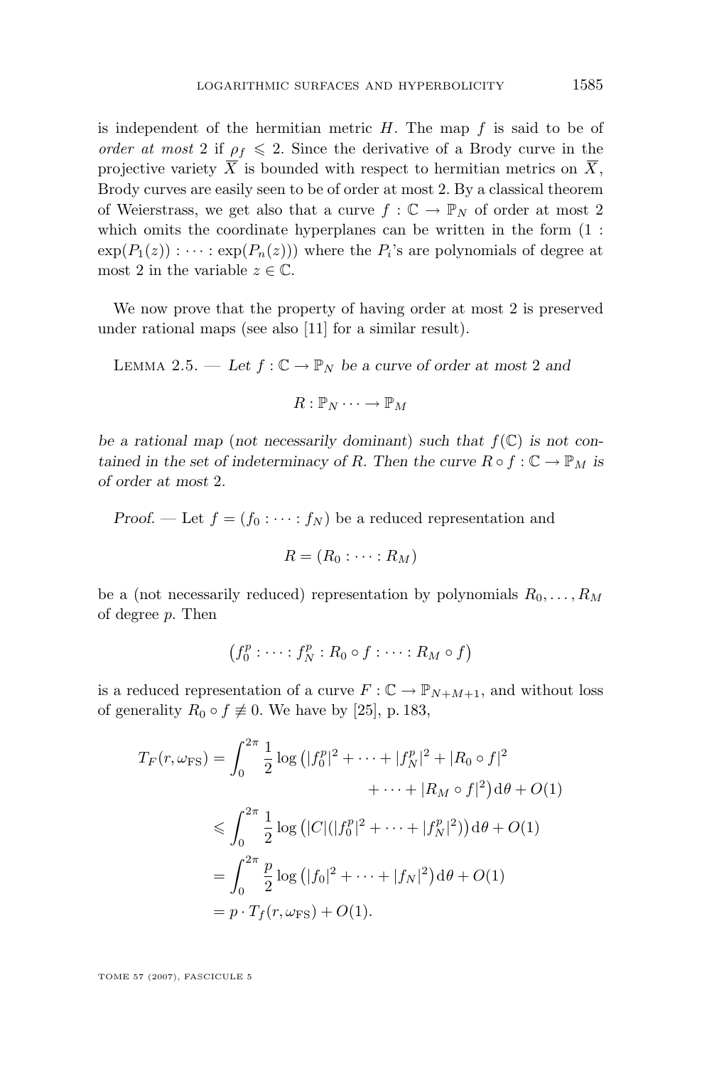is independent of the hermitian metric $H$. The map $f$ is said to be of *order at most* 2 if $\rho_f \leqslant 2$. Since the derivative of a Brody curve in the projective variety $\overline{X}$ is bounded with respect to hermitian metrics on $\overline{X}$, Brody curves are easily seen to be of order at most 2. By a classical theorem of Weierstrass, we get also that a curve $f : \mathbb{C} \to \mathbb{P}_N$ of order at most 2 which omits the coordinate hyperplanes can be written in the form $(1 : \exp(P_1(z)) : \cdots : \exp(P_n(z)))$ where the $P_i$'s are polynomials of degree at most 2 in the variable $z \in \mathbb{C}$.

We now prove that the property of having order at most 2 is preserved under rational maps (see also [11] for a similar result).

Lemma 2.5. — *Let $f : \mathbb{C} \to \mathbb{P}_N$ be a curve of order at most 2 and*

$$R : \mathbb{P}_N \cdots \to \mathbb{P}_M$$

*be a rational map (not necessarily dominant) such that $f(\mathbb{C})$ is not contained in the set of indeterminacy of $R$. Then the curve $R \circ f : \mathbb{C} \to \mathbb{P}_M$ is of order at most 2.*

*Proof.* — Let $f = (f_0 : \cdots : f_N)$ be a reduced representation and

$$R = (R_0 : \cdots : R_M)$$

be a (not necessarily reduced) representation by polynomials $R_0, \ldots, R_M$ of degree $p$. Then

$$\left(f_0^p : \cdots : f_N^p : R_0 \circ f : \cdots : R_M \circ f\right)$$

is a reduced representation of a curve $F : \mathbb{C} \to \mathbb{P}_{N+M+1}$, and without loss of generality $R_0 \circ f \not\equiv 0$. We have by [25], p. 183,

$$\begin{aligned}
T_F(r, \omega_{\mathrm{FS}}) &= \int_0^{2\pi} \frac{1}{2} \log\left(|f_0^p|^2 + \cdots + |f_N^p|^2 + |R_0 \circ f|^2 \right. \\
&\qquad\qquad \left. + \cdots + |R_M \circ f|^2\right) \mathrm{d}\theta + O(1) \\
&\leqslant \int_0^{2\pi} \frac{1}{2} \log\left(|C|(|f_0^p|^2 + \cdots + |f_N^p|^2)\right) \mathrm{d}\theta + O(1) \\
&= \int_0^{2\pi} \frac{p}{2} \log\left(|f_0|^2 + \cdots + |f_N|^2\right) \mathrm{d}\theta + O(1) \\
&= p \cdot T_f(r, \omega_{\mathrm{FS}}) + O(1).
\end{aligned}$$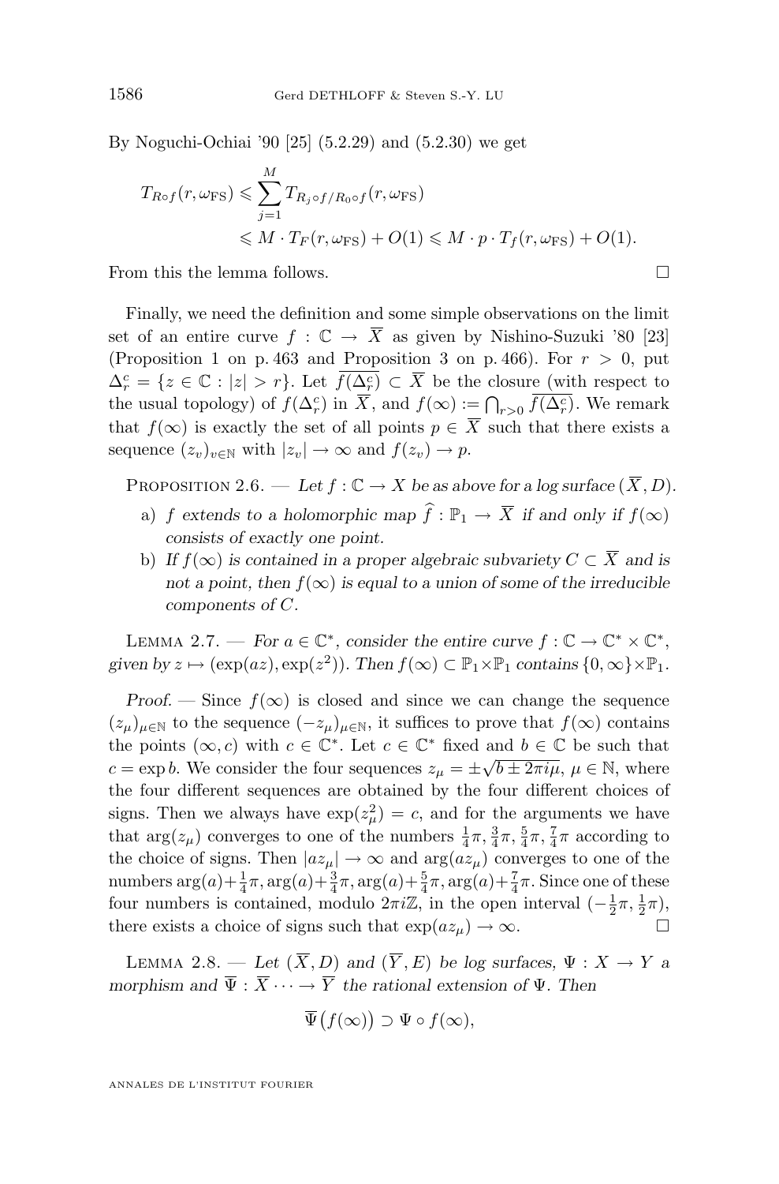By Noguchi-Ochiai '90 [25] (5.2.29) and (5.2.30) we get

$$\begin{aligned}T_{R\circ f}(r,\omega_{\mathrm{FS}}) &\leqslant \sum_{j=1}^{M} T_{R_j\circ f/R_0\circ f}(r,\omega_{\mathrm{FS}})\\ &\leqslant M\cdot T_F(r,\omega_{\mathrm{FS}})+O(1)\leqslant M\cdot p\cdot T_f(r,\omega_{\mathrm{FS}})+O(1).\end{aligned}$$

From this the lemma follows. □

Finally, we need the definition and some simple observations on the limit set of an entire curve $f:\mathbb{C}\to\overline{X}$ as given by Nishino-Suzuki '80 [23] (Proposition 1 on p. 463 and Proposition 3 on p. 466). For $r>0$, put $\Delta_r^c=\{z\in\mathbb{C}:|z|>r\}$. Let $\overline{f(\Delta_r^c)}\subset\overline{X}$ be the closure (with respect to the usual topology) of $f(\Delta_r^c)$ in $\overline{X}$, and $f(\infty):=\bigcap_{r>0}\overline{f(\Delta_r^c)}$. We remark that $f(\infty)$ is exactly the set of all points $p\in\overline{X}$ such that there exists a sequence $(z_v)_{v\in\mathbb{N}}$ with $|z_v|\to\infty$ and $f(z_v)\to p$.

Proposition 2.6. — *Let $f:\mathbb{C}\to X$ be as above for a log surface $(\overline{X},D)$.*

a) *$f$ extends to a holomorphic map $\widehat{f}:\mathbb{P}_1\to\overline{X}$ if and only if $f(\infty)$ consists of exactly one point.*

b) *If $f(\infty)$ is contained in a proper algebraic subvariety $C\subset\overline{X}$ and is not a point, then $f(\infty)$ is equal to a union of some of the irreducible components of $C$.*

Lemma 2.7. — *For $a\in\mathbb{C}^*$, consider the entire curve $f:\mathbb{C}\to\mathbb{C}^*\times\mathbb{C}^*$, given by $z\mapsto(\exp(az),\exp(z^2))$. Then $f(\infty)\subset\mathbb{P}_1\times\mathbb{P}_1$ contains $\{0,\infty\}\times\mathbb{P}_1$.*

*Proof.* — Since $f(\infty)$ is closed and since we can change the sequence $(z_\mu)_{\mu\in\mathbb{N}}$ to the sequence $(-z_\mu)_{\mu\in\mathbb{N}}$, it suffices to prove that $f(\infty)$ contains the points $(\infty,c)$ with $c\in\mathbb{C}^*$. Let $c\in\mathbb{C}^*$ fixed and $b\in\mathbb{C}$ be such that $c=\exp b$. We consider the four sequences $z_\mu=\pm\sqrt{b\pm 2\pi i\mu}$, $\mu\in\mathbb{N}$, where the four different sequences are obtained by the four different choices of signs. Then we always have $\exp(z_\mu^2)=c$, and for the arguments we have that $\arg(z_\mu)$ converges to one of the numbers $\frac{1}{4}\pi,\frac{3}{4}\pi,\frac{5}{4}\pi,\frac{7}{4}\pi$ according to the choice of signs. Then $|az_\mu|\to\infty$ and $\arg(az_\mu)$ converges to one of the numbers $\arg(a)+\frac{1}{4}\pi,\arg(a)+\frac{3}{4}\pi,\arg(a)+\frac{5}{4}\pi,\arg(a)+\frac{7}{4}\pi$. Since one of these four numbers is contained, modulo $2\pi i\mathbb{Z}$, in the open interval $(-\frac{1}{2}\pi,\frac{1}{2}\pi)$, there exists a choice of signs such that $\exp(az_\mu)\to\infty$. □

Lemma 2.8. — *Let $(\overline{X},D)$ and $(\overline{Y},E)$ be log surfaces, $\Psi:X\to Y$ a morphism and $\overline{\Psi}:\overline{X}\cdots\to\overline{Y}$ the rational extension of $\Psi$. Then*

$$\overline{\Psi}\big(f(\infty)\big)\supset\Psi\circ f(\infty),$$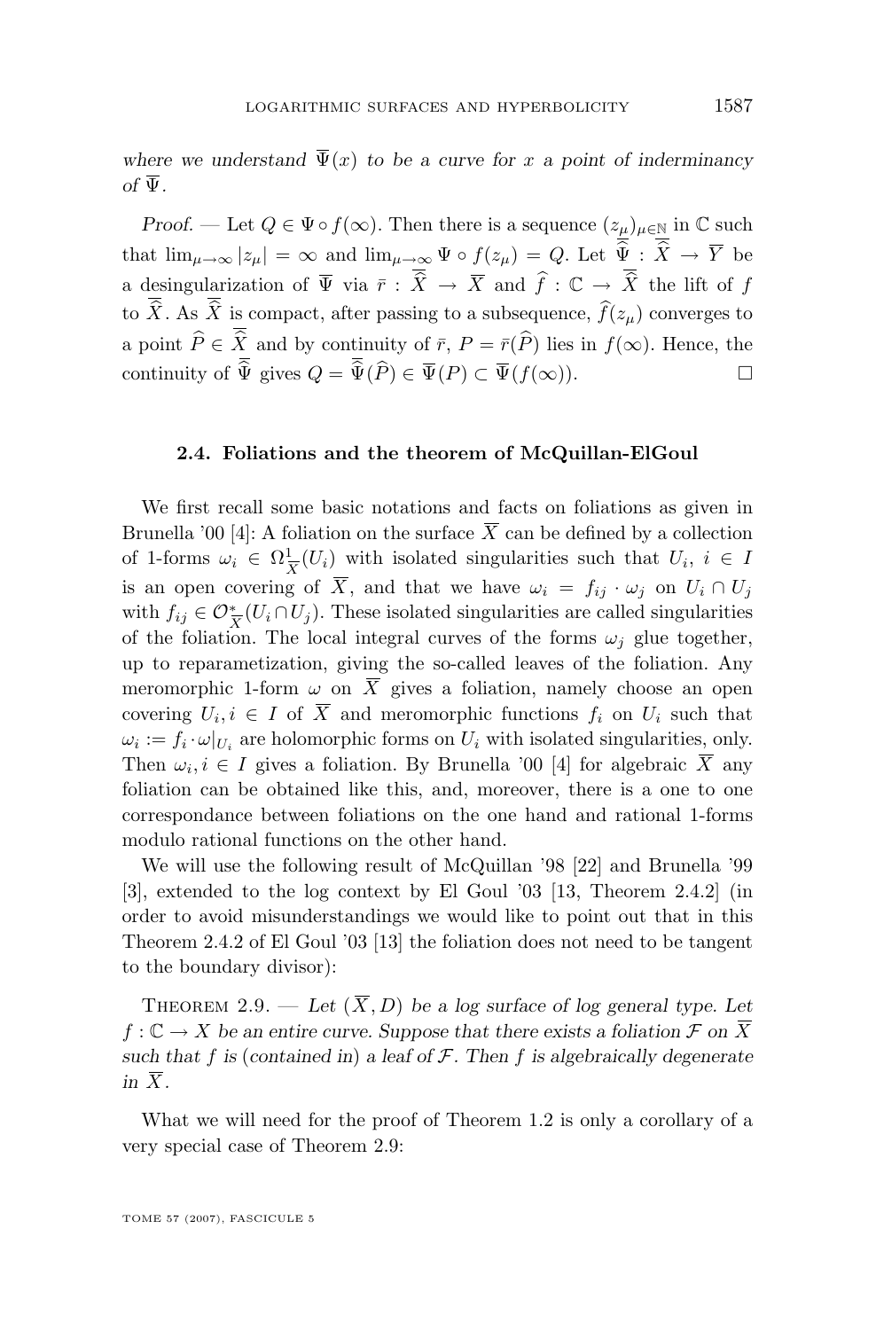*where we understand $\overline{\Psi}(x)$ to be a curve for $x$ a point of inderminancy of $\overline{\Psi}$.*

*Proof.* — Let $Q \in \Psi \circ f(\infty)$. Then there is a sequence $(z_\mu)_{\mu\in\mathbb{N}}$ in $\mathbb{C}$ such that $\lim_{\mu\to\infty} |z_\mu| = \infty$ and $\lim_{\mu\to\infty} \Psi \circ f(z_\mu) = Q$. Let $\overline{\overline{\Psi}} : \overline{\overline{X}} \to \overline{Y}$ be a desingularization of $\overline{\Psi}$ via $\bar{r} : \overline{\overline{X}} \to \overline{X}$ and $\widehat{f} : \mathbb{C} \to \overline{\overline{X}}$ the lift of $f$ to $\overline{\overline{X}}$. As $\overline{\overline{X}}$ is compact, after passing to a subsequence, $\widehat{f}(z_\mu)$ converges to a point $\widehat{P} \in \overline{\overline{X}}$ and by continuity of $\bar{r}$, $P = \bar{r}(\widehat{P})$ lies in $f(\infty)$. Hence, the continuity of $\overline{\overline{\Psi}}$ gives $Q = \overline{\overline{\Psi}}(\widehat{P}) \in \overline{\Psi}(P) \subset \overline{\Psi}(f(\infty))$. □

### 2.4. Foliations and the theorem of McQuillan-ElGoul

We first recall some basic notations and facts on foliations as given in Brunella '00 [4]: A foliation on the surface $\overline{X}$ can be defined by a collection of 1-forms $\omega_i \in \Omega^1_{\overline{X}}(U_i)$ with isolated singularities such that $U_i$, $i \in I$ is an open covering of $\overline{X}$, and that we have $\omega_i = f_{ij} \cdot \omega_j$ on $U_i \cap U_j$ with $f_{ij} \in \mathcal{O}^*_{\overline{X}}(U_i \cap U_j)$. These isolated singularities are called singularities of the foliation. The local integral curves of the forms $\omega_j$ glue together, up to reparametization, giving the so-called leaves of the foliation. Any meromorphic 1-form $\omega$ on $\overline{X}$ gives a foliation, namely choose an open covering $U_i, i \in I$ of $\overline{X}$ and meromorphic functions $f_i$ on $U_i$ such that $\omega_i := f_i \cdot \omega|_{U_i}$ are holomorphic forms on $U_i$ with isolated singularities, only. Then $\omega_i, i \in I$ gives a foliation. By Brunella '00 [4] for algebraic $\overline{X}$ any foliation can be obtained like this, and, moreover, there is a one to one correspondance between foliations on the one hand and rational 1-forms modulo rational functions on the other hand.

We will use the following result of McQuillan '98 [22] and Brunella '99 [3], extended to the log context by El Goul '03 [13, Theorem 2.4.2] (in order to avoid misunderstandings we would like to point out that in this Theorem 2.4.2 of El Goul '03 [13] the foliation does not need to be tangent to the boundary divisor):

Theorem 2.9. — *Let $(\overline{X}, D)$ be a log surface of log general type. Let $f : \mathbb{C} \to X$ be an entire curve. Suppose that there exists a foliation $\mathcal{F}$ on $\overline{X}$ such that $f$ is (contained in) a leaf of $\mathcal{F}$. Then $f$ is algebraically degenerate in $\overline{X}$.*

What we will need for the proof of Theorem 1.2 is only a corollary of a very special case of Theorem 2.9: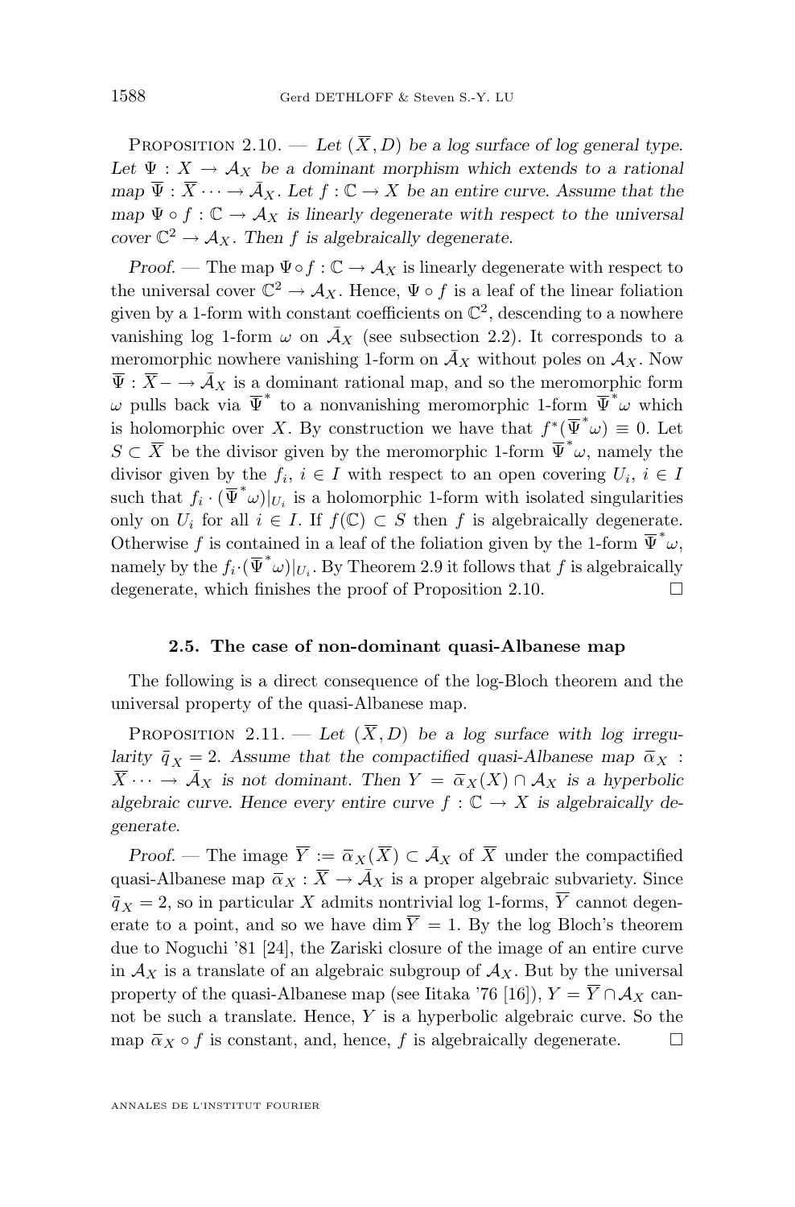Proposition 2.10. — *Let $(\overline{X}, D)$ be a log surface of log general type. Let $\Psi : X \to \mathcal{A}_X$ be a dominant morphism which extends to a rational map $\overline{\Psi} : \overline{X} \cdots \to \bar{\mathcal{A}}_X$. Let $f : \mathbb{C} \to X$ be an entire curve. Assume that the map $\Psi \circ f : \mathbb{C} \to \mathcal{A}_X$ is linearly degenerate with respect to the universal cover $\mathbb{C}^2 \to \mathcal{A}_X$. Then $f$ is algebraically degenerate.*

*Proof.* — The map $\Psi \circ f : \mathbb{C} \to \mathcal{A}_X$ is linearly degenerate with respect to the universal cover $\mathbb{C}^2 \to \mathcal{A}_X$. Hence, $\Psi \circ f$ is a leaf of the linear foliation given by a 1-form with constant coefficients on $\mathbb{C}^2$, descending to a nowhere vanishing log 1-form $\omega$ on $\bar{\mathcal{A}}_X$ (see subsection 2.2). It corresponds to a meromorphic nowhere vanishing 1-form on $\bar{\mathcal{A}}_X$ without poles on $\mathcal{A}_X$. Now $\overline{\Psi} : \overline{X} - \to \bar{\mathcal{A}}_X$ is a dominant rational map, and so the meromorphic form $\omega$ pulls back via $\overline{\Psi}^*$ to a nonvanishing meromorphic 1-form $\overline{\Psi}^*\omega$ which is holomorphic over $X$. By construction we have that $f^*(\overline{\Psi}^*\omega) \equiv 0$. Let $S \subset \overline{X}$ be the divisor given by the meromorphic 1-form $\overline{\Psi}^*\omega$, namely the divisor given by the $f_i$, $i \in I$ with respect to an open covering $U_i$, $i \in I$ such that $f_i \cdot (\overline{\Psi}^*\omega)|_{U_i}$ is a holomorphic 1-form with isolated singularities only on $U_i$ for all $i \in I$. If $f(\mathbb{C}) \subset S$ then $f$ is algebraically degenerate. Otherwise $f$ is contained in a leaf of the foliation given by the 1-form $\overline{\Psi}^*\omega$, namely by the $f_i \cdot (\overline{\Psi}^*\omega)|_{U_i}$. By Theorem 2.9 it follows that $f$ is algebraically degenerate, which finishes the proof of Proposition 2.10. □

### 2.5. The case of non-dominant quasi-Albanese map

The following is a direct consequence of the log-Bloch theorem and the universal property of the quasi-Albanese map.

Proposition 2.11. — *Let $(\overline{X}, D)$ be a log surface with log irregularity $\bar{q}_X = 2$. Assume that the compactified quasi-Albanese map $\overline{\alpha}_X : \overline{X} \cdots \to \bar{\mathcal{A}}_X$ is not dominant. Then $Y = \overline{\alpha}_X(X) \cap \mathcal{A}_X$ is a hyperbolic algebraic curve. Hence every entire curve $f : \mathbb{C} \to X$ is algebraically degenerate.*

*Proof.* — The image $\overline{Y} := \overline{\alpha}_X(\overline{X}) \subset \bar{\mathcal{A}}_X$ of $\overline{X}$ under the compactified quasi-Albanese map $\overline{\alpha}_X : \overline{X} \to \bar{\mathcal{A}}_X$ is a proper algebraic subvariety. Since $\bar{q}_X = 2$, so in particular $X$ admits nontrivial log 1-forms, $\overline{Y}$ cannot degenerate to a point, and so we have $\dim \overline{Y} = 1$. By the log Bloch's theorem due to Noguchi '81 [24], the Zariski closure of the image of an entire curve in $\mathcal{A}_X$ is a translate of an algebraic subgroup of $\mathcal{A}_X$. But by the universal property of the quasi-Albanese map (see Iitaka '76 [16]), $Y = \overline{Y} \cap \mathcal{A}_X$ cannot be such a translate. Hence, $Y$ is a hyperbolic algebraic curve. So the map $\overline{\alpha}_X \circ f$ is constant, and, hence, $f$ is algebraically degenerate. □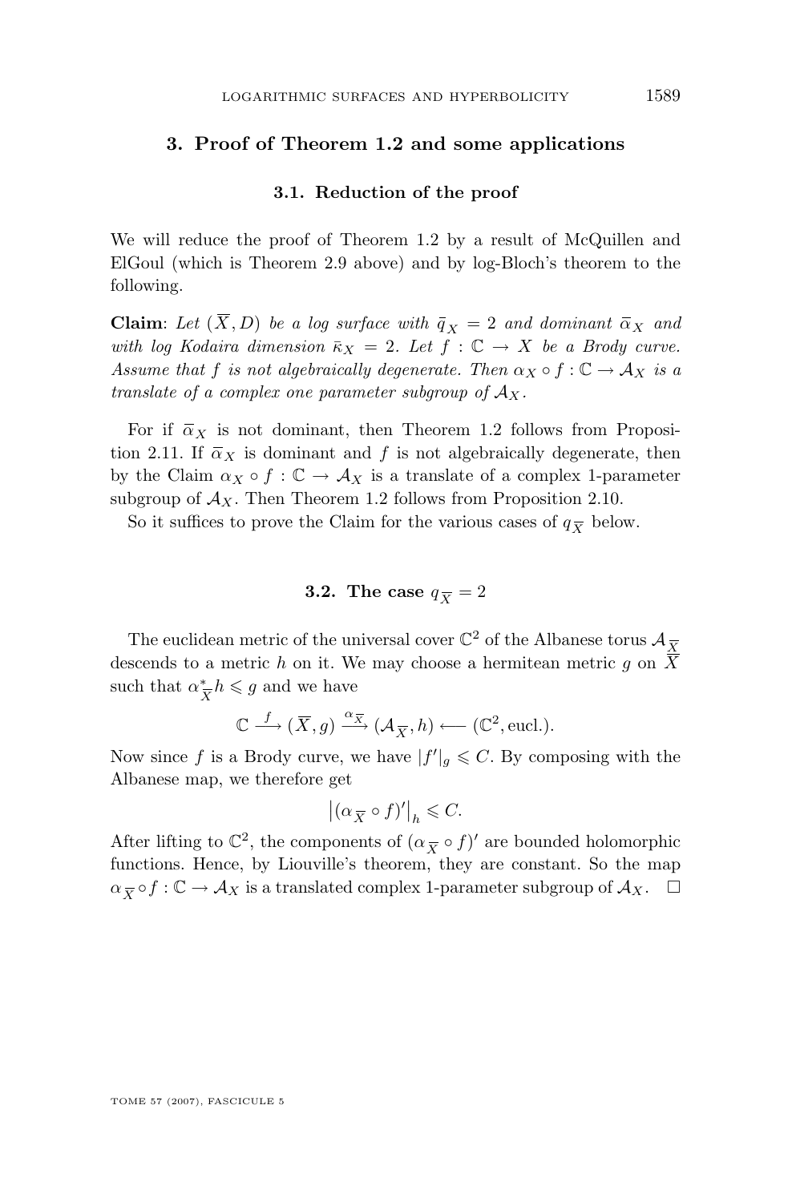## 3. Proof of Theorem 1.2 and some applications

### 3.1. Reduction of the proof

We will reduce the proof of Theorem 1.2 by a result of McQuillen and ElGoul (which is Theorem 2.9 above) and by log-Bloch's theorem to the following.

**Claim**: *Let $(\overline{X}, D)$ be a log surface with $\bar{q}_X = 2$ and dominant $\bar{\alpha}_X$ and with log Kodaira dimension $\bar{\kappa}_X = 2$. Let $f : \mathbb{C} \to X$ be a Brody curve. Assume that $f$ is not algebraically degenerate. Then $\alpha_X \circ f : \mathbb{C} \to \mathcal{A}_X$ is a translate of a complex one parameter subgroup of $\mathcal{A}_X$.*

For if $\bar{\alpha}_X$ is not dominant, then Theorem 1.2 follows from Proposition 2.11. If $\bar{\alpha}_X$ is dominant and $f$ is not algebraically degenerate, then by the Claim $\alpha_X \circ f : \mathbb{C} \to \mathcal{A}_X$ is a translate of a complex 1-parameter subgroup of $\mathcal{A}_X$. Then Theorem 1.2 follows from Proposition 2.10.

So it suffices to prove the Claim for the various cases of $q_{\overline{X}}$ below.

### 3.2. The case $q_{\overline{X}} = 2$

The euclidean metric of the universal cover $\mathbb{C}^2$ of the Albanese torus $\mathcal{A}_{\overline{X}}$ descends to a metric $h$ on it. We may choose a hermitean metric $g$ on $\overline{X}$ such that $\alpha_{\overline{X}}^* h \leqslant g$ and we have

$$\mathbb{C} \xrightarrow{\ f\ } (\overline{X}, g) \xrightarrow{\alpha_{\overline{X}}} (\mathcal{A}_{\overline{X}}, h) \longleftarrow (\mathbb{C}^2, \text{eucl.}).$$

Now since $f$ is a Brody curve, we have $|f'|_g \leqslant C$. By composing with the Albanese map, we therefore get

$$\left|(\alpha_{\overline{X}} \circ f)'\right|_h \leqslant C.$$

After lifting to $\mathbb{C}^2$, the components of $(\alpha_{\overline{X}} \circ f)'$ are bounded holomorphic functions. Hence, by Liouville's theorem, they are constant. So the map $\alpha_{\overline{X}} \circ f : \mathbb{C} \to \mathcal{A}_X$ is a translated complex 1-parameter subgroup of $\mathcal{A}_X$. $\square$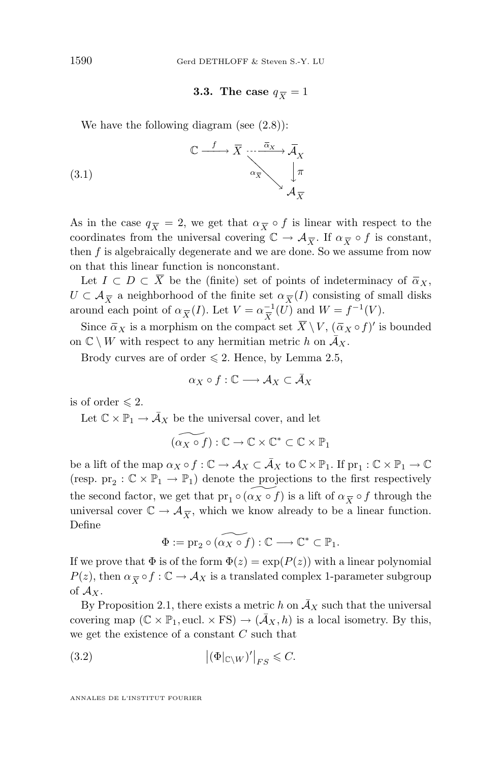### 3.3. The case $q_{\overline{X}} = 1$

We have the following diagram (see (2.8)):

$$\begin{array}{ccccc} \mathbb{C} & \xrightarrow{f} & \overline{X} & \overset{\overline{\alpha}_X}{\dashrightarrow} & \overline{\mathcal{A}}_X \\ & & & \searrow^{\alpha_{\overline{X}}} & \downarrow \pi \\ & & & & \mathcal{A}_{\overline{X}} \end{array} \tag{3.1}$$

As in the case $q_{\overline{X}} = 2$, we get that $\alpha_{\overline{X}} \circ f$ is linear with respect to the coordinates from the universal covering $\mathbb{C} \to \mathcal{A}_{\overline{X}}$. If $\alpha_{\overline{X}} \circ f$ is constant, then $f$ is algebraically degenerate and we are done. So we assume from now on that this linear function is nonconstant.

Let $I \subset D \subset \overline{X}$ be the (finite) set of points of indeterminacy of $\overline{\alpha}_X$, $U \subset \mathcal{A}_{\overline{X}}$ a neighborhood of the finite set $\alpha_{\overline{X}}(I)$ consisting of small disks around each point of $\alpha_{\overline{X}}(I)$. Let $V = \alpha_{\overline{X}}^{-1}(U)$ and $W = f^{-1}(V)$.

Since $\overline{\alpha}_X$ is a morphism on the compact set $\overline{X} \setminus V$, $(\overline{\alpha}_X \circ f)'$ is bounded on $\mathbb{C} \setminus W$ with respect to any hermitian metric $h$ on $\bar{\mathcal{A}}_X$.

Brody curves are of order $\leqslant 2$. Hence, by Lemma 2.5,

$$\alpha_X \circ f : \mathbb{C} \longrightarrow \mathcal{A}_X \subset \bar{\mathcal{A}}_X$$

is of order $\leqslant 2$.

Let $\mathbb{C} \times \mathbb{P}_1 \to \bar{\mathcal{A}}_X$ be the universal cover, and let

$$\widetilde{(\alpha_X \circ f)} : \mathbb{C} \to \mathbb{C} \times \mathbb{C}^* \subset \mathbb{C} \times \mathbb{P}_1$$

be a lift of the map $\alpha_X \circ f : \mathbb{C} \to \mathcal{A}_X \subset \bar{\mathcal{A}}_X$ to $\mathbb{C} \times \mathbb{P}_1$. If $\mathrm{pr}_1 : \mathbb{C} \times \mathbb{P}_1 \to \mathbb{C}$ (resp. $\mathrm{pr}_2 : \mathbb{C} \times \mathbb{P}_1 \to \mathbb{P}_1$) denote the projections to the first respectively the second factor, we get that $\mathrm{pr}_1 \circ \widetilde{(\alpha_X \circ f)}$ is a lift of $\alpha_{\overline{X}} \circ f$ through the universal cover $\mathbb{C} \to \mathcal{A}_{\overline{X}}$, which we know already to be a linear function. Define

$$\Phi := \mathrm{pr}_2 \circ \widetilde{(\alpha_X \circ f)} : \mathbb{C} \longrightarrow \mathbb{C}^* \subset \mathbb{P}_1.$$

If we prove that $\Phi$ is of the form $\Phi(z) = \exp(P(z))$ with a linear polynomial $P(z)$, then $\alpha_{\overline{X}} \circ f : \mathbb{C} \to \mathcal{A}_X$ is a translated complex 1-parameter subgroup of $\mathcal{A}_X$.

By Proposition 2.1, there exists a metric $h$ on $\bar{\mathcal{A}}_X$ such that the universal covering map $(\mathbb{C} \times \mathbb{P}_1, \text{eucl.} \times \text{FS}) \to (\bar{\mathcal{A}}_X, h)$ is a local isometry. By this, we get the existence of a constant $C$ such that

$$\left|(\Phi|_{\mathbb{C} \setminus W})'\right|_{FS} \leqslant C. \tag{3.2}$$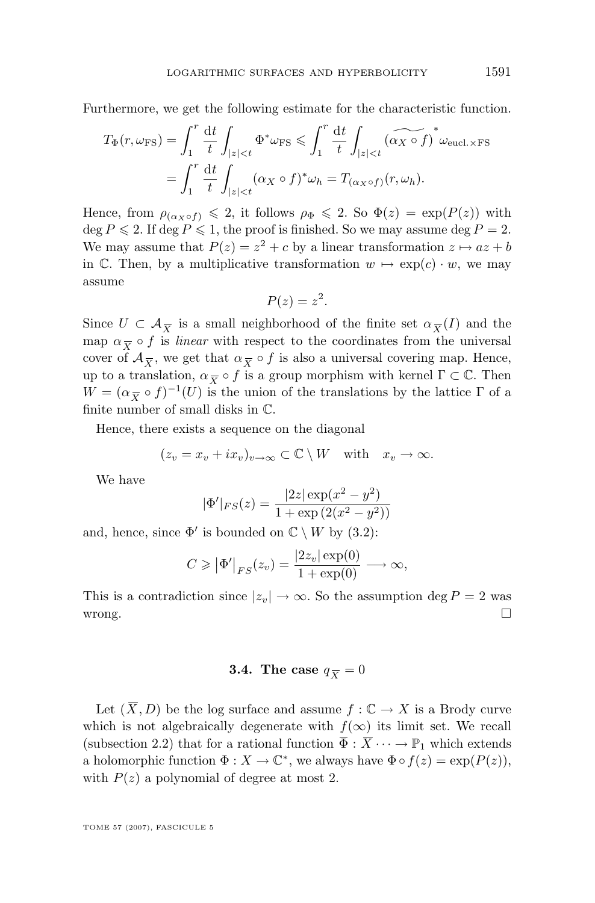Furthermore, we get the following estimate for the characteristic function.

$$\begin{aligned}
T_\Phi(r,\omega_{\mathrm{FS}}) &= \int_1^r \frac{\mathrm{d}t}{t}\int_{|z|<t} \Phi^*\omega_{\mathrm{FS}} \leqslant \int_1^r \frac{\mathrm{d}t}{t}\int_{|z|<t} \widetilde{(\alpha_X\circ f)}^*\omega_{\mathrm{eucl.}\times\mathrm{FS}} \\
&= \int_1^r \frac{\mathrm{d}t}{t}\int_{|z|<t} (\alpha_X\circ f)^*\omega_h = T_{(\alpha_X\circ f)}(r,\omega_h).
\end{aligned}$$

Hence, from $\rho_{(\alpha_X\circ f)} \leqslant 2$, it follows $\rho_\Phi \leqslant 2$. So $\Phi(z) = \exp(P(z))$ with $\deg P \leqslant 2$. If $\deg P \leqslant 1$, the proof is finished. So we may assume $\deg P = 2$. We may assume that $P(z) = z^2 + c$ by a linear transformation $z \mapsto az + b$ in $\mathbb{C}$. Then, by a multiplicative transformation $w \mapsto \exp(c)\cdot w$, we may assume

$$P(z) = z^2.$$

Since $U \subset \mathcal{A}_{\overline{X}}$ is a small neighborhood of the finite set $\alpha_{\overline{X}}(I)$ and the map $\alpha_{\overline{X}}\circ f$ is *linear* with respect to the coordinates from the universal cover of $\mathcal{A}_{\overline{X}}$, we get that $\alpha_{\overline{X}}\circ f$ is also a universal covering map. Hence, up to a translation, $\alpha_{\overline{X}}\circ f$ is a group morphism with kernel $\Gamma \subset \mathbb{C}$. Then $W = (\alpha_{\overline{X}}\circ f)^{-1}(U)$ is the union of the translations by the lattice $\Gamma$ of a finite number of small disks in $\mathbb{C}$.

Hence, there exists a sequence on the diagonal

$$(z_v = x_v + ix_v)_{v\to\infty} \subset \mathbb{C}\setminus W \quad \text{with} \quad x_v \to \infty.$$

We have

$$|\Phi'|_{FS}(z) = \frac{|2z|\exp(x^2-y^2)}{1+\exp\left(2(x^2-y^2)\right)}$$

and, hence, since $\Phi'$ is bounded on $\mathbb{C}\setminus W$ by (3.2):

$$C \geqslant \left|\Phi'\right|_{FS}(z_v) = \frac{|2z_v|\exp(0)}{1+\exp(0)} \longrightarrow \infty,$$

This is a contradiction since $|z_v| \to \infty$. So the assumption $\deg P = 2$ was wrong. $\square$

### 3.4. The case $q_{\overline{X}} = 0$

Let $(\overline{X}, D)$ be the log surface and assume $f : \mathbb{C} \to X$ is a Brody curve which is not algebraically degenerate with $f(\infty)$ its limit set. We recall (subsection 2.2) that for a rational function $\overline{\Phi} : \overline{X} \cdots \to \mathbb{P}_1$ which extends a holomorphic function $\Phi : X \to \mathbb{C}^*$, we always have $\Phi\circ f(z) = \exp(P(z))$, with $P(z)$ a polynomial of degree at most 2.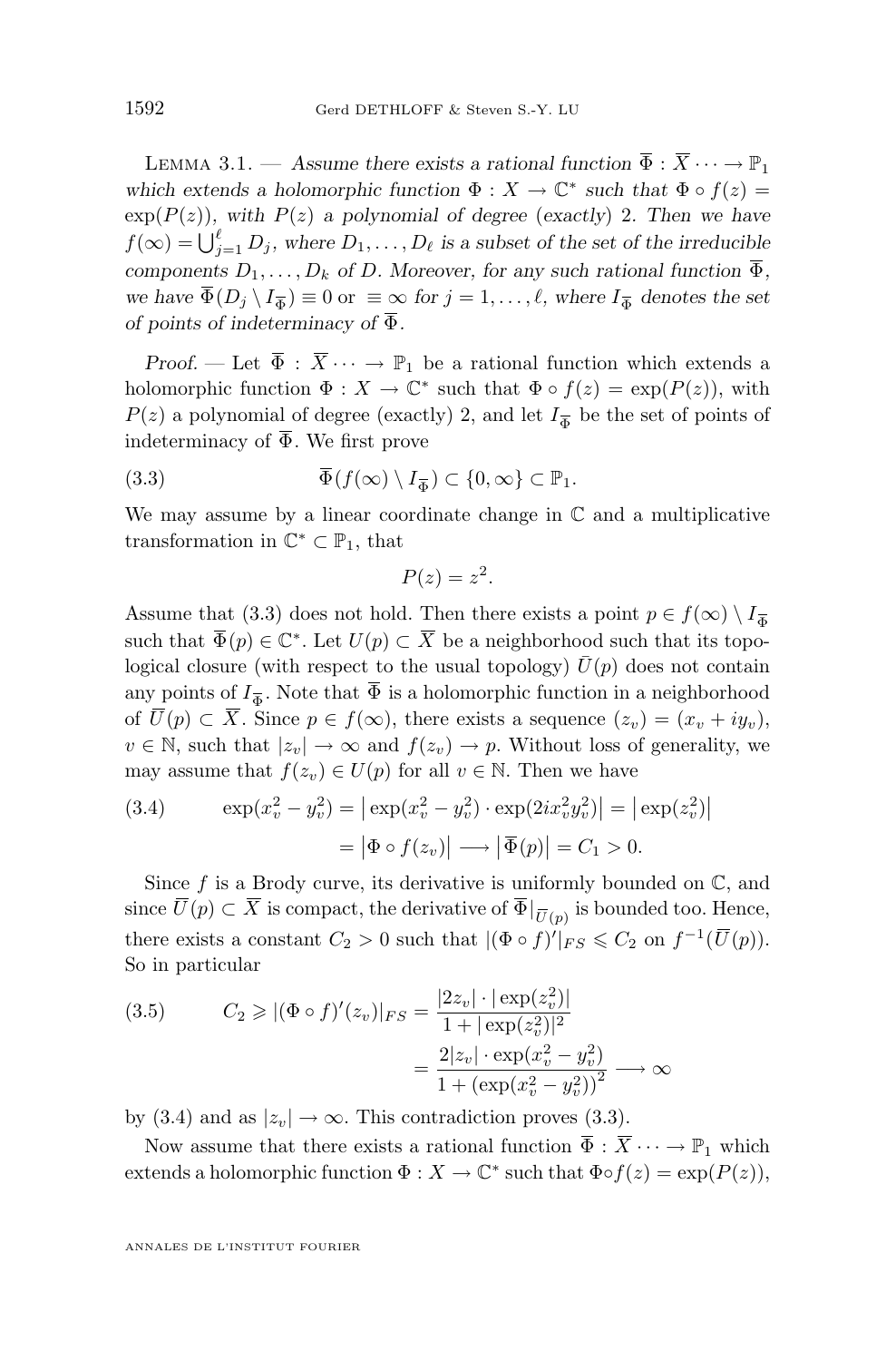Lemma 3.1. — *Assume there exists a rational function $\overline{\Phi} : \overline{X} \cdots \to \mathbb{P}_1$ which extends a holomorphic function $\Phi : X \to \mathbb{C}^*$ such that $\Phi \circ f(z) = \exp(P(z))$, with $P(z)$ a polynomial of degree (exactly) 2. Then we have $f(\infty) = \bigcup_{j=1}^{\ell} D_j$, where $D_1, \ldots, D_\ell$ is a subset of the set of the irreducible components $D_1, \ldots, D_k$ of $D$. Moreover, for any such rational function $\overline{\Phi}$, we have $\overline{\Phi}(D_j \setminus I_{\overline{\Phi}}) \equiv 0$ or $\equiv \infty$ for $j = 1, \ldots, \ell$, where $I_{\overline{\Phi}}$ denotes the set of points of indeterminacy of $\overline{\Phi}$.*

*Proof.* — Let $\overline{\Phi} : \overline{X} \cdots \to \mathbb{P}_1$ be a rational function which extends a holomorphic function $\Phi : X \to \mathbb{C}^*$ such that $\Phi \circ f(z) = \exp(P(z))$, with $P(z)$ a polynomial of degree (exactly) 2, and let $I_{\overline{\Phi}}$ be the set of points of indeterminacy of $\overline{\Phi}$. We first prove

$$\overline{\Phi}(f(\infty) \setminus I_{\overline{\Phi}}) \subset \{0, \infty\} \subset \mathbb{P}_1. \tag{3.3}$$

We may assume by a linear coordinate change in $\mathbb{C}$ and a multiplicative transformation in $\mathbb{C}^* \subset \mathbb{P}_1$, that

$$P(z) = z^2.$$

Assume that (3.3) does not hold. Then there exists a point $p \in f(\infty) \setminus I_{\overline{\Phi}}$ such that $\overline{\Phi}(p) \in \mathbb{C}^*$. Let $U(p) \subset \overline{X}$ be a neighborhood such that its topological closure (with respect to the usual topology) $\bar{U}(p)$ does not contain any points of $I_{\overline{\Phi}}$. Note that $\overline{\Phi}$ is a holomorphic function in a neighborhood of $\overline{U}(p) \subset \overline{X}$. Since $p \in f(\infty)$, there exists a sequence $(z_v) = (x_v + iy_v)$, $v \in \mathbb{N}$, such that $|z_v| \to \infty$ and $f(z_v) \to p$. Without loss of generality, we may assume that $f(z_v) \in U(p)$ for all $v \in \mathbb{N}$. Then we have

$$\begin{aligned}\exp(x_v^2 - y_v^2) &= \left|\exp(x_v^2 - y_v^2) \cdot \exp(2ix_v^2 y_v^2)\right| = \left|\exp(z_v^2)\right| \\ &= \left|\Phi \circ f(z_v)\right| \longrightarrow \left|\overline{\Phi}(p)\right| = C_1 > 0.\end{aligned} \tag{3.4}$$

Since $f$ is a Brody curve, its derivative is uniformly bounded on $\mathbb{C}$, and since $\overline{U}(p) \subset \overline{X}$ is compact, the derivative of $\overline{\Phi}|_{\overline{U}(p)}$ is bounded too. Hence, there exists a constant $C_2 > 0$ such that $|(\Phi \circ f)'|_{FS} \leqslant C_2$ on $f^{-1}(\overline{U}(p))$. So in particular

$$\begin{aligned}C_2 \geqslant |(\Phi \circ f)'(z_v)|_{FS} &= \frac{|2z_v| \cdot |\exp(z_v^2)|}{1 + |\exp(z_v^2)|^2} \\ &= \frac{2|z_v| \cdot \exp(x_v^2 - y_v^2)}{1 + \left(\exp(x_v^2 - y_v^2)\right)^2} \longrightarrow \infty\end{aligned} \tag{3.5}$$

by (3.4) and as $|z_v| \to \infty$. This contradiction proves (3.3).

Now assume that there exists a rational function $\overline{\Phi} : \overline{X} \cdots \to \mathbb{P}_1$ which extends a holomorphic function $\Phi : X \to \mathbb{C}^*$ such that $\Phi \circ f(z) = \exp(P(z))$,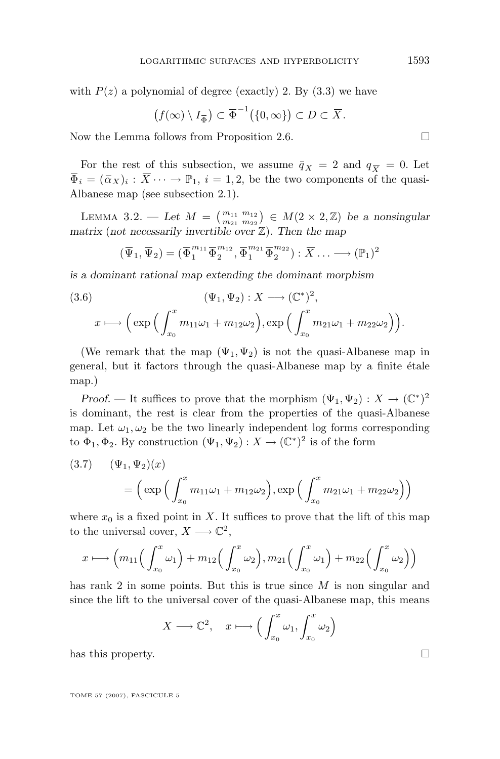with $P(z)$ a polynomial of degree (exactly) 2. By (3.3) we have

$$\big(f(\infty)\setminus I_{\overline{\Phi}}\big) \subset \overline{\Phi}^{-1}\big(\{0,\infty\}\big) \subset D \subset \overline{X}.$$

Now the Lemma follows from Proposition 2.6. □

For the rest of this subsection, we assume $\bar{q}_X = 2$ and $q_{\overline{X}} = 0$. Let $\overline{\Phi}_i = (\bar{\alpha}_X)_i : \overline{X} \cdots \to \mathbb{P}_1$, $i = 1, 2$, be the two components of the quasi-Albanese map (see subsection 2.1).

Lemma 3.2. — *Let $M = \begin{pmatrix} m_{11} & m_{12} \\ m_{21} & m_{22} \end{pmatrix} \in M(2\times 2, \mathbb{Z})$ be a nonsingular matrix (not necessarily invertible over $\mathbb{Z}$). Then the map*

$$(\overline{\Psi}_1, \overline{\Psi}_2) = (\overline{\Phi}_1^{m_{11}}\overline{\Phi}_2^{m_{12}}, \overline{\Phi}_1^{m_{21}}\overline{\Phi}_2^{m_{22}}) : \overline{X} \ldots \longrightarrow (\mathbb{P}_1)^2$$

*is a dominant rational map extending the dominant morphism*

$$(\Psi_1, \Psi_2) : X \longrightarrow (\mathbb{C}^*)^2, \tag{3.6}$$

$$x \longmapsto \Big(\exp\Big(\int_{x_0}^x m_{11}\omega_1 + m_{12}\omega_2\Big), \exp\Big(\int_{x_0}^x m_{21}\omega_1 + m_{22}\omega_2\Big)\Big).$$

(We remark that the map $(\Psi_1, \Psi_2)$ is not the quasi-Albanese map in general, but it factors through the quasi-Albanese map by a finite étale map.)

*Proof.* — It suffices to prove that the morphism $(\Psi_1, \Psi_2) : X \to (\mathbb{C}^*)^2$ is dominant, the rest is clear from the properties of the quasi-Albanese map. Let $\omega_1, \omega_2$ be the two linearly independent log forms corresponding to $\Phi_1, \Phi_2$. By construction $(\Psi_1, \Psi_2) : X \to (\mathbb{C}^*)^2$ is of the form

$$\begin{aligned}(\Psi_1, \Psi_2)(x) \\ = \Big(\exp\Big(\int_{x_0}^x m_{11}\omega_1 + m_{12}\omega_2\Big), \exp\Big(\int_{x_0}^x m_{21}\omega_1 + m_{22}\omega_2\Big)\Big)\end{aligned} \tag{3.7}$$

where $x_0$ is a fixed point in $X$. It suffices to prove that the lift of this map to the universal cover, $X \longrightarrow \mathbb{C}^2$,

$$x \longmapsto \Big(m_{11}\Big(\int_{x_0}^x \omega_1\Big) + m_{12}\Big(\int_{x_0}^x \omega_2\Big), m_{21}\Big(\int_{x_0}^x \omega_1\Big) + m_{22}\Big(\int_{x_0}^x \omega_2\Big)\Big)$$

has rank 2 in some points. But this is true since $M$ is non singular and since the lift to the universal cover of the quasi-Albanese map, this means

$$X \longrightarrow \mathbb{C}^2, \quad x \longmapsto \Big(\int_{x_0}^x \omega_1, \int_{x_0}^x \omega_2\Big)$$

has this property. □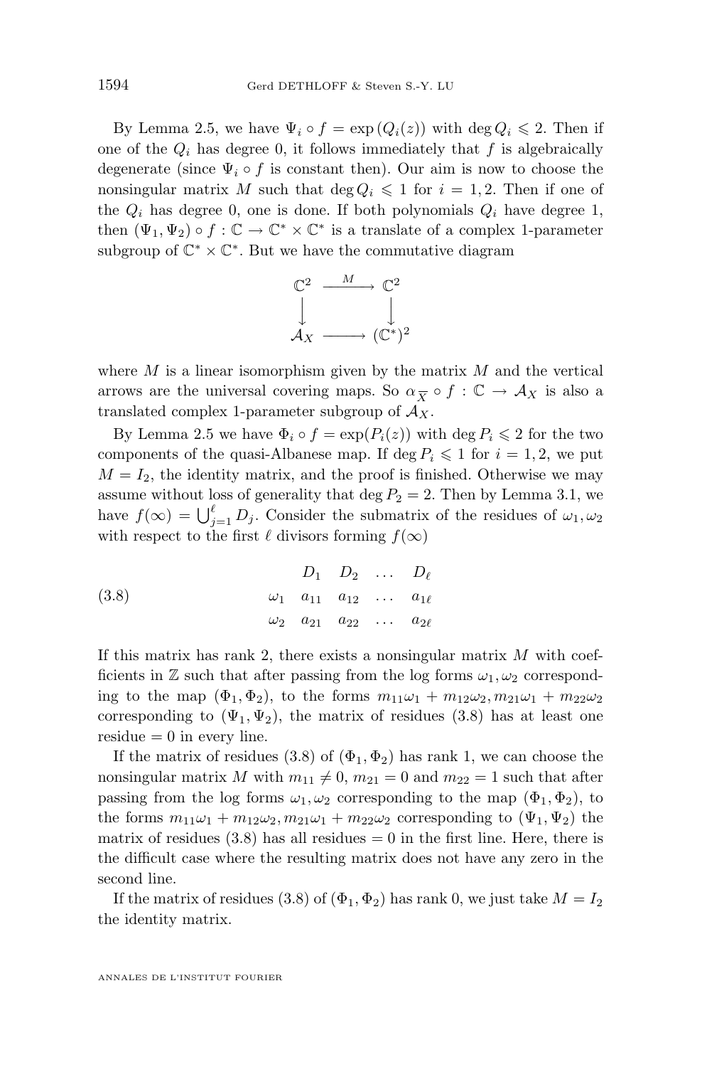By Lemma 2.5, we have $\Psi_i \circ f = \exp(Q_i(z))$ with $\deg Q_i \leqslant 2$. Then if one of the $Q_i$ has degree 0, it follows immediately that $f$ is algebraically degenerate (since $\Psi_i \circ f$ is constant then). Our aim is now to choose the nonsingular matrix $M$ such that $\deg Q_i \leqslant 1$ for $i = 1, 2$. Then if one of the $Q_i$ has degree 0, one is done. If both polynomials $Q_i$ have degree 1, then $(\Psi_1, \Psi_2) \circ f : \mathbb{C} \to \mathbb{C}^* \times \mathbb{C}^*$ is a translate of a complex 1-parameter subgroup of $\mathbb{C}^* \times \mathbb{C}^*$. But we have the commutative diagram

$$\begin{array}{ccc}
\mathbb{C}^2 & \xrightarrow{\ M\ } & \mathbb{C}^2 \\
\big\downarrow & & \big\downarrow \\
\mathcal{A}_X & \longrightarrow & (\mathbb{C}^*)^2
\end{array}$$

where $M$ is a linear isomorphism given by the matrix $M$ and the vertical arrows are the universal covering maps. So $\alpha_{\overline{X}} \circ f : \mathbb{C} \to \mathcal{A}_X$ is also a translated complex 1-parameter subgroup of $\mathcal{A}_X$.

By Lemma 2.5 we have $\Phi_i \circ f = \exp(P_i(z))$ with $\deg P_i \leqslant 2$ for the two components of the quasi-Albanese map. If $\deg P_i \leqslant 1$ for $i = 1, 2$, we put $M = I_2$, the identity matrix, and the proof is finished. Otherwise we may assume without loss of generality that $\deg P_2 = 2$. Then by Lemma 3.1, we have $f(\infty) = \bigcup_{j=1}^{\ell} D_j$. Consider the submatrix of the residues of $\omega_1, \omega_2$ with respect to the first $\ell$ divisors forming $f(\infty)$

$$\begin{array}{ccccc}
 & D_1 & D_2 & \dots & D_\ell \\
\omega_1 & a_{11} & a_{12} & \dots & a_{1\ell} \\
\omega_2 & a_{21} & a_{22} & \dots & a_{2\ell}
\end{array} \tag{3.8}$$

If this matrix has rank 2, there exists a nonsingular matrix $M$ with coefficients in $\mathbb{Z}$ such that after passing from the log forms $\omega_1, \omega_2$ corresponding to the map $(\Phi_1, \Phi_2)$, to the forms $m_{11}\omega_1 + m_{12}\omega_2, m_{21}\omega_1 + m_{22}\omega_2$ corresponding to $(\Psi_1, \Psi_2)$, the matrix of residues (3.8) has at least one residue $= 0$ in every line.

If the matrix of residues (3.8) of $(\Phi_1, \Phi_2)$ has rank 1, we can choose the nonsingular matrix $M$ with $m_{11} \neq 0$, $m_{21} = 0$ and $m_{22} = 1$ such that after passing from the log forms $\omega_1, \omega_2$ corresponding to the map $(\Phi_1, \Phi_2)$, to the forms $m_{11}\omega_1 + m_{12}\omega_2, m_{21}\omega_1 + m_{22}\omega_2$ corresponding to $(\Psi_1, \Psi_2)$ the matrix of residues (3.8) has all residues $= 0$ in the first line. Here, there is the difficult case where the resulting matrix does not have any zero in the second line.

If the matrix of residues (3.8) of $(\Phi_1, \Phi_2)$ has rank 0, we just take $M = I_2$ the identity matrix.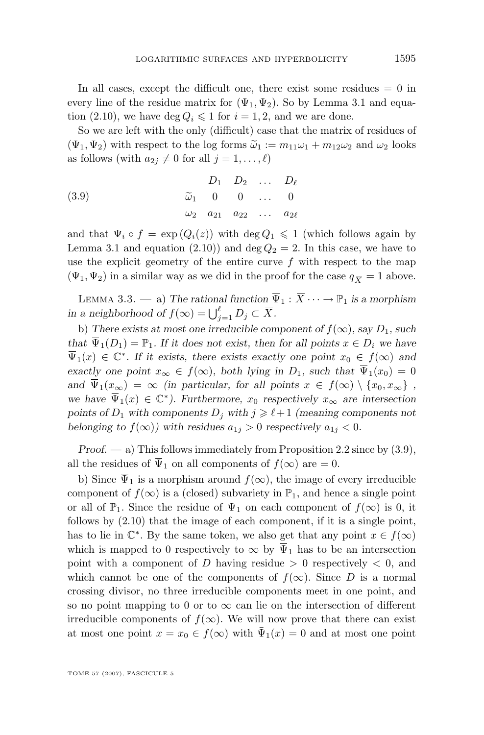In all cases, except the difficult one, there exist some residues $= 0$ in every line of the residue matrix for $(\Psi_1, \Psi_2)$. So by Lemma 3.1 and equation (2.10), we have $\deg Q_i \leqslant 1$ for $i = 1, 2$, and we are done.

So we are left with the only (difficult) case that the matrix of residues of $(\Psi_1, \Psi_2)$ with respect to the log forms $\widetilde{\omega}_1 := m_{11}\omega_1 + m_{12}\omega_2$ and $\omega_2$ looks as follows (with $a_{2j} \neq 0$ for all $j = 1, \dots, \ell$)

$$
\begin{array}{c|cccc}
 & D_1 & D_2 & \dots & D_\ell \\
\widetilde{\omega}_1 & 0 & 0 & \dots & 0 \\
\omega_2 & a_{21} & a_{22} & \dots & a_{2\ell}
\end{array}
\tag{3.9}
$$

and that $\Psi_i \circ f = \exp(Q_i(z))$ with $\deg Q_1 \leqslant 1$ (which follows again by Lemma 3.1 and equation (2.10)) and $\deg Q_2 = 2$. In this case, we have to use the explicit geometry of the entire curve $f$ with respect to the map $(\Psi_1, \Psi_2)$ in a similar way as we did in the proof for the case $q_{\overline{X}} = 1$ above.

Lemma 3.3. — a) *The rational function $\overline{\Psi}_1 : \overline{X} \cdots \to \mathbb{P}_1$ is a morphism in a neighborhood of $f(\infty) = \bigcup_{j=1}^{\ell} D_j \subset \overline{X}$.*

b) *There exists at most one irreducible component of $f(\infty)$, say $D_1$, such that $\overline{\Psi}_1(D_1) = \mathbb{P}_1$. If it does not exist, then for all points $x \in D_i$ we have $\overline{\Psi}_1(x) \in \mathbb{C}^*$. If it exists, there exists exactly one point $x_0 \in f(\infty)$ and exactly one point $x_\infty \in f(\infty)$, both lying in $D_1$, such that $\overline{\Psi}_1(x_0) = 0$ and $\overline{\Psi}_1(x_\infty) = \infty$ (in particular, for all points $x \in f(\infty) \setminus \{x_0, x_\infty\}$, we have $\overline{\Psi}_1(x) \in \mathbb{C}^*$). Furthermore, $x_0$ respectively $x_\infty$ are intersection points of $D_1$ with components $D_j$ with $j \geqslant \ell + 1$ (meaning components not belonging to $f(\infty)$) with residues $a_{1j} > 0$ respectively $a_{1j} < 0$.*

*Proof.* — a) This follows immediately from Proposition 2.2 since by (3.9), all the residues of $\overline{\Psi}_1$ on all components of $f(\infty)$ are $= 0$.

b) Since $\overline{\Psi}_1$ is a morphism around $f(\infty)$, the image of every irreducible component of $f(\infty)$ is a (closed) subvariety in $\mathbb{P}_1$, and hence a single point or all of $\mathbb{P}_1$. Since the residue of $\overline{\Psi}_1$ on each component of $f(\infty)$ is 0, it follows by (2.10) that the image of each component, if it is a single point, has to lie in $\mathbb{C}^*$. By the same token, we also get that any point $x \in f(\infty)$ which is mapped to 0 respectively to $\infty$ by $\overline{\Psi}_1$ has to be an intersection point with a component of $D$ having residue $> 0$ respectively $< 0$, and which cannot be one of the components of $f(\infty)$. Since $D$ is a normal crossing divisor, no three irreducible components meet in one point, and so no point mapping to 0 or to $\infty$ can lie on the intersection of different irreducible components of $f(\infty)$. We will now prove that there can exist at most one point $x = x_0 \in f(\infty)$ with $\bar{\Psi}_1(x) = 0$ and at most one point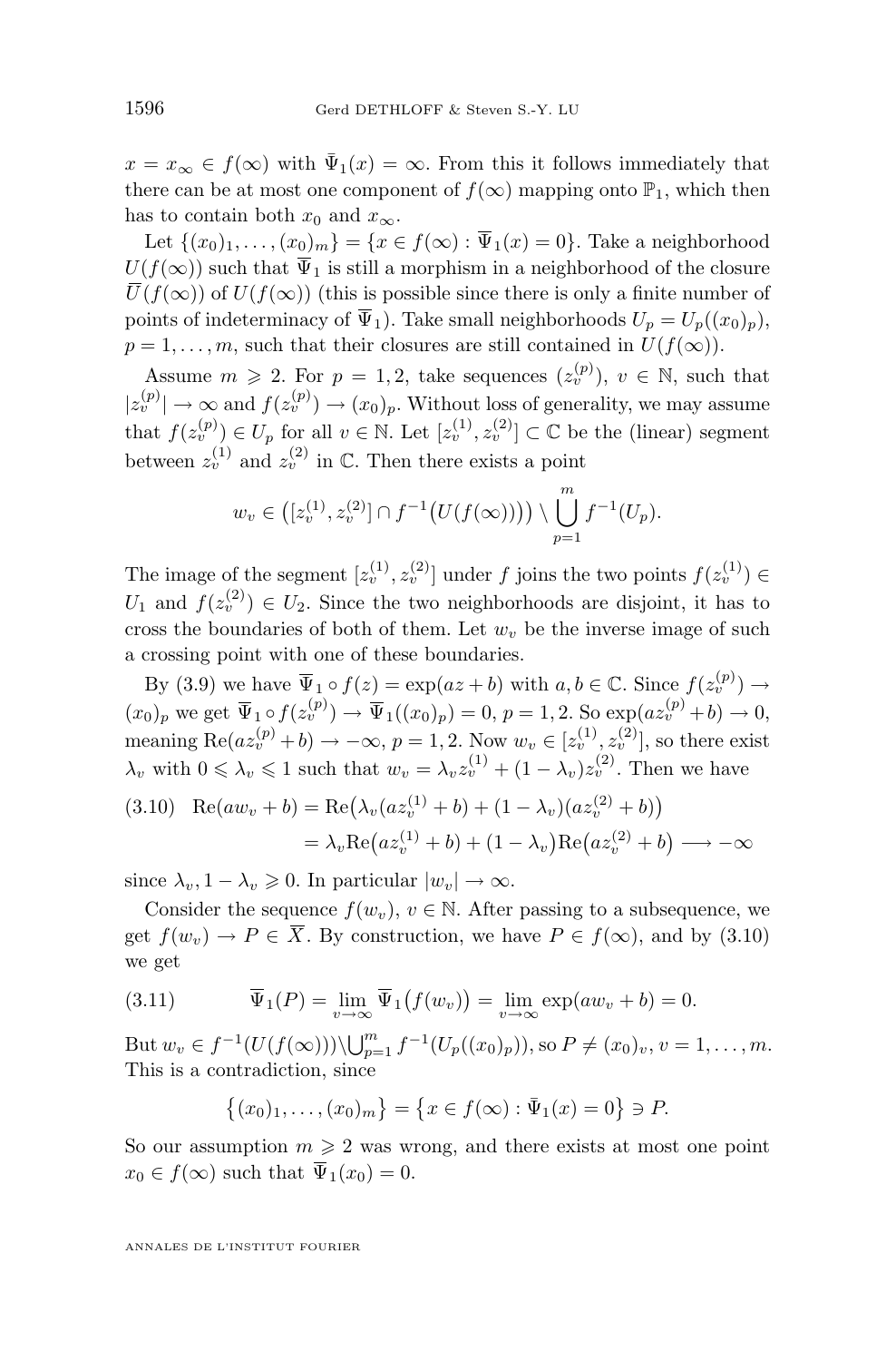$x = x_\infty \in f(\infty)$ with $\bar{\Psi}_1(x) = \infty$. From this it follows immediately that there can be at most one component of $f(\infty)$ mapping onto $\mathbb{P}_1$, which then has to contain both $x_0$ and $x_\infty$.

Let $\{(x_0)_1, \dots, (x_0)_m\} = \{x \in f(\infty) : \overline{\Psi}_1(x) = 0\}$. Take a neighborhood $U(f(\infty))$ such that $\overline{\Psi}_1$ is still a morphism in a neighborhood of the closure $\overline{U}(f(\infty))$ of $U(f(\infty))$ (this is possible since there is only a finite number of points of indeterminacy of $\overline{\Psi}_1$). Take small neighborhoods $U_p = U_p((x_0)_p)$, $p = 1, \dots, m$, such that their closures are still contained in $U(f(\infty))$.

Assume $m \geqslant 2$. For $p = 1, 2$, take sequences $(z_v^{(p)})$, $v \in \mathbb{N}$, such that $|z_v^{(p)}| \to \infty$ and $f(z_v^{(p)}) \to (x_0)_p$. Without loss of generality, we may assume that $f(z_v^{(p)}) \in U_p$ for all $v \in \mathbb{N}$. Let $[z_v^{(1)}, z_v^{(2)}] \subset \mathbb{C}$ be the (linear) segment between $z_v^{(1)}$ and $z_v^{(2)}$ in $\mathbb{C}$. Then there exists a point

$$w_v \in \big([z_v^{(1)}, z_v^{(2)}] \cap f^{-1}\big(U(f(\infty))\big)\big) \setminus \bigcup_{p=1}^{m} f^{-1}(U_p).$$

The image of the segment $[z_v^{(1)}, z_v^{(2)}]$ under $f$ joins the two points $f(z_v^{(1)}) \in U_1$ and $f(z_v^{(2)}) \in U_2$. Since the two neighborhoods are disjoint, it has to cross the boundaries of both of them. Let $w_v$ be the inverse image of such a crossing point with one of these boundaries.

By (3.9) we have $\overline{\Psi}_1 \circ f(z) = \exp(az + b)$ with $a, b \in \mathbb{C}$. Since $f(z_v^{(p)}) \to (x_0)_p$ we get $\overline{\Psi}_1 \circ f(z_v^{(p)}) \to \overline{\Psi}_1((x_0)_p) = 0$, $p = 1, 2$. So $\exp(az_v^{(p)} + b) \to 0$, meaning $\mathrm{Re}(az_v^{(p)} + b) \to -\infty$, $p = 1, 2$. Now $w_v \in [z_v^{(1)}, z_v^{(2)}]$, so there exist $\lambda_v$ with $0 \leqslant \lambda_v \leqslant 1$ such that $w_v = \lambda_v z_v^{(1)} + (1 - \lambda_v) z_v^{(2)}$. Then we have

$$\begin{aligned} (3.10) \quad \mathrm{Re}(aw_v + b) &= \mathrm{Re}\big(\lambda_v(az_v^{(1)} + b) + (1 - \lambda_v)(az_v^{(2)} + b)\big) \\ &= \lambda_v \mathrm{Re}\big(az_v^{(1)} + b) + (1 - \lambda_v)\mathrm{Re}\big(az_v^{(2)} + b\big) \longrightarrow -\infty \end{aligned}$$

since $\lambda_v, 1 - \lambda_v \geqslant 0$. In particular $|w_v| \to \infty$.

Consider the sequence $f(w_v)$, $v \in \mathbb{N}$. After passing to a subsequence, we get $f(w_v) \to P \in \overline{X}$. By construction, we have $P \in f(\infty)$, and by (3.10) we get

$$(3.11) \qquad \overline{\Psi}_1(P) = \lim_{v \to \infty} \overline{\Psi}_1\big(f(w_v)\big) = \lim_{v \to \infty} \exp(aw_v + b) = 0.$$

But $w_v \in f^{-1}(U(f(\infty))) \setminus \bigcup_{p=1}^{m} f^{-1}(U_p((x_0)_p))$, so $P \neq (x_0)_v$, $v = 1, \dots, m$. This is a contradiction, since

$$\big\{(x_0)_1, \dots, (x_0)_m\big\} = \big\{x \in f(\infty) : \bar{\Psi}_1(x) = 0\big\} \ni P.$$

So our assumption $m \geqslant 2$ was wrong, and there exists at most one point $x_0 \in f(\infty)$ such that $\overline{\Psi}_1(x_0) = 0$.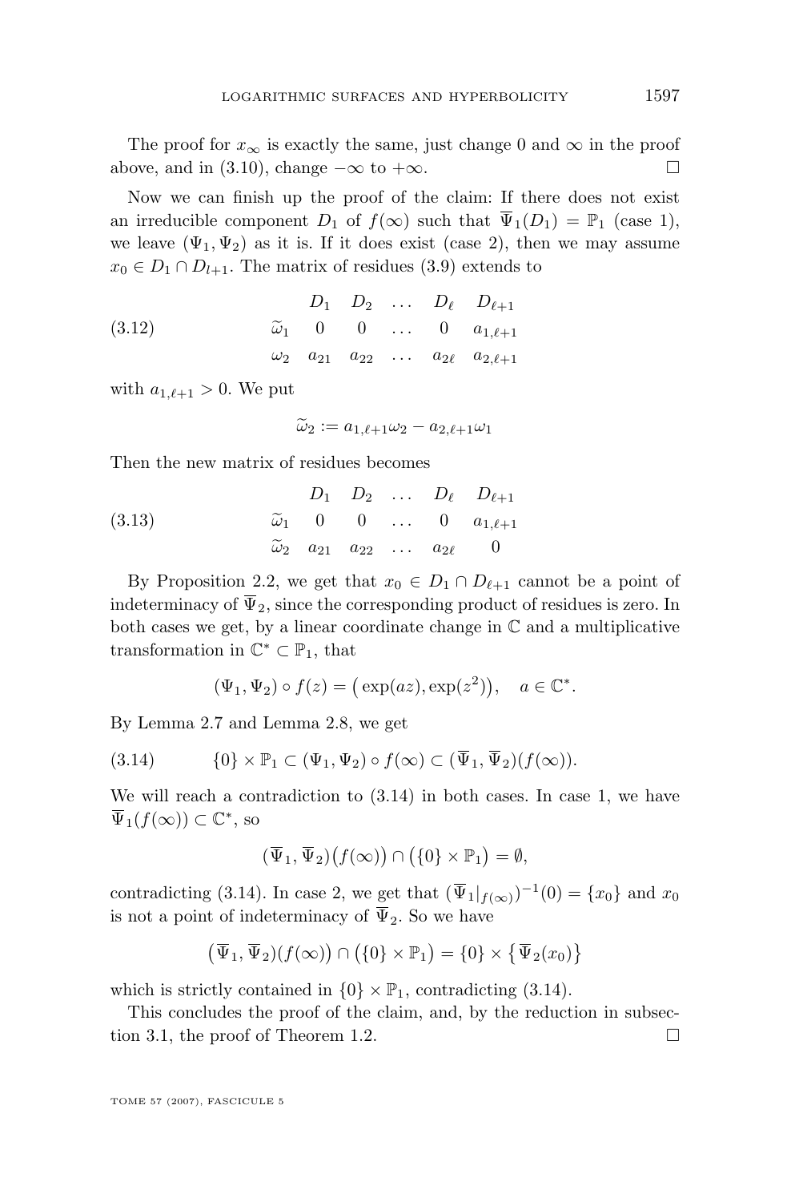The proof for $x_\infty$ is exactly the same, just change 0 and $\infty$ in the proof above, and in (3.10), change $-\infty$ to $+\infty$. $\square$

Now we can finish up the proof of the claim: If there does not exist an irreducible component $D_1$ of $f(\infty)$ such that $\overline{\Psi}_1(D_1) = \mathbb{P}_1$ (case 1), we leave $(\Psi_1, \Psi_2)$ as it is. If it does exist (case 2), then we may assume $x_0 \in D_1 \cap D_{l+1}$. The matrix of residues (3.9) extends to

$$\begin{array}{cccccc} & D_1 & D_2 & \dots & D_\ell & D_{\ell+1} \\ \widetilde{\omega}_1 & 0 & 0 & \dots & 0 & a_{1,\ell+1} \\ \omega_2 & a_{21} & a_{22} & \dots & a_{2\ell} & a_{2,\ell+1} \end{array} \tag{3.12}$$

with $a_{1,\ell+1} > 0$. We put

$$\widetilde{\omega}_2 := a_{1,\ell+1}\omega_2 - a_{2,\ell+1}\omega_1$$

Then the new matrix of residues becomes

$$\begin{array}{cccccc} & D_1 & D_2 & \dots & D_\ell & D_{\ell+1} \\ \widetilde{\omega}_1 & 0 & 0 & \dots & 0 & a_{1,\ell+1} \\ \widetilde{\omega}_2 & a_{21} & a_{22} & \dots & a_{2\ell} & 0 \end{array} \tag{3.13}$$

By Proposition 2.2, we get that $x_0 \in D_1 \cap D_{\ell+1}$ cannot be a point of indeterminacy of $\overline{\Psi}_2$, since the corresponding product of residues is zero. In both cases we get, by a linear coordinate change in $\mathbb{C}$ and a multiplicative transformation in $\mathbb{C}^* \subset \mathbb{P}_1$, that

$$(\Psi_1, \Psi_2) \circ f(z) = \big(\exp(az), \exp(z^2)\big), \quad a \in \mathbb{C}^*.$$

By Lemma 2.7 and Lemma 2.8, we get

$$\{0\} \times \mathbb{P}_1 \subset (\Psi_1, \Psi_2) \circ f(\infty) \subset (\overline{\Psi}_1, \overline{\Psi}_2)(f(\infty)). \tag{3.14}$$

We will reach a contradiction to (3.14) in both cases. In case 1, we have $\overline{\Psi}_1(f(\infty)) \subset \mathbb{C}^*$, so

$$(\overline{\Psi}_1, \overline{\Psi}_2)\big(f(\infty)\big) \cap \big(\{0\} \times \mathbb{P}_1\big) = \emptyset,$$

contradicting (3.14). In case 2, we get that $(\overline{\Psi}_1|_{f(\infty)})^{-1}(0) = \{x_0\}$ and $x_0$ is not a point of indeterminacy of $\overline{\Psi}_2$. So we have

$$\big(\overline{\Psi}_1, \overline{\Psi}_2)(f(\infty)\big) \cap \big(\{0\} \times \mathbb{P}_1\big) = \{0\} \times \big\{\overline{\Psi}_2(x_0)\big\}$$

which is strictly contained in $\{0\} \times \mathbb{P}_1$, contradicting (3.14).

This concludes the proof of the claim, and, by the reduction in subsection 3.1, the proof of Theorem 1.2. $\square$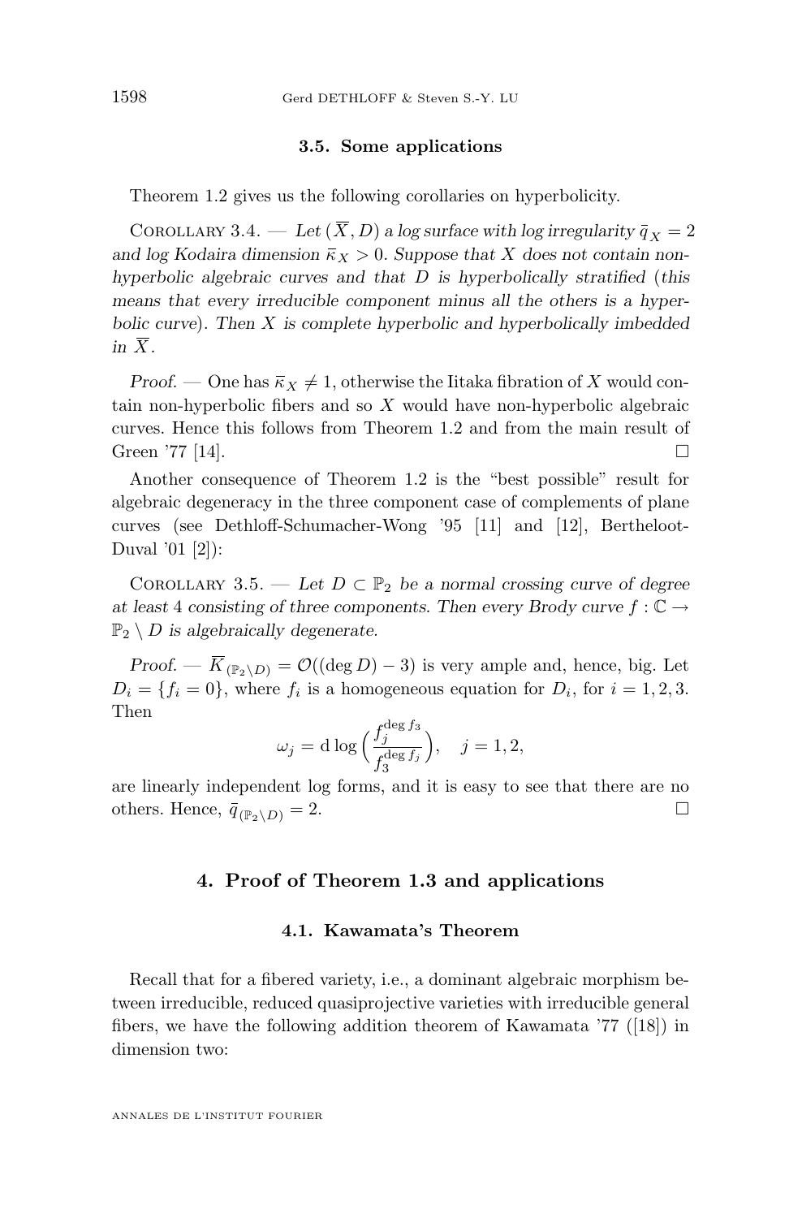### 3.5. Some applications

Theorem 1.2 gives us the following corollaries on hyperbolicity.

Corollary 3.4. — *Let $(\overline{X}, D)$ a log surface with log irregularity $\bar{q}_X = 2$ and log Kodaira dimension $\bar{\kappa}_X > 0$. Suppose that $X$ does not contain non-hyperbolic algebraic curves and that $D$ is hyperbolically stratified (this means that every irreducible component minus all the others is a hyperbolic curve). Then $X$ is complete hyperbolic and hyperbolically imbedded in $\overline{X}$.*

*Proof.* — One has $\bar{\kappa}_X \neq 1$, otherwise the Iitaka fibration of $X$ would contain non-hyperbolic fibers and so $X$ would have non-hyperbolic algebraic curves. Hence this follows from Theorem 1.2 and from the main result of Green '77 [14]. □

Another consequence of Theorem 1.2 is the "best possible" result for algebraic degeneracy in the three component case of complements of plane curves (see Dethloff-Schumacher-Wong '95 [11] and [12], Bertheloot-Duval '01 [2]):

Corollary 3.5. — *Let $D \subset \mathbb{P}_2$ be a normal crossing curve of degree at least 4 consisting of three components. Then every Brody curve $f : \mathbb{C} \to \mathbb{P}_2 \setminus D$ is algebraically degenerate.*

*Proof.* — $\overline{K}_{(\mathbb{P}_2 \setminus D)} = \mathcal{O}((\deg D) - 3)$ is very ample and, hence, big. Let $D_i = \{f_i = 0\}$, where $f_i$ is a homogeneous equation for $D_i$, for $i = 1, 2, 3$. Then

$$\omega_j = \mathrm{d} \log \Big( \frac{f_j^{\deg f_3}}{f_3^{\deg f_j}} \Big), \quad j = 1, 2,$$

are linearly independent log forms, and it is easy to see that there are no others. Hence, $\bar{q}_{(\mathbb{P}_2 \setminus D)} = 2$. □

## 4. Proof of Theorem 1.3 and applications

### 4.1. Kawamata's Theorem

Recall that for a fibered variety, i.e., a dominant algebraic morphism between irreducible, reduced quasiprojective varieties with irreducible general fibers, we have the following addition theorem of Kawamata '77 ([18]) in dimension two: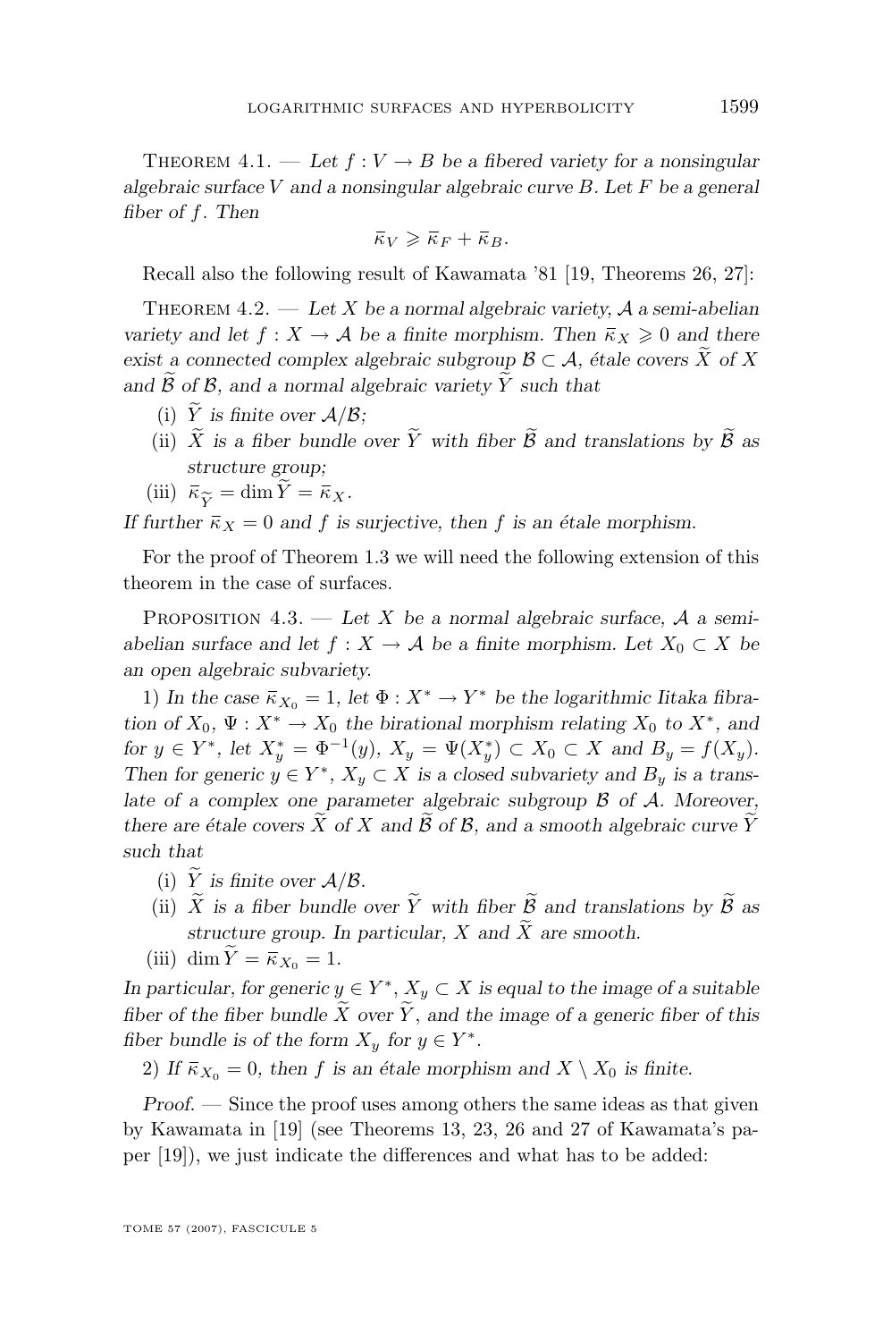Theorem 4.1. — *Let $f : V \to B$ be a fibered variety for a nonsingular algebraic surface $V$ and a nonsingular algebraic curve $B$. Let $F$ be a general fiber of $f$. Then*

$$\bar{\kappa}_V \geqslant \bar{\kappa}_F + \bar{\kappa}_B.$$

Recall also the following result of Kawamata '81 [19, Theorems 26, 27]:

Theorem 4.2. — *Let $X$ be a normal algebraic variety, $\mathcal{A}$ a semi-abelian variety and let $f : X \to \mathcal{A}$ be a finite morphism. Then $\bar{\kappa}_X \geqslant 0$ and there exist a connected complex algebraic subgroup $\mathcal{B} \subset \mathcal{A}$, étale covers $\widetilde{X}$ of $X$ and $\widetilde{\mathcal{B}}$ of $\mathcal{B}$, and a normal algebraic variety $\widetilde{Y}$ such that*

(i) *$\widetilde{Y}$ is finite over $\mathcal{A}/\mathcal{B}$;*

(ii) *$\widetilde{X}$ is a fiber bundle over $\widetilde{Y}$ with fiber $\widetilde{\mathcal{B}}$ and translations by $\widetilde{\mathcal{B}}$ as structure group;*

(iii) *$\bar{\kappa}_{\widetilde{Y}} = \dim \widetilde{Y} = \bar{\kappa}_X$.*

*If further $\bar{\kappa}_X = 0$ and $f$ is surjective, then $f$ is an étale morphism.*

For the proof of Theorem 1.3 we will need the following extension of this theorem in the case of surfaces.

Proposition 4.3. — *Let $X$ be a normal algebraic surface, $\mathcal{A}$ a semi-abelian surface and let $f : X \to \mathcal{A}$ be a finite morphism. Let $X_0 \subset X$ be an open algebraic subvariety.*

*1) In the case $\bar{\kappa}_{X_0} = 1$, let $\Phi : X^* \to Y^*$ be the logarithmic Iitaka fibration of $X_0$, $\Psi : X^* \to X_0$ the birational morphism relating $X_0$ to $X^*$, and for $y \in Y^*$, let $X_y^* = \Phi^{-1}(y)$, $X_y = \Psi(X_y^*) \subset X_0 \subset X$ and $B_y = f(X_y)$. Then for generic $y \in Y^*$, $X_y \subset X$ is a closed subvariety and $B_y$ is a translate of a complex one parameter algebraic subgroup $\mathcal{B}$ of $\mathcal{A}$. Moreover, there are étale covers $\widetilde{X}$ of $X$ and $\widetilde{\mathcal{B}}$ of $\mathcal{B}$, and a smooth algebraic curve $\widetilde{Y}$ such that*

(i) *$\widetilde{Y}$ is finite over $\mathcal{A}/\mathcal{B}$.*

(ii) *$\widetilde{X}$ is a fiber bundle over $\widetilde{Y}$ with fiber $\widetilde{\mathcal{B}}$ and translations by $\widetilde{\mathcal{B}}$ as structure group. In particular, $X$ and $\widetilde{X}$ are smooth.*

(iii) *$\dim \widetilde{Y} = \bar{\kappa}_{X_0} = 1$.*

*In particular, for generic $y \in Y^*$, $X_y \subset X$ is equal to the image of a suitable fiber of the fiber bundle $\widetilde{X}$ over $\widetilde{Y}$, and the image of a generic fiber of this fiber bundle is of the form $X_y$ for $y \in Y^*$.*

*2) If $\bar{\kappa}_{X_0} = 0$, then $f$ is an étale morphism and $X \setminus X_0$ is finite.*

*Proof.* — Since the proof uses among others the same ideas as that given by Kawamata in [19] (see Theorems 13, 23, 26 and 27 of Kawamata's paper [19]), we just indicate the differences and what has to be added: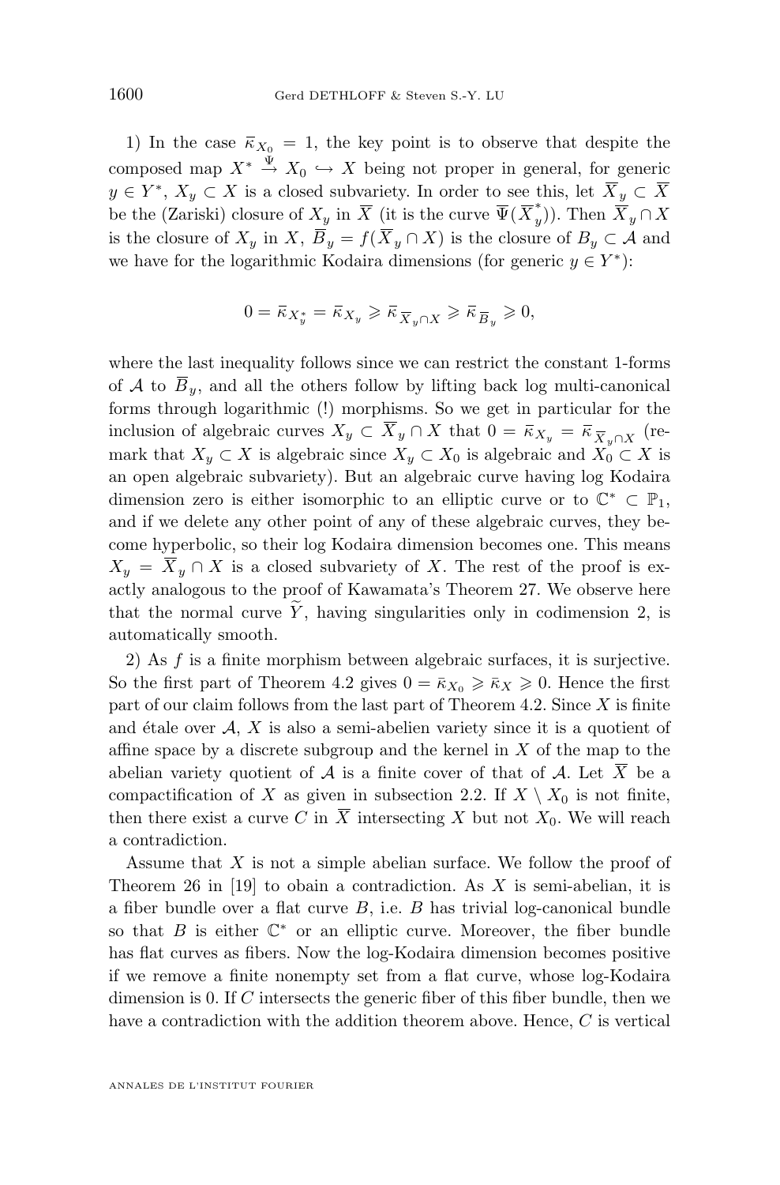1) In the case $\bar{\kappa}_{X_0} = 1$, the key point is to observe that despite the composed map $X^* \xrightarrow{\Psi} X_0 \hookrightarrow X$ being not proper in general, for generic $y \in Y^*$, $X_y \subset X$ is a closed subvariety. In order to see this, let $\overline{X}_y \subset \overline{X}$ be the (Zariski) closure of $X_y$ in $\overline{X}$ (it is the curve $\overline{\Psi}(\overline{X}^*_y)$). Then $\overline{X}_y \cap X$ is the closure of $X_y$ in $X$, $\overline{B}_y = f(\overline{X}_y \cap X)$ is the closure of $B_y \subset \mathcal{A}$ and we have for the logarithmic Kodaira dimensions (for generic $y \in Y^*$):

$$0 = \bar{\kappa}_{X^*_y} = \bar{\kappa}_{X_y} \geqslant \bar{\kappa}_{\overline{X}_y \cap X} \geqslant \bar{\kappa}_{\overline{B}_y} \geqslant 0,$$

where the last inequality follows since we can restrict the constant 1-forms of $\mathcal{A}$ to $\overline{B}_y$, and all the others follow by lifting back log multi-canonical forms through logarithmic (!) morphisms. So we get in particular for the inclusion of algebraic curves $X_y \subset \overline{X}_y \cap X$ that $0 = \bar{\kappa}_{X_y} = \bar{\kappa}_{\overline{X}_y \cap X}$ (remark that $X_y \subset X$ is algebraic since $X_y \subset X_0$ is algebraic and $X_0 \subset X$ is an open algebraic subvariety). But an algebraic curve having log Kodaira dimension zero is either isomorphic to an elliptic curve or to $\mathbb{C}^* \subset \mathbb{P}_1$, and if we delete any other point of any of these algebraic curves, they become hyperbolic, so their log Kodaira dimension becomes one. This means $X_y = \overline{X}_y \cap X$ is a closed subvariety of $X$. The rest of the proof is exactly analogous to the proof of Kawamata's Theorem 27. We observe here that the normal curve $\widetilde{Y}$, having singularities only in codimension 2, is automatically smooth.

2) As $f$ is a finite morphism between algebraic surfaces, it is surjective. So the first part of Theorem 4.2 gives $0 = \bar{\kappa}_{X_0} \geqslant \bar{\kappa}_X \geqslant 0$. Hence the first part of our claim follows from the last part of Theorem 4.2. Since $X$ is finite and étale over $\mathcal{A}$, $X$ is also a semi-abelien variety since it is a quotient of affine space by a discrete subgroup and the kernel in $X$ of the map to the abelian variety quotient of $\mathcal{A}$ is a finite cover of that of $\mathcal{A}$. Let $\overline{X}$ be a compactification of $X$ as given in subsection 2.2. If $X \setminus X_0$ is not finite, then there exist a curve $C$ in $\overline{X}$ intersecting $X$ but not $X_0$. We will reach a contradiction.

Assume that $X$ is not a simple abelian surface. We follow the proof of Theorem 26 in [19] to obain a contradiction. As $X$ is semi-abelian, it is a fiber bundle over a flat curve $B$, i.e. $B$ has trivial log-canonical bundle so that $B$ is either $\mathbb{C}^*$ or an elliptic curve. Moreover, the fiber bundle has flat curves as fibers. Now the log-Kodaira dimension becomes positive if we remove a finite nonempty set from a flat curve, whose log-Kodaira dimension is 0. If $C$ intersects the generic fiber of this fiber bundle, then we have a contradiction with the addition theorem above. Hence, $C$ is vertical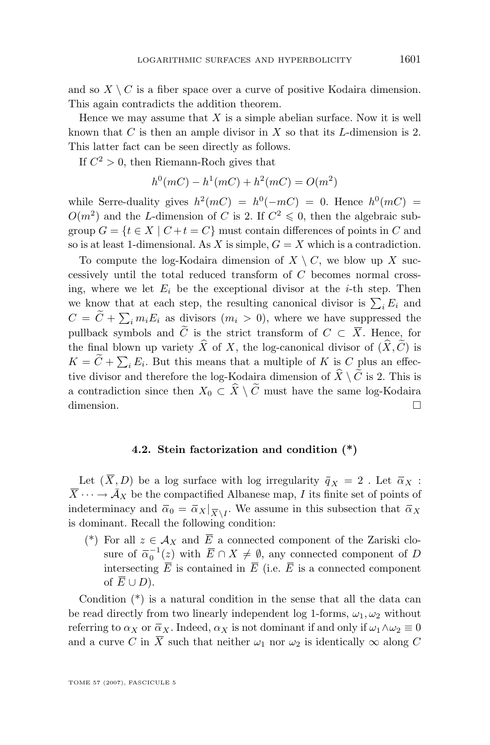and so $X \setminus C$ is a fiber space over a curve of positive Kodaira dimension. This again contradicts the addition theorem.

Hence we may assume that $X$ is a simple abelian surface. Now it is well known that $C$ is then an ample divisor in $X$ so that its $L$-dimension is 2. This latter fact can be seen directly as follows.

If $C^2 > 0$, then Riemann-Roch gives that

$$h^0(mC) - h^1(mC) + h^2(mC) = O(m^2)$$

while Serre-duality gives $h^2(mC) = h^0(-mC) = 0$. Hence $h^0(mC) = O(m^2)$ and the $L$-dimension of $C$ is 2. If $C^2 \leqslant 0$, then the algebraic subgroup $G = \{t \in X \mid C + t = C\}$ must contain differences of points in $C$ and so is at least 1-dimensional. As $X$ is simple, $G = X$ which is a contradiction.

To compute the log-Kodaira dimension of $X \setminus C$, we blow up $X$ successively until the total reduced transform of $C$ becomes normal crossing, where we let $E_i$ be the exceptional divisor at the $i$-th step. Then we know that at each step, the resulting canonical divisor is $\sum_i E_i$ and $C = \widetilde{C} + \sum_i m_i E_i$ as divisors ($m_i > 0$), where we have suppressed the pullback symbols and $\widetilde{C}$ is the strict transform of $C \subset \overline{X}$. Hence, for the final blown up variety $\widehat{X}$ of $X$, the log-canonical divisor of $(\widehat{X}, \widetilde{C})$ is $K = \widetilde{C} + \sum_i E_i$. But this means that a multiple of $K$ is $C$ plus an effective divisor and therefore the log-Kodaira dimension of $\widehat{X} \setminus \widetilde{C}$ is 2. This is a contradiction since then $X_0 \subset \widehat{X} \setminus \widetilde{C}$ must have the same log-Kodaira dimension. □

### 4.2. Stein factorization and condition (*)

Let $(\overline{X}, D)$ be a log surface with log irregularity $\bar{q}_X = 2$ . Let $\bar{\alpha}_X : \overline{X} \cdots \to \bar{\mathcal{A}}_X$ be the compactified Albanese map, $I$ its finite set of points of indeterminacy and $\bar{\alpha}_0 = \bar{\alpha}_X|_{\overline{X} \setminus I}$. We assume in this subsection that $\bar{\alpha}_X$ is dominant. Recall the following condition:

(*) For all $z \in \mathcal{A}_X$ and $\overline{E}$ a connected component of the Zariski closure of $\bar{\alpha}_0^{-1}(z)$ with $\overline{E} \cap X \neq \emptyset$, any connected component of $D$ intersecting $\overline{E}$ is contained in $\overline{E}$ (i.e. $\overline{E}$ is a connected component of $\overline{E} \cup D$).

Condition (*) is a natural condition in the sense that all the data can be read directly from two linearly independent log 1-forms, $\omega_1, \omega_2$ without referring to $\alpha_X$ or $\bar{\alpha}_X$. Indeed, $\alpha_X$ is not dominant if and only if $\omega_1 \wedge \omega_2 \equiv 0$ and a curve $C$ in $\overline{X}$ such that neither $\omega_1$ nor $\omega_2$ is identically $\infty$ along $C$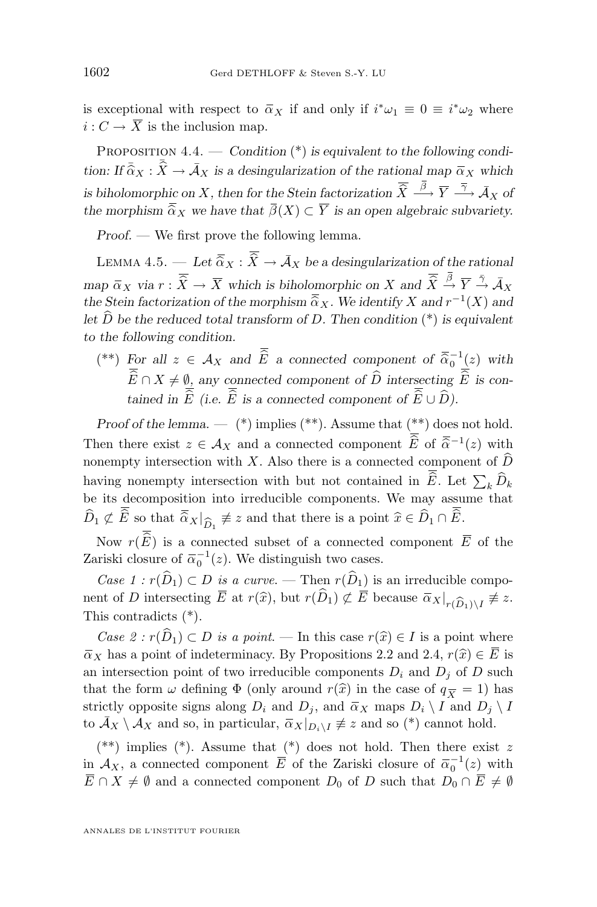is exceptional with respect to $\bar{\alpha}_X$ if and only if $i^*\omega_1 \equiv 0 \equiv i^*\omega_2$ where $i : C \to \overline{X}$ is the inclusion map.

Proposition 4.4. — *Condition* (\*) *is equivalent to the following condition: If* $\bar{\bar{\alpha}}_X : \bar{\bar{X}} \to \bar{\mathcal{A}}_X$ *is a desingularization of the rational map* $\bar{\alpha}_X$ *which is biholomorphic on* $X$*, then for the Stein factorization* $\bar{\bar{X}} \xrightarrow{\bar{\beta}} \overline{Y} \xrightarrow{\bar{\gamma}} \bar{\mathcal{A}}_X$ *of the morphism* $\bar{\bar{\alpha}}_X$ *we have that* $\bar{\beta}(X) \subset \overline{Y}$ *is an open algebraic subvariety.*

*Proof.* — We first prove the following lemma.

Lemma 4.5. — *Let* $\bar{\bar{\alpha}}_X : \bar{\bar{X}} \to \bar{\mathcal{A}}_X$ *be a desingularization of the rational map* $\bar{\alpha}_X$ *via* $r : \bar{\bar{X}} \to \overline{X}$ *which is biholomorphic on* $X$ *and* $\bar{\bar{X}} \xrightarrow{\bar{\beta}} \overline{Y} \xrightarrow{\bar{\gamma}} \bar{\mathcal{A}}_X$ *the Stein factorization of the morphism* $\bar{\bar{\alpha}}_X$*. We identify* $X$ *and* $r^{-1}(X)$ *and let* $\widehat{D}$ *be the reduced total transform of* $D$*. Then condition* (\*) *is equivalent to the following condition.*

(\*\*) *For all* $z \in \mathcal{A}_X$ *and* $\bar{\bar{E}}$ *a connected component of* $\bar{\bar{\alpha}}_0^{-1}(z)$ *with* $\bar{\bar{E}} \cap X \neq \emptyset$*, any connected component of* $\widehat{D}$ *intersecting* $\bar{\bar{E}}$ *is contained in* $\bar{\bar{E}}$ *(i.e.* $\bar{\bar{E}}$ *is a connected component of* $\bar{\bar{E}} \cup \widehat{D}$*).*

*Proof of the lemma.* — (\*) implies (\*\*). Assume that (\*\*) does not hold. Then there exist $z \in \mathcal{A}_X$ and a connected component $\bar{\bar{E}}$ of $\bar{\bar{\alpha}}^{-1}(z)$ with nonempty intersection with $X$. Also there is a connected component of $\widehat{D}$ having nonempty intersection with but not contained in $\bar{\bar{E}}$. Let $\sum_k \widehat{D}_k$ be its decomposition into irreducible components. We may assume that $\widehat{D}_1 \not\subset \bar{\bar{E}}$ so that $\bar{\bar{\alpha}}_X|_{\widehat{D}_1} \not\equiv z$ and that there is a point $\widehat{x} \in \widehat{D}_1 \cap \bar{\bar{E}}$.

Now $r(\bar{\bar{E}})$ is a connected subset of a connected component $\overline{E}$ of the Zariski closure of $\bar{\alpha}_0^{-1}(z)$. We distinguish two cases.

*Case 1 :* $r(\widehat{D}_1) \subset D$ *is a curve.* — Then $r(\widehat{D}_1)$ is an irreducible component of $D$ intersecting $\overline{E}$ at $r(\widehat{x})$, but $r(\widehat{D}_1) \not\subset \overline{E}$ because $\bar{\alpha}_X|_{r(\widehat{D}_1)\setminus I} \not\equiv z$. This contradicts (\*).

*Case 2 :* $r(\widehat{D}_1) \subset D$ *is a point.* — In this case $r(\widehat{x}) \in I$ is a point where $\bar{\alpha}_X$ has a point of indeterminacy. By Propositions 2.2 and 2.4, $r(\widehat{x}) \in \overline{E}$ is an intersection point of two irreducible components $D_i$ and $D_j$ of $D$ such that the form $\omega$ defining $\Phi$ (only around $r(\widehat{x})$ in the case of $q_{\overline{X}} = 1$) has strictly opposite signs along $D_i$ and $D_j$, and $\bar{\alpha}_X$ maps $D_i \setminus I$ and $D_j \setminus I$ to $\bar{\mathcal{A}}_X \setminus \mathcal{A}_X$ and so, in particular, $\bar{\alpha}_X|_{D_i \setminus I} \not\equiv z$ and so (\*) cannot hold.

(\*\*) implies (\*). Assume that (\*) does not hold. Then there exist $z$ in $\mathcal{A}_X$, a connected component $\overline{E}$ of the Zariski closure of $\bar{\alpha}_0^{-1}(z)$ with $\overline{E} \cap X \neq \emptyset$ and a connected component $D_0$ of $D$ such that $D_0 \cap \overline{E} \neq \emptyset$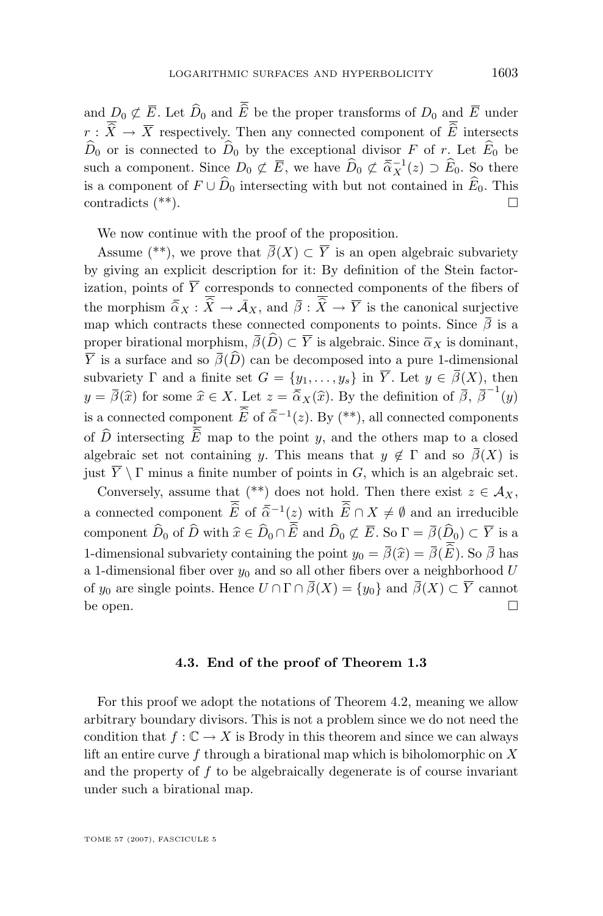and $D_0 \not\subset \overline{E}$. Let $\widehat{D}_0$ and $\widehat{\overline{E}}$ be the proper transforms of $D_0$ and $\overline{E}$ under $r : \widehat{\overline{X}} \to \overline{X}$ respectively. Then any connected component of $\widehat{\overline{E}}$ intersects $\widehat{D}_0$ or is connected to $\widehat{D}_0$ by the exceptional divisor $F$ of $r$. Let $\widehat{E}_0$ be such a component. Since $D_0 \not\subset \overline{E}$, we have $\widehat{D}_0 \not\subset \widehat{\overline{\alpha}}_X^{-1}(z) \supset \widehat{E}_0$. So there is a component of $F \cup \widehat{D}_0$ intersecting with but not contained in $\widehat{E}_0$. This contradicts (**). $\square$

We now continue with the proof of the proposition.

Assume (**), we prove that $\overline{\beta}(X) \subset \overline{Y}$ is an open algebraic subvariety by giving an explicit description for it: By definition of the Stein factorization, points of $\overline{Y}$ corresponds to connected components of the fibers of the morphism $\widehat{\overline{\alpha}}_X : \widehat{\overline{X}} \to \bar{\mathcal{A}}_X$, and $\overline{\beta} : \widehat{\overline{X}} \to \overline{Y}$ is the canonical surjective map which contracts these connected components to points. Since $\overline{\beta}$ is a proper birational morphism, $\overline{\beta}(\widehat{D}) \subset \overline{Y}$ is algebraic. Since $\overline{\alpha}_X$ is dominant, $\overline{Y}$ is a surface and so $\overline{\beta}(\widehat{D})$ can be decomposed into a pure 1-dimensional subvariety $\Gamma$ and a finite set $G = \{y_1, \ldots, y_s\}$ in $\overline{Y}$. Let $y \in \overline{\beta}(X)$, then $y = \overline{\beta}(\widehat{x})$ for some $\widehat{x} \in X$. Let $z = \widehat{\overline{\alpha}}_X(\widehat{x})$. By the definition of $\overline{\beta}$, $\overline{\beta}^{-1}(y)$ is a connected component $\widehat{\overline{E}}$ of $\widehat{\overline{\alpha}}^{-1}(z)$. By (**), all connected components of $\widehat{D}$ intersecting $\widehat{\overline{E}}$ map to the point $y$, and the others map to a closed algebraic set not containing $y$. This means that $y \notin \Gamma$ and so $\overline{\beta}(X)$ is just $\overline{Y} \setminus \Gamma$ minus a finite number of points in $G$, which is an algebraic set.

Conversely, assume that (**) does not hold. Then there exist $z \in \mathcal{A}_X$, a connected component $\widehat{\overline{E}}$ of $\widehat{\overline{\alpha}}^{-1}(z)$ with $\widehat{\overline{E}} \cap X \neq \emptyset$ and an irreducible component $\widehat{D}_0$ of $\widehat{D}$ with $\widehat{x} \in \widehat{D}_0 \cap \widehat{\overline{E}}$ and $\widehat{D}_0 \not\subset \overline{E}$. So $\Gamma = \overline{\beta}(\widehat{D}_0) \subset \overline{Y}$ is a 1-dimensional subvariety containing the point $y_0 = \overline{\beta}(\widehat{x}) = \overline{\beta}(\widehat{\overline{E}})$. So $\overline{\beta}$ has a 1-dimensional fiber over $y_0$ and so all other fibers over a neighborhood $U$ of $y_0$ are single points. Hence $U \cap \Gamma \cap \overline{\beta}(X) = \{y_0\}$ and $\overline{\beta}(X) \subset \overline{Y}$ cannot be open. $\square$

### 4.3. End of the proof of Theorem 1.3

For this proof we adopt the notations of Theorem 4.2, meaning we allow arbitrary boundary divisors. This is not a problem since we do not need the condition that $f : \mathbb{C} \to X$ is Brody in this theorem and since we can always lift an entire curve $f$ through a birational map which is biholomorphic on $X$ and the property of $f$ to be algebraically degenerate is of course invariant under such a birational map.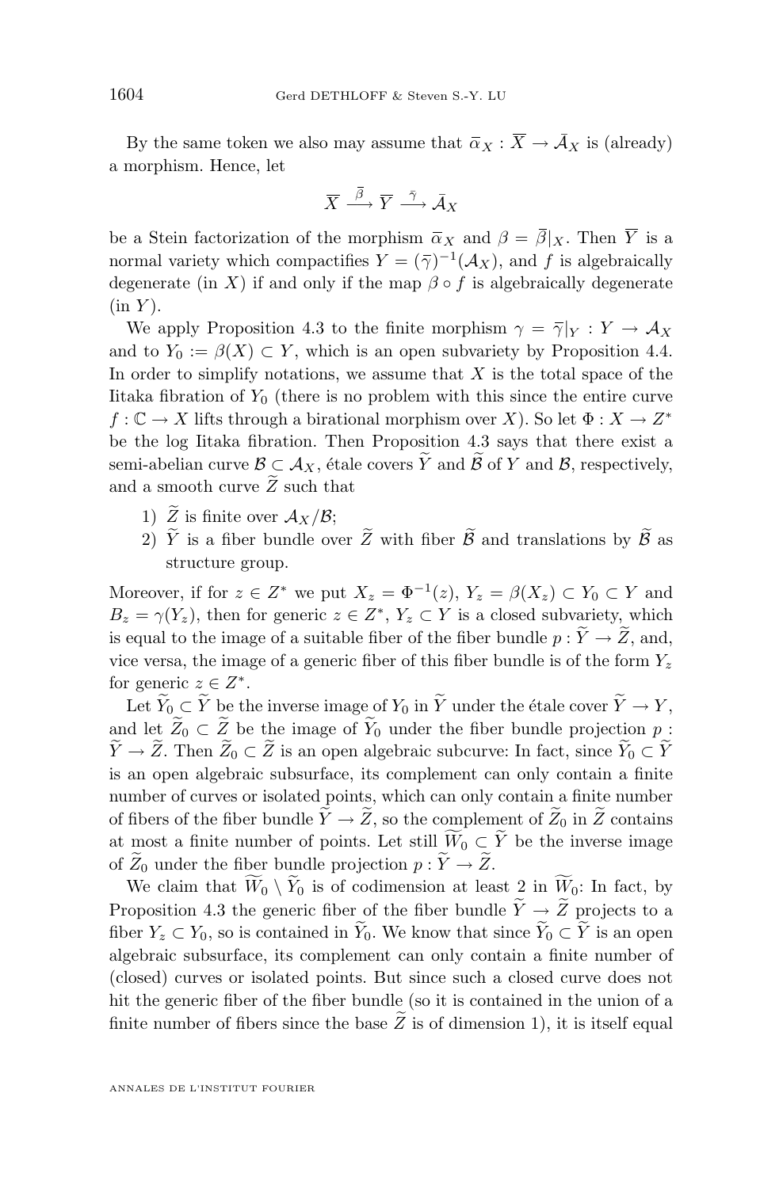By the same token we also may assume that $\bar{\alpha}_X : \overline{X} \to \bar{\mathcal{A}}_X$ is (already) a morphism. Hence, let

$$\overline{X} \xrightarrow{\bar{\beta}} \overline{Y} \xrightarrow{\bar{\gamma}} \bar{\mathcal{A}}_X$$

be a Stein factorization of the morphism $\bar{\alpha}_X$ and $\beta = \bar{\beta}|_X$. Then $\overline{Y}$ is a normal variety which compactifies $Y = (\bar{\gamma})^{-1}(\mathcal{A}_X)$, and $f$ is algebraically degenerate (in $X$) if and only if the map $\beta \circ f$ is algebraically degenerate (in $Y$).

We apply Proposition 4.3 to the finite morphism $\gamma = \bar{\gamma}|_Y : Y \to \mathcal{A}_X$ and to $Y_0 := \beta(X) \subset Y$, which is an open subvariety by Proposition 4.4. In order to simplify notations, we assume that $X$ is the total space of the Iitaka fibration of $Y_0$ (there is no problem with this since the entire curve $f : \mathbb{C} \to X$ lifts through a birational morphism over $X$). So let $\Phi : X \to Z^*$ be the log Iitaka fibration. Then Proposition 4.3 says that there exist a semi-abelian curve $\mathcal{B} \subset \mathcal{A}_X$, étale covers $\widetilde{Y}$ and $\widetilde{\mathcal{B}}$ of $Y$ and $\mathcal{B}$, respectively, and a smooth curve $\widetilde{Z}$ such that

1) $\widetilde{Z}$ is finite over $\mathcal{A}_X/\mathcal{B}$;
2) $\widetilde{Y}$ is a fiber bundle over $\widetilde{Z}$ with fiber $\widetilde{\mathcal{B}}$ and translations by $\widetilde{\mathcal{B}}$ as structure group.

Moreover, if for $z \in Z^*$ we put $X_z = \Phi^{-1}(z)$, $Y_z = \beta(X_z) \subset Y_0 \subset Y$ and $B_z = \gamma(Y_z)$, then for generic $z \in Z^*$, $Y_z \subset Y$ is a closed subvariety, which is equal to the image of a suitable fiber of the fiber bundle $p : \widetilde{Y} \to \widetilde{Z}$, and, vice versa, the image of a generic fiber of this fiber bundle is of the form $Y_z$ for generic $z \in Z^*$.

Let $\widetilde{Y}_0 \subset \widetilde{Y}$ be the inverse image of $Y_0$ in $\widetilde{Y}$ under the étale cover $\widetilde{Y} \to Y$, and let $\widetilde{Z}_0 \subset \widetilde{Z}$ be the image of $\widetilde{Y}_0$ under the fiber bundle projection $p : \widetilde{Y} \to \widetilde{Z}$. Then $\widetilde{Z}_0 \subset \widetilde{Z}$ is an open algebraic subcurve: In fact, since $\widetilde{Y}_0 \subset \widetilde{Y}$ is an open algebraic subsurface, its complement can only contain a finite number of curves or isolated points, which can only contain a finite number of fibers of the fiber bundle $\widetilde{Y} \to \widetilde{Z}$, so the complement of $\widetilde{Z}_0$ in $\widetilde{Z}$ contains at most a finite number of points. Let still $\widetilde{W}_0 \subset \widetilde{Y}$ be the inverse image of $\widetilde{Z}_0$ under the fiber bundle projection $p : \widetilde{Y} \to \widetilde{Z}$.

We claim that $\widetilde{W}_0 \setminus \widetilde{Y}_0$ is of codimension at least 2 in $\widetilde{W}_0$: In fact, by Proposition 4.3 the generic fiber of the fiber bundle $\widetilde{Y} \to \widetilde{Z}$ projects to a fiber $Y_z \subset Y_0$, so is contained in $\widetilde{Y}_0$. We know that since $\widetilde{Y}_0 \subset \widetilde{Y}$ is an open algebraic subsurface, its complement can only contain a finite number of (closed) curves or isolated points. But since such a closed curve does not hit the generic fiber of the fiber bundle (so it is contained in the union of a finite number of fibers since the base $\widetilde{Z}$ is of dimension 1), it is itself equal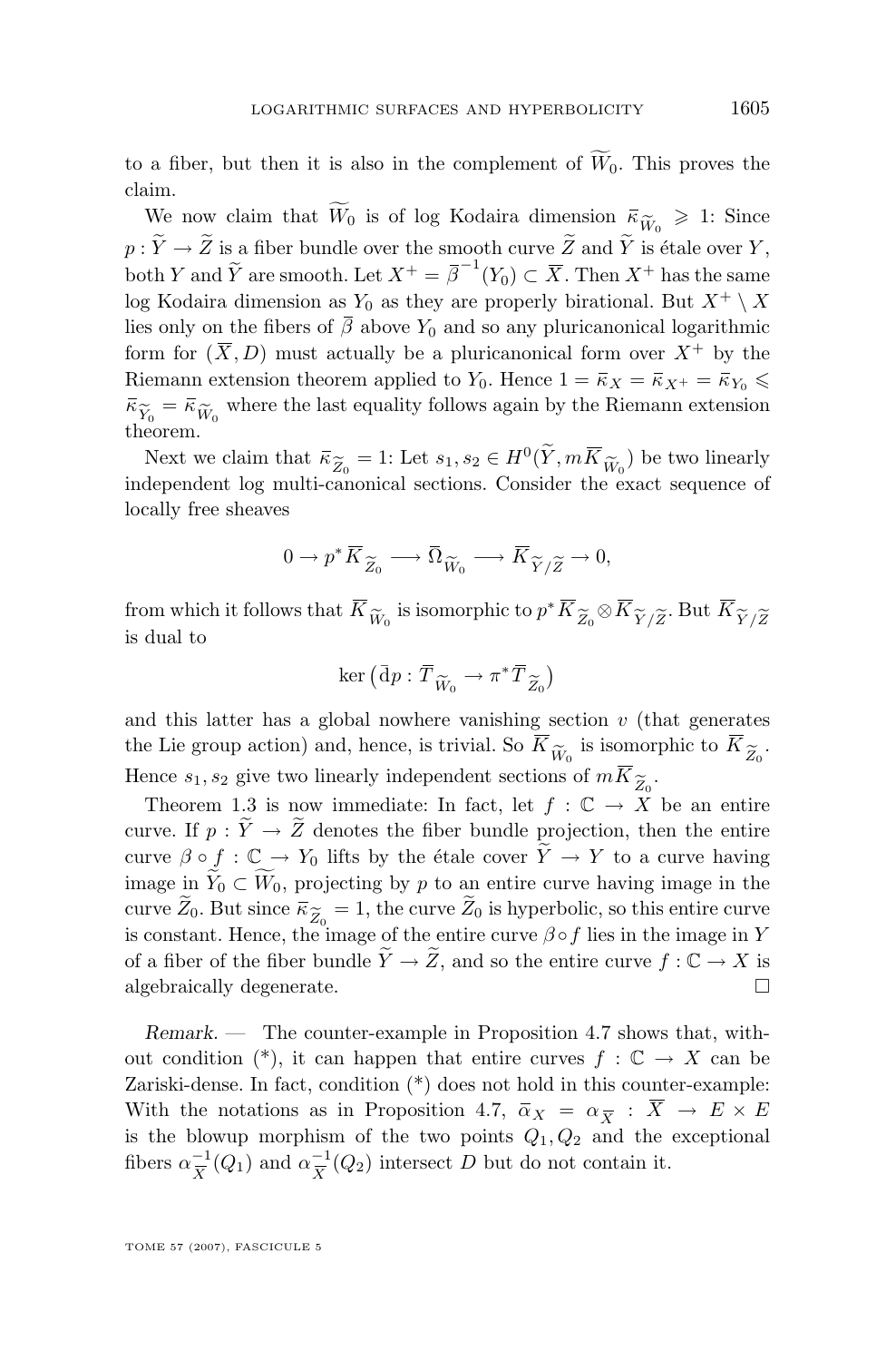to a fiber, but then it is also in the complement of $\widetilde{W}_0$. This proves the claim.

We now claim that $\widetilde{W}_0$ is of log Kodaira dimension $\bar{\kappa}_{\widetilde{W}_0} \geqslant 1$: Since $p : \widetilde{Y} \to \widetilde{Z}$ is a fiber bundle over the smooth curve $\widetilde{Z}$ and $\widetilde{Y}$ is étale over $Y$, both $Y$ and $\widetilde{Y}$ are smooth. Let $X^+ = \overline{\beta}^{-1}(Y_0) \subset \overline{X}$. Then $X^+$ has the same log Kodaira dimension as $Y_0$ as they are properly birational. But $X^+ \setminus X$ lies only on the fibers of $\overline{\beta}$ above $Y_0$ and so any pluricanonical logarithmic form for $(\overline{X}, D)$ must actually be a pluricanonical form over $X^+$ by the Riemann extension theorem applied to $Y_0$. Hence $1 = \bar{\kappa}_X = \bar{\kappa}_{X^+} = \bar{\kappa}_{Y_0} \leqslant \bar{\kappa}_{\widetilde{Y}_0} = \bar{\kappa}_{\widetilde{W}_0}$ where the last equality follows again by the Riemann extension theorem.

Next we claim that $\bar{\kappa}_{\widetilde{Z}_0} = 1$: Let $s_1, s_2 \in H^0(\widetilde{Y}, m\overline{K}_{\widetilde{W}_0})$ be two linearly independent log multi-canonical sections. Consider the exact sequence of locally free sheaves

$$0 \to p^* \overline{K}_{\widetilde{Z}_0} \longrightarrow \overline{\Omega}_{\widetilde{W}_0} \longrightarrow \overline{K}_{\widetilde{Y}/\widetilde{Z}} \to 0,$$

from which it follows that $\overline{K}_{\widetilde{W}_0}$ is isomorphic to $p^* \overline{K}_{\widetilde{Z}_0} \otimes \overline{K}_{\widetilde{Y}/\widetilde{Z}}$. But $\overline{K}_{\widetilde{Y}/\widetilde{Z}}$ is dual to

$$\ker \left( \bar{\mathrm{d}}p : \overline{T}_{\widetilde{W}_0} \to \pi^* \overline{T}_{\widetilde{Z}_0} \right)$$

and this latter has a global nowhere vanishing section $v$ (that generates the Lie group action) and, hence, is trivial. So $\overline{K}_{\widetilde{W}_0}$ is isomorphic to $\overline{K}_{\widetilde{Z}_0}$. Hence $s_1, s_2$ give two linearly independent sections of $m\overline{K}_{\widetilde{Z}_0}$.

Theorem 1.3 is now immediate: In fact, let $f : \mathbb{C} \to X$ be an entire curve. If $p : \widetilde{Y} \to \widetilde{Z}$ denotes the fiber bundle projection, then the entire curve $\beta \circ f : \mathbb{C} \to Y_0$ lifts by the étale cover $\widetilde{Y} \to Y$ to a curve having image in $\widetilde{Y}_0 \subset \widetilde{W}_0$, projecting by $p$ to an entire curve having image in the curve $\widetilde{Z}_0$. But since $\bar{\kappa}_{\widetilde{Z}_0} = 1$, the curve $\widetilde{Z}_0$ is hyperbolic, so this entire curve is constant. Hence, the image of the entire curve $\beta \circ f$ lies in the image in $Y$ of a fiber of the fiber bundle $\widetilde{Y} \to \widetilde{Z}$, and so the entire curve $f : \mathbb{C} \to X$ is algebraically degenerate. $\square$

*Remark.* — The counter-example in Proposition 4.7 shows that, without condition (*), it can happen that entire curves $f : \mathbb{C} \to X$ can be Zariski-dense. In fact, condition (*) does not hold in this counter-example: With the notations as in Proposition 4.7, $\bar{\alpha}_X = \alpha_{\overline{X}} : \overline{X} \to E \times E$ is the blowup morphism of the two points $Q_1, Q_2$ and the exceptional fibers $\alpha_{\overline{X}}^{-1}(Q_1)$ and $\alpha_{\overline{X}}^{-1}(Q_2)$ intersect $D$ but do not contain it.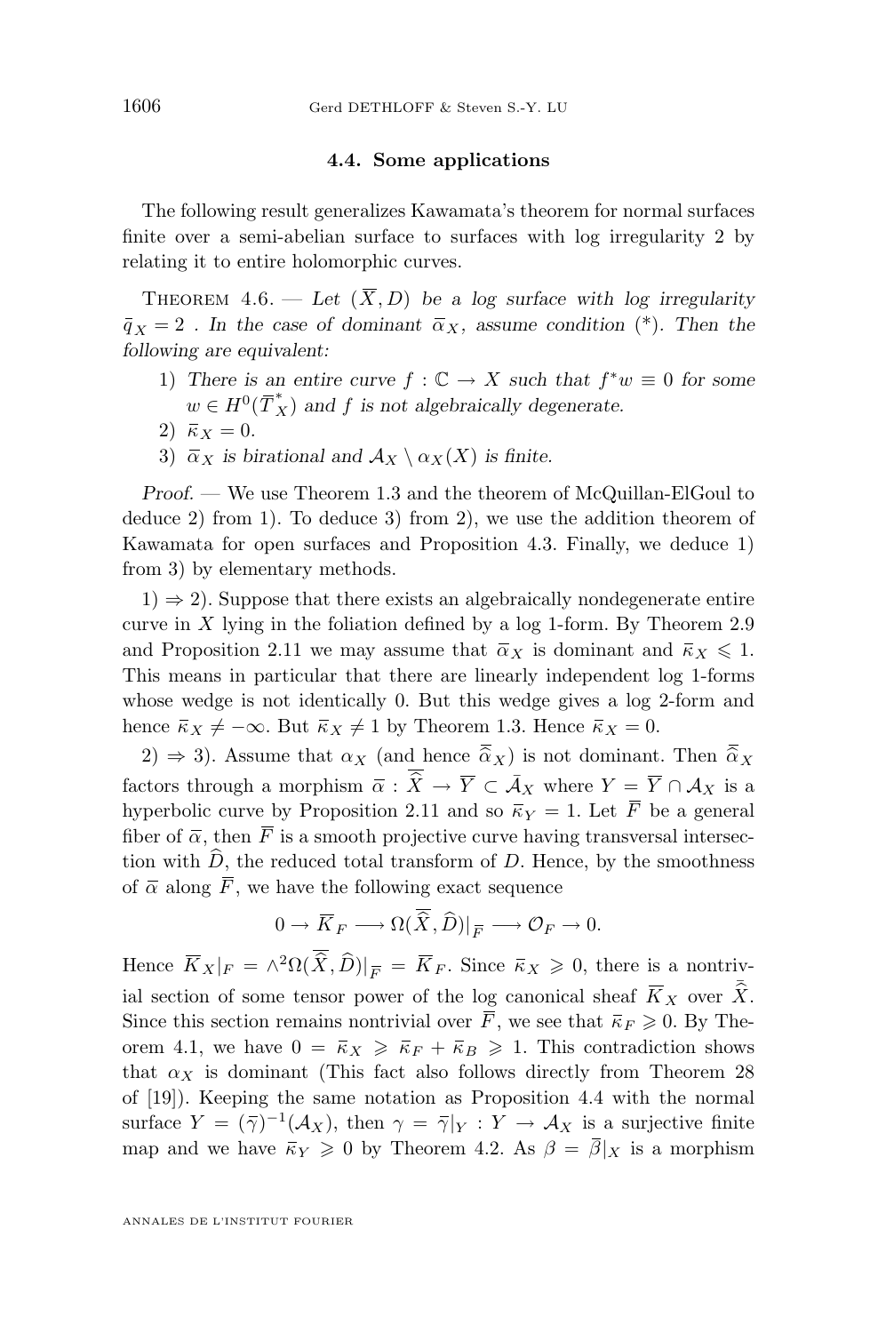### 4.4. Some applications

The following result generalizes Kawamata's theorem for normal surfaces finite over a semi-abelian surface to surfaces with log irregularity 2 by relating it to entire holomorphic curves.

THEOREM 4.6. — *Let $(\overline{X}, D)$ be a log surface with log irregularity $\bar{q}_X = 2$ . In the case of dominant $\bar{\alpha}_X$, assume condition (\*). Then the following are equivalent:*

1) *There is an entire curve $f : \mathbb{C} \to X$ such that $f^*w \equiv 0$ for some $w \in H^0(\overline{T}^*_X)$ and $f$ is not algebraically degenerate.*
2) $\bar{\kappa}_X = 0$.
3) *$\bar{\alpha}_X$ is birational and $\mathcal{A}_X \setminus \alpha_X(X)$ is finite.*

*Proof.* — We use Theorem 1.3 and the theorem of McQuillan-ElGoul to deduce 2) from 1). To deduce 3) from 2), we use the addition theorem of Kawamata for open surfaces and Proposition 4.3. Finally, we deduce 1) from 3) by elementary methods.

1) $\Rightarrow$ 2). Suppose that there exists an algebraically nondegenerate entire curve in $X$ lying in the foliation defined by a log 1-form. By Theorem 2.9 and Proposition 2.11 we may assume that $\bar{\alpha}_X$ is dominant and $\bar{\kappa}_X \leqslant 1$. This means in particular that there are linearly independent log 1-forms whose wedge is not identically 0. But this wedge gives a log 2-form and hence $\bar{\kappa}_X \neq -\infty$. But $\bar{\kappa}_X \neq 1$ by Theorem 1.3. Hence $\bar{\kappa}_X = 0$.

2) $\Rightarrow$ 3). Assume that $\alpha_X$ (and hence $\bar{\widehat{\alpha}}_X$) is not dominant. Then $\bar{\widehat{\alpha}}_X$ factors through a morphism $\bar{\alpha} : \bar{\widehat{X}} \to \overline{Y} \subset \bar{\mathcal{A}}_X$ where $Y = \overline{Y} \cap \mathcal{A}_X$ is a hyperbolic curve by Proposition 2.11 and so $\bar{\kappa}_Y = 1$. Let $\overline{F}$ be a general fiber of $\bar{\alpha}$, then $\overline{F}$ is a smooth projective curve having transversal intersection with $\widehat{D}$, the reduced total transform of $D$. Hence, by the smoothness of $\bar{\alpha}$ along $\overline{F}$, we have the following exact sequence

$$0 \to \overline{K}_F \longrightarrow \Omega(\bar{\widehat{X}}, \widehat{D})|_{\overline{F}} \longrightarrow \mathcal{O}_F \to 0.$$

Hence $\overline{K}_X|_F = \wedge^2\Omega(\bar{\widehat{X}}, \widehat{D})|_{\overline{F}} = \overline{K}_F$. Since $\bar{\kappa}_X \geqslant 0$, there is a nontrivial section of some tensor power of the log canonical sheaf $\overline{K}_X$ over $\bar{\widehat{X}}$. Since this section remains nontrivial over $\overline{F}$, we see that $\bar{\kappa}_F \geqslant 0$. By Theorem 4.1, we have $0 = \bar{\kappa}_X \geqslant \bar{\kappa}_F + \bar{\kappa}_B \geqslant 1$. This contradiction shows that $\alpha_X$ is dominant (This fact also follows directly from Theorem 28 of [19]). Keeping the same notation as Proposition 4.4 with the normal surface $Y = (\bar{\gamma})^{-1}(\mathcal{A}_X)$, then $\gamma = \bar{\gamma}|_Y : Y \to \mathcal{A}_X$ is a surjective finite map and we have $\bar{\kappa}_Y \geqslant 0$ by Theorem 4.2. As $\beta = \bar{\beta}|_X$ is a morphism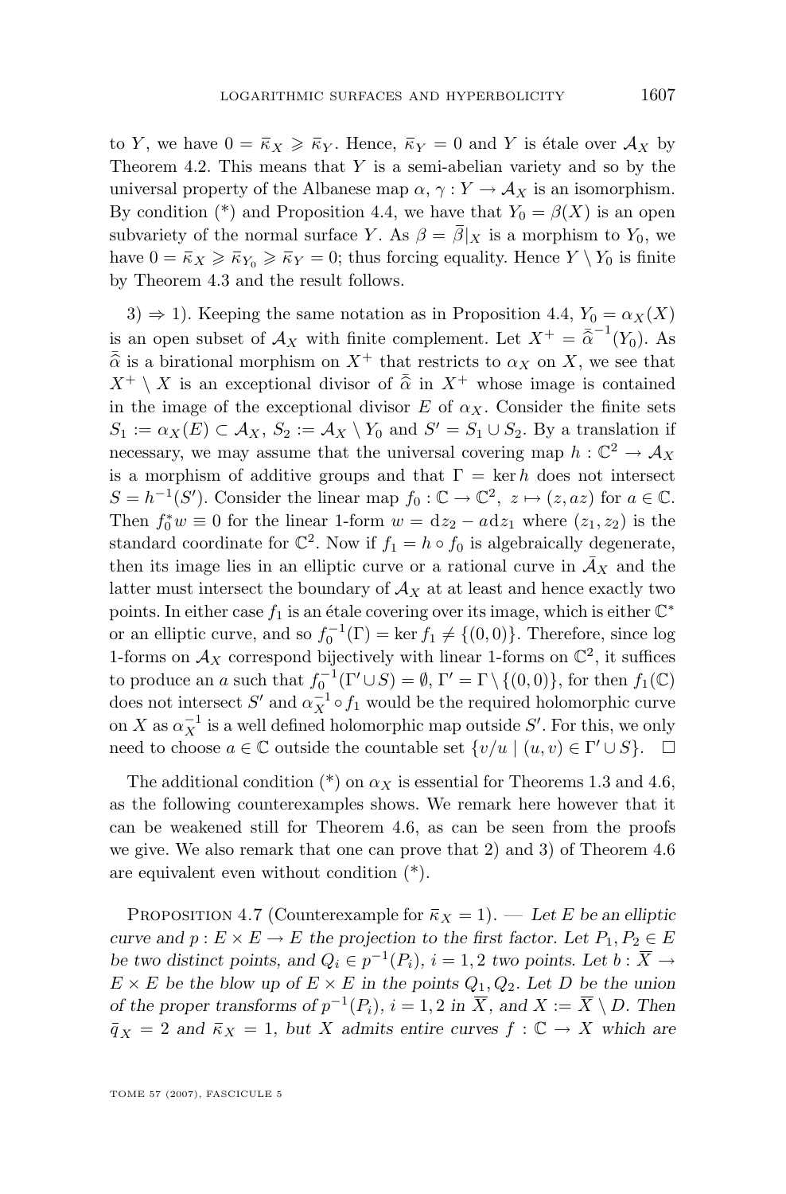to $Y$, we have $0 = \bar{\kappa}_X \geqslant \bar{\kappa}_Y$. Hence, $\bar{\kappa}_Y = 0$ and $Y$ is étale over $\mathcal{A}_X$ by Theorem 4.2. This means that $Y$ is a semi-abelian variety and so by the universal property of the Albanese map $\alpha$, $\gamma : Y \to \mathcal{A}_X$ is an isomorphism. By condition (*) and Proposition 4.4, we have that $Y_0 = \beta(X)$ is an open subvariety of the normal surface $Y$. As $\beta = \overline{\beta}|_X$ is a morphism to $Y_0$, we have $0 = \bar{\kappa}_X \geqslant \bar{\kappa}_{Y_0} \geqslant \bar{\kappa}_Y = 0$; thus forcing equality. Hence $Y \setminus Y_0$ is finite by Theorem 4.3 and the result follows.

3) $\Rightarrow$ 1). Keeping the same notation as in Proposition 4.4, $Y_0 = \alpha_X(X)$ is an open subset of $\mathcal{A}_X$ with finite complement. Let $X^+ = \bar{\bar{\alpha}}^{-1}(Y_0)$. As $\bar{\bar{\alpha}}$ is a birational morphism on $X^+$ that restricts to $\alpha_X$ on $X$, we see that $X^+ \setminus X$ is an exceptional divisor of $\bar{\bar{\alpha}}$ in $X^+$ whose image is contained in the image of the exceptional divisor $E$ of $\alpha_X$. Consider the finite sets $S_1 := \alpha_X(E) \subset \mathcal{A}_X$, $S_2 := \mathcal{A}_X \setminus Y_0$ and $S' = S_1 \cup S_2$. By a translation if necessary, we may assume that the universal covering map $h : \mathbb{C}^2 \to \mathcal{A}_X$ is a morphism of additive groups and that $\Gamma = \ker h$ does not intersect $S = h^{-1}(S')$. Consider the linear map $f_0 : \mathbb{C} \to \mathbb{C}^2$, $z \mapsto (z, az)$ for $a \in \mathbb{C}$. Then $f_0^* w \equiv 0$ for the linear 1-form $w = \mathrm{d}z_2 - a\mathrm{d}z_1$ where $(z_1, z_2)$ is the standard coordinate for $\mathbb{C}^2$. Now if $f_1 = h \circ f_0$ is algebraically degenerate, then its image lies in an elliptic curve or a rational curve in $\bar{\mathcal{A}}_X$ and the latter must intersect the boundary of $\mathcal{A}_X$ at at least and hence exactly two points. In either case $f_1$ is an étale covering over its image, which is either $\mathbb{C}^*$ or an elliptic curve, and so $f_0^{-1}(\Gamma) = \ker f_1 \neq \{(0,0)\}$. Therefore, since log 1-forms on $\mathcal{A}_X$ correspond bijectively with linear 1-forms on $\mathbb{C}^2$, it suffices to produce an $a$ such that $f_0^{-1}(\Gamma' \cup S) = \emptyset$, $\Gamma' = \Gamma \setminus \{(0,0)\}$, for then $f_1(\mathbb{C})$ does not intersect $S'$ and $\alpha_X^{-1} \circ f_1$ would be the required holomorphic curve on $X$ as $\alpha_X^{-1}$ is a well defined holomorphic map outside $S'$. For this, we only need to choose $a \in \mathbb{C}$ outside the countable set $\{v/u \mid (u,v) \in \Gamma' \cup S\}$. $\square$

The additional condition (*) on $\alpha_X$ is essential for Theorems 1.3 and 4.6, as the following counterexamples shows. We remark here however that it can be weakened still for Theorem 4.6, as can be seen from the proofs we give. We also remark that one can prove that 2) and 3) of Theorem 4.6 are equivalent even without condition (*).

Proposition 4.7 (Counterexample for $\bar{\kappa}_X = 1$). — *Let $E$ be an elliptic curve and $p : E \times E \to E$ the projection to the first factor. Let $P_1, P_2 \in E$ be two distinct points, and $Q_i \in p^{-1}(P_i)$, $i = 1, 2$ two points. Let $b : \overline{X} \to E \times E$ be the blow up of $E \times E$ in the points $Q_1, Q_2$. Let $D$ be the union of the proper transforms of $p^{-1}(P_i)$, $i = 1, 2$ in $\overline{X}$, and $X := \overline{X} \setminus D$. Then $\bar{q}_X = 2$ and $\bar{\kappa}_X = 1$, but $X$ admits entire curves $f : \mathbb{C} \to X$ which are*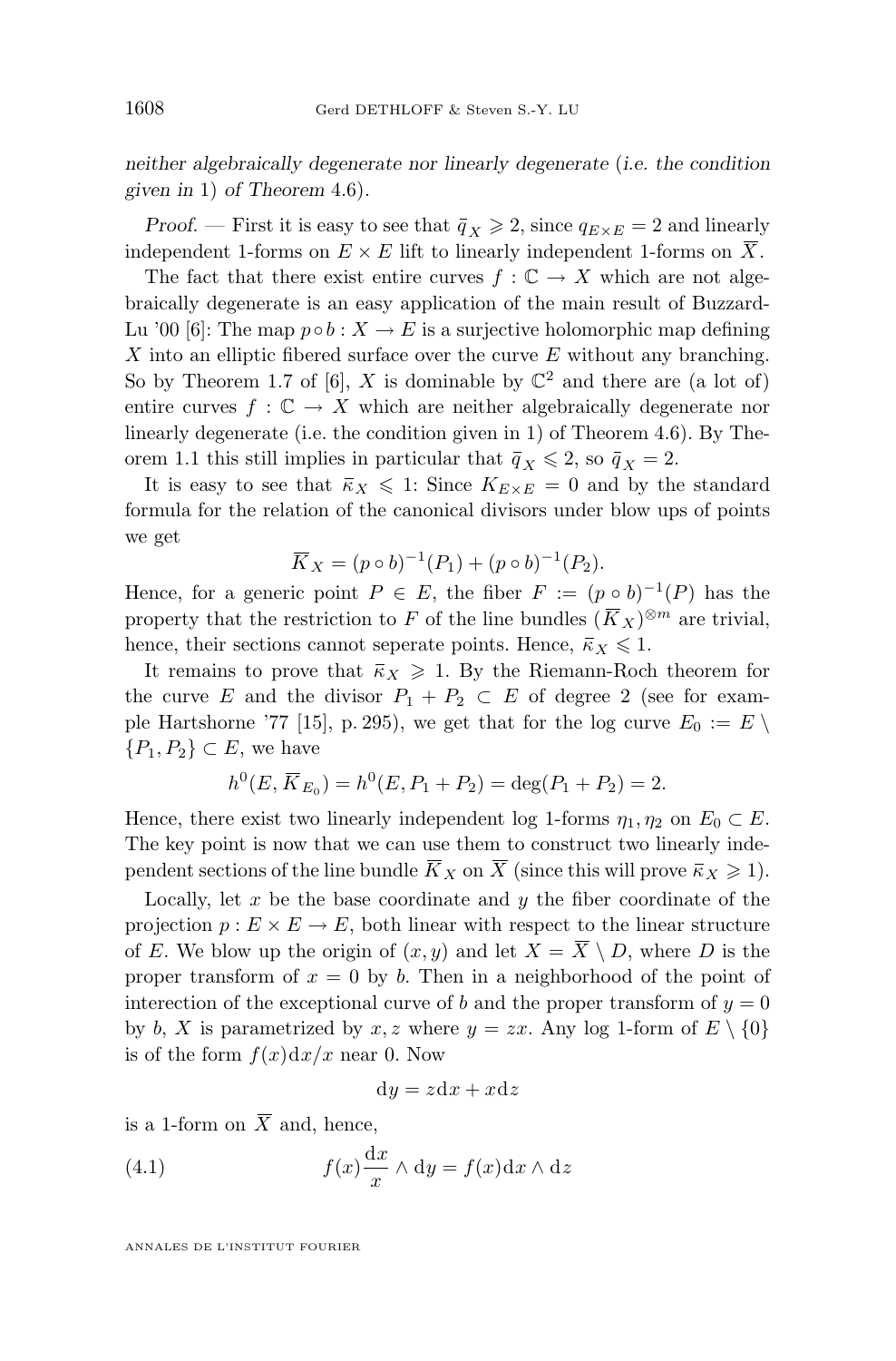*neither algebraically degenerate nor linearly degenerate* (*i.e. the condition given in* 1) *of Theorem* 4.6).

*Proof*. — First it is easy to see that $\bar{q}_X \geqslant 2$, since $q_{E\times E} = 2$ and linearly independent 1-forms on $E \times E$ lift to linearly independent 1-forms on $\overline{X}$.

The fact that there exist entire curves $f : \mathbb{C} \to X$ which are not algebraically degenerate is an easy application of the main result of Buzzard-Lu '00 [6]: The map $p \circ b : X \to E$ is a surjective holomorphic map defining $X$ into an elliptic fibered surface over the curve $E$ without any branching. So by Theorem 1.7 of [6], $X$ is dominable by $\mathbb{C}^2$ and there are (a lot of) entire curves $f : \mathbb{C} \to X$ which are neither algebraically degenerate nor linearly degenerate (i.e. the condition given in 1) of Theorem 4.6). By Theorem 1.1 this still implies in particular that $\bar{q}_X \leqslant 2$, so $\bar{q}_X = 2$.

It is easy to see that $\bar{\kappa}_X \leqslant 1$: Since $K_{E\times E} = 0$ and by the standard formula for the relation of the canonical divisors under blow ups of points we get

$$\overline{K}_X = (p \circ b)^{-1}(P_1) + (p \circ b)^{-1}(P_2).$$

Hence, for a generic point $P \in E$, the fiber $F := (p \circ b)^{-1}(P)$ has the property that the restriction to $F$ of the line bundles $(\overline{K}_X)^{\otimes m}$ are trivial, hence, their sections cannot seperate points. Hence, $\bar{\kappa}_X \leqslant 1$.

It remains to prove that $\bar{\kappa}_X \geqslant 1$. By the Riemann-Roch theorem for the curve $E$ and the divisor $P_1 + P_2 \subset E$ of degree 2 (see for example Hartshorne '77 [15], p. 295), we get that for the log curve $E_0 := E \setminus \{P_1, P_2\} \subset E$, we have

$$h^0(E, \overline{K}_{E_0}) = h^0(E, P_1 + P_2) = \deg(P_1 + P_2) = 2.$$

Hence, there exist two linearly independent log 1-forms $\eta_1, \eta_2$ on $E_0 \subset E$. The key point is now that we can use them to construct two linearly independent sections of the line bundle $\overline{K}_X$ on $\overline{X}$ (since this will prove $\bar{\kappa}_X \geqslant 1$).

Locally, let $x$ be the base coordinate and $y$ the fiber coordinate of the projection $p : E \times E \to E$, both linear with respect to the linear structure of $E$. We blow up the origin of $(x, y)$ and let $X = \overline{X} \setminus D$, where $D$ is the proper transform of $x = 0$ by $b$. Then in a neighborhood of the point of interection of the exceptional curve of $b$ and the proper transform of $y = 0$ by $b$, $X$ is parametrized by $x, z$ where $y = zx$. Any log 1-form of $E \setminus \{0\}$ is of the form $f(x)\mathrm{d}x/x$ near 0. Now

$$\mathrm{d}y = z\mathrm{d}x + x\mathrm{d}z$$

is a 1-form on $\overline{X}$ and, hence,

$$f(x)\frac{\mathrm{d}x}{x} \wedge \mathrm{d}y = f(x)\mathrm{d}x \wedge \mathrm{d}z \tag{4.1}$$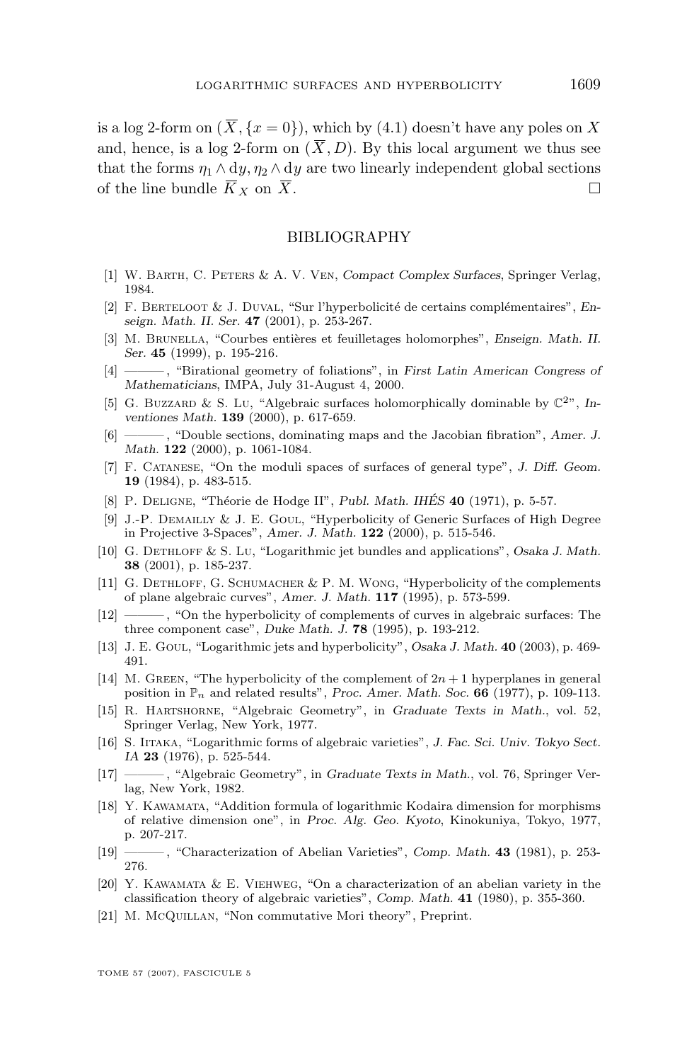is a log 2-form on $(\overline{X}, \{x = 0\})$, which by (4.1) doesn't have any poles on $X$ and, hence, is a log 2-form on $(\overline{X}, D)$. By this local argument we thus see that the forms $\eta_1 \wedge \mathrm{d}y, \eta_2 \wedge \mathrm{d}y$ are two linearly independent global sections of the line bundle $\overline{K}_X$ on $\overline{X}$. $\square$

## BIBLIOGRAPHY

[1] W. Barth, C. Peters & A. V. Ven, *Compact Complex Surfaces*, Springer Verlag, 1984.

[2] F. Berteloot & J. Duval, "Sur l'hyperbolicité de certains complémentaires", *Enseign. Math. II. Ser.* **47** (2001), p. 253-267.

[3] M. Brunella, "Courbes entières et feuilletages holomorphes", *Enseign. Math. II. Ser.* **45** (1999), p. 195-216.

[4] ———, "Birational geometry of foliations", in *First Latin American Congress of Mathematicians*, IMPA, July 31-August 4, 2000.

[5] G. Buzzard & S. Lu, "Algebraic surfaces holomorphically dominable by $\mathbb{C}^2$", *Inventiones Math.* **139** (2000), p. 617-659.

[6] ———, "Double sections, dominating maps and the Jacobian fibration", *Amer. J. Math.* **122** (2000), p. 1061-1084.

[7] F. Catanese, "On the moduli spaces of surfaces of general type", *J. Diff. Geom.* **19** (1984), p. 483-515.

[8] P. Deligne, "Théorie de Hodge II", *Publ. Math. IHÉS* **40** (1971), p. 5-57.

[9] J.-P. Demailly & J. E. Goul, "Hyperbolicity of Generic Surfaces of High Degree in Projective 3-Spaces", *Amer. J. Math.* **122** (2000), p. 515-546.

[10] G. Dethloff & S. Lu, "Logarithmic jet bundles and applications", *Osaka J. Math.* **38** (2001), p. 185-237.

[11] G. Dethloff, G. Schumacher & P. M. Wong, "Hyperbolicity of the complements of plane algebraic curves", *Amer. J. Math.* **117** (1995), p. 573-599.

[12] ———, "On the hyperbolicity of complements of curves in algebraic surfaces: The three component case", *Duke Math. J.* **78** (1995), p. 193-212.

[13] J. E. Goul, "Logarithmic jets and hyperbolicity", *Osaka J. Math.* **40** (2003), p. 469-491.

[14] M. Green, "The hyperbolicity of the complement of $2n+1$ hyperplanes in general position in $\mathbb{P}_n$ and related results", *Proc. Amer. Math. Soc.* **66** (1977), p. 109-113.

[15] R. Hartshorne, "Algebraic Geometry", in *Graduate Texts in Math.*, vol. 52, Springer Verlag, New York, 1977.

[16] S. Iitaka, "Logarithmic forms of algebraic varieties", *J. Fac. Sci. Univ. Tokyo Sect. IA* **23** (1976), p. 525-544.

[17] ———, "Algebraic Geometry", in *Graduate Texts in Math.*, vol. 76, Springer Verlag, New York, 1982.

[18] Y. Kawamata, "Addition formula of logarithmic Kodaira dimension for morphisms of relative dimension one", in *Proc. Alg. Geo. Kyoto*, Kinokuniya, Tokyo, 1977, p. 207-217.

[19] ———, "Characterization of Abelian Varieties", *Comp. Math.* **43** (1981), p. 253-276.

[20] Y. Kawamata & E. Viehweg, "On a characterization of an abelian variety in the classification theory of algebraic varieties", *Comp. Math.* **41** (1980), p. 355-360.

[21] M. McQuillan, "Non commutative Mori theory", Preprint.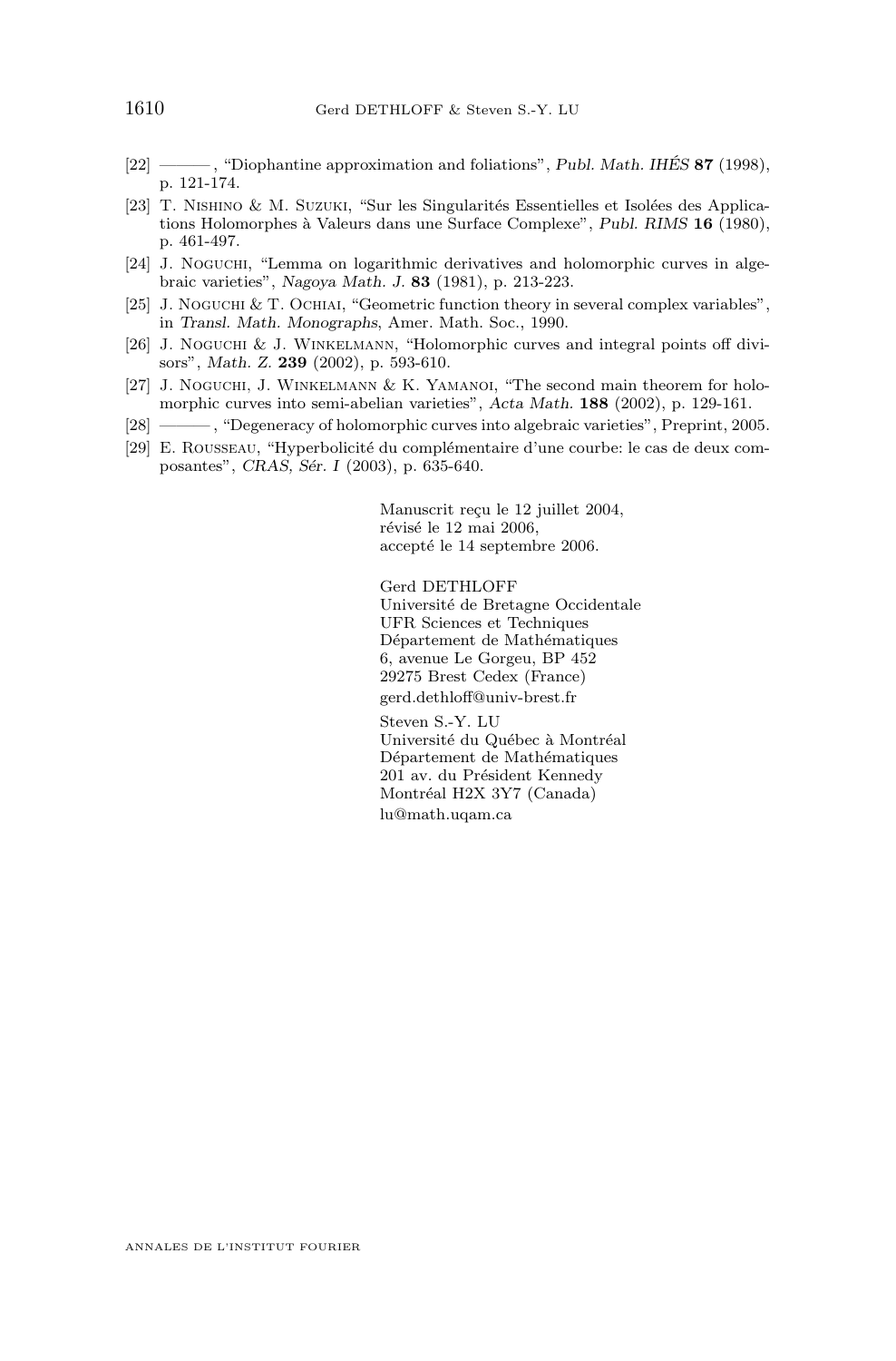[22] ———, “Diophantine approximation and foliations”, *Publ. Math. IHÉS* **87** (1998), p. 121-174.

[23] T. Nishino & M. Suzuki, “Sur les Singularités Essentielles et Isolées des Applications Holomorphes à Valeurs dans une Surface Complexe”, *Publ. RIMS* **16** (1980), p. 461-497.

[24] J. Noguchi, “Lemma on logarithmic derivatives and holomorphic curves in algebraic varieties”, *Nagoya Math. J.* **83** (1981), p. 213-223.

[25] J. Noguchi & T. Ochiai, “Geometric function theory in several complex variables”, in *Transl. Math. Monographs*, Amer. Math. Soc., 1990.

[26] J. Noguchi & J. Winkelmann, “Holomorphic curves and integral points off divisors”, *Math. Z.* **239** (2002), p. 593-610.

[27] J. Noguchi, J. Winkelmann & K. Yamanoi, “The second main theorem for holomorphic curves into semi-abelian varieties”, *Acta Math.* **188** (2002), p. 129-161.

[28] ———, “Degeneracy of holomorphic curves into algebraic varieties”, Preprint, 2005.

[29] E. Rousseau, “Hyperbolicité du complémentaire d’une courbe: le cas de deux composantes”, *CRAS, Sér. I* (2003), p. 635-640.

Manuscrit reçu le 12 juillet 2004,
révisé le 12 mai 2006,
accepté le 14 septembre 2006.

Gerd DETHLOFF
Université de Bretagne Occidentale
UFR Sciences et Techniques
Département de Mathématiques
6, avenue Le Gorgeu, BP 452
29275 Brest Cedex (France)
gerd.dethloff@univ-brest.fr

Steven S.-Y. LU
Université du Québec à Montréal
Département de Mathématiques
201 av. du Président Kennedy
Montréal H2X 3Y7 (Canada)
lu@math.uqam.ca